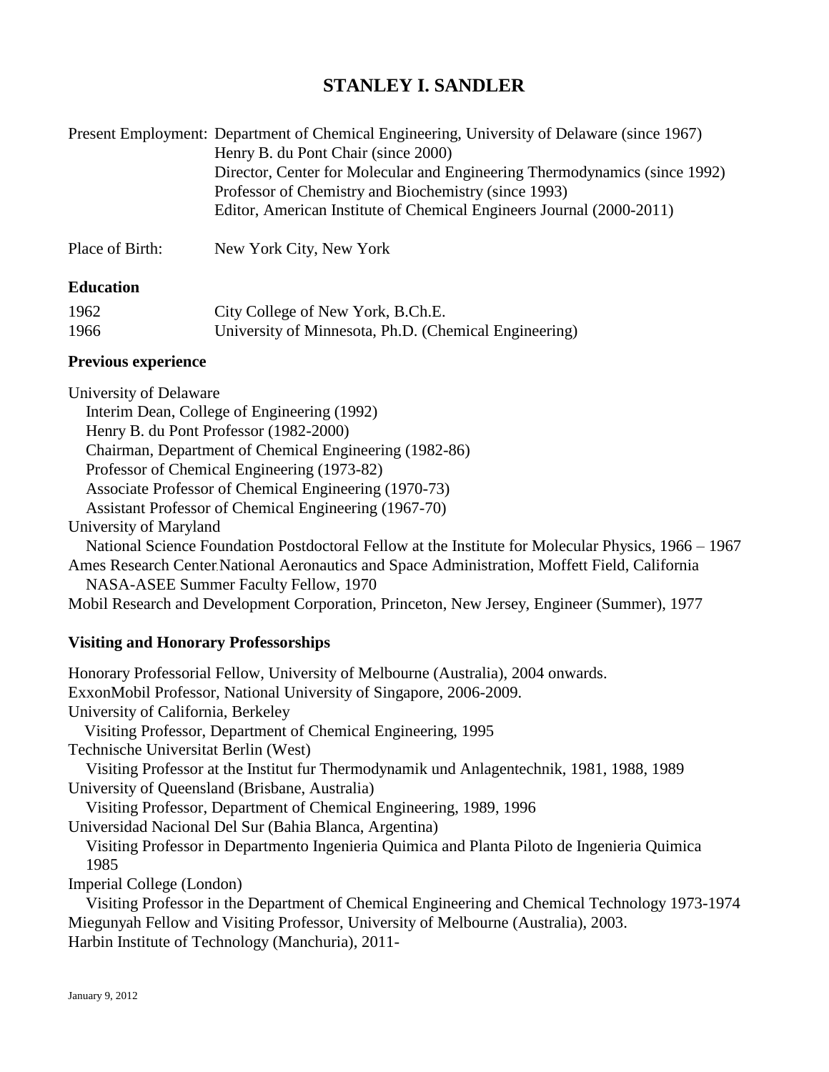# STANLEY I. SANDLER

Present Employment: Department of Chemical Engineering, University of Delaware (since 1967)
Henry B. du Pont Chair (since 2000)
Director, Center for Molecular and Engineering Thermodynamics (since 1992)
Professor of Chemistry and Biochemistry (since 1993)
Editor, American Institute of Chemical Engineers Journal (2000-2011)

Place of Birth: New York City, New York

## Education

| | |
|---|---|
| 1962 | City College of New York, B.Ch.E. |
| 1966 | University of Minnesota, Ph.D. (Chemical Engineering) |

## Previous experience

University of Delaware
- Interim Dean, College of Engineering (1992)
- Henry B. du Pont Professor (1982-2000)
- Chairman, Department of Chemical Engineering (1982-86)
- Professor of Chemical Engineering (1973-82)
- Associate Professor of Chemical Engineering (1970-73)
- Assistant Professor of Chemical Engineering (1967-70)

University of Maryland
- National Science Foundation Postdoctoral Fellow at the Institute for Molecular Physics, 1966 – 1967

Ames Research Center, National Aeronautics and Space Administration, Moffett Field, California
- NASA-ASEE Summer Faculty Fellow, 1970

Mobil Research and Development Corporation, Princeton, New Jersey, Engineer (Summer), 1977

## Visiting and Honorary Professorships

Honorary Professorial Fellow, University of Melbourne (Australia), 2004 onwards.

ExxonMobil Professor, National University of Singapore, 2006-2009.

University of California, Berkeley
- Visiting Professor, Department of Chemical Engineering, 1995

Technische Universitat Berlin (West)
- Visiting Professor at the Institut fur Thermodynamik und Anlagentechnik, 1981, 1988, 1989

University of Queensland (Brisbane, Australia)
- Visiting Professor, Department of Chemical Engineering, 1989, 1996

Universidad Nacional Del Sur (Bahia Blanca, Argentina)
- Visiting Professor in Departmento Ingenieria Quimica and Planta Piloto de Ingenieria Quimica 1985

Imperial College (London)
- Visiting Professor in the Department of Chemical Engineering and Chemical Technology 1973-1974

Miegunyah Fellow and Visiting Professor, University of Melbourne (Australia), 2003.

Harbin Institute of Technology (Manchuria), 2011-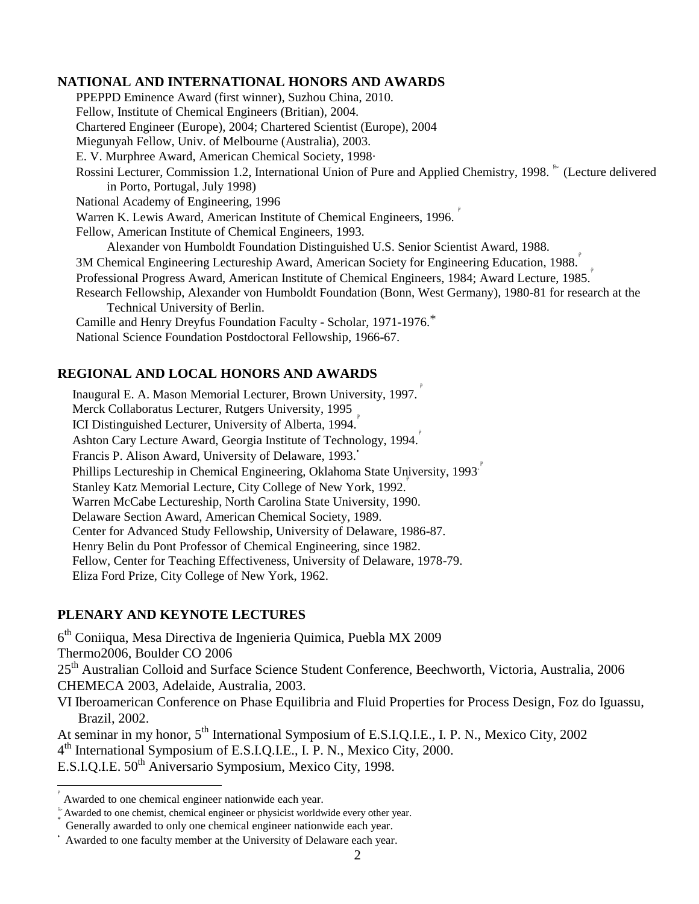## NATIONAL AND INTERNATIONAL HONORS AND AWARDS

PPEPPD Eminence Award (first winner), Suzhou China, 2010.
Fellow, Institute of Chemical Engineers (Britian), 2004.
Chartered Engineer (Europe), 2004; Chartered Scientist (Europe), 2004
Miegunyah Fellow, Univ. of Melbourne (Australia), 2003.
E. V. Murphree Award, American Chemical Society, 1998·
Rossini Lecturer, Commission 1.2, International Union of Pure and Applied Chemistry, 1998. ⁑ (Lecture delivered in Porto, Portugal, July 1998)
National Academy of Engineering, 1996
Warren K. Lewis Award, American Institute of Chemical Engineers, 1996. ᵖ
Fellow, American Institute of Chemical Engineers, 1993.
Alexander von Humboldt Foundation Distinguished U.S. Senior Scientist Award, 1988.
3M Chemical Engineering Lectureship Award, American Society for Engineering Education, 1988. ᵖ
Professional Progress Award, American Institute of Chemical Engineers, 1984; Award Lecture, 1985. ᵖ
Research Fellowship, Alexander von Humboldt Foundation (Bonn, West Germany), 1980-81 for research at the Technical University of Berlin.
Camille and Henry Dreyfus Foundation Faculty - Scholar, 1971-1976.*
National Science Foundation Postdoctoral Fellowship, 1966-67.

## REGIONAL AND LOCAL HONORS AND AWARDS

Inaugural E. A. Mason Memorial Lecturer, Brown University, 1997. ᵖ
Merck Collaboratus Lecturer, Rutgers University, 1995
ICI Distinguished Lecturer, University of Alberta, 1994. ᵖ
Ashton Cary Lecture Award, Georgia Institute of Technology, 1994. ᵖ
Francis P. Alison Award, University of Delaware, 1993. ·
Phillips Lectureship in Chemical Engineering, Oklahoma State University, 1993. ᵖ
Stanley Katz Memorial Lecture, City College of New York, 1992. ᵖ
Warren McCabe Lectureship, North Carolina State University, 1990.
Delaware Section Award, American Chemical Society, 1989.
Center for Advanced Study Fellowship, University of Delaware, 1986-87.
Henry Belin du Pont Professor of Chemical Engineering, since 1982.
Fellow, Center for Teaching Effectiveness, University of Delaware, 1978-79.
Eliza Ford Prize, City College of New York, 1962.

## PLENARY AND KEYNOTE LECTURES

6th Coniiqua, Mesa Directiva de Ingenieria Quimica, Puebla MX 2009
Thermo2006, Boulder CO 2006
25th Australian Colloid and Surface Science Student Conference, Beechworth, Victoria, Australia, 2006
CHEMECA 2003, Adelaide, Australia, 2003.
VI Iberoamerican Conference on Phase Equilibria and Fluid Properties for Process Design, Foz do Iguassu, Brazil, 2002.
At seminar in my honor, 5th International Symposium of E.S.I.Q.I.E., I. P. N., Mexico City, 2002
4th International Symposium of E.S.I.Q.I.E., I. P. N., Mexico City, 2000.
E.S.I.Q.I.E. 50th Aniversario Symposium, Mexico City, 1998.

---

ᵖ Awarded to one chemical engineer nationwide each year.
⁑ Awarded to one chemist, chemical engineer or physicist worldwide every other year.
\* Generally awarded to only one chemical engineer nationwide each year.
· Awarded to one faculty member at the University of Delaware each year.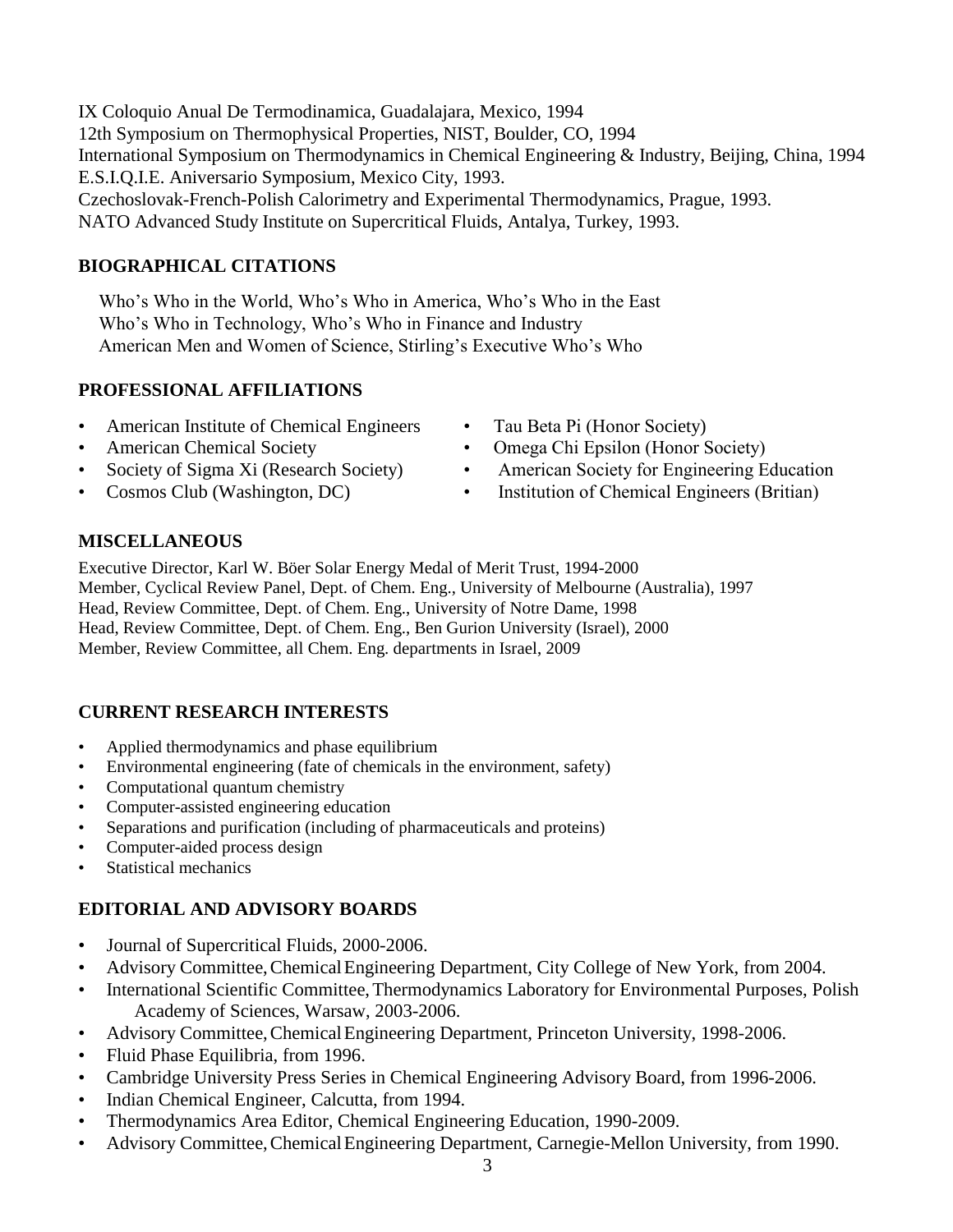IX Coloquio Anual De Termodinamica, Guadalajara, Mexico, 1994
12th Symposium on Thermophysical Properties, NIST, Boulder, CO, 1994
International Symposium on Thermodynamics in Chemical Engineering & Industry, Beijing, China, 1994
E.S.I.Q.I.E. Aniversario Symposium, Mexico City, 1993.
Czechoslovak-French-Polish Calorimetry and Experimental Thermodynamics, Prague, 1993.
NATO Advanced Study Institute on Supercritical Fluids, Antalya, Turkey, 1993.

## BIOGRAPHICAL CITATIONS

Who's Who in the World, Who's Who in America, Who's Who in the East
Who's Who in Technology, Who's Who in Finance and Industry
American Men and Women of Science, Stirling's Executive Who's Who

## PROFESSIONAL AFFILIATIONS

- American Institute of Chemical Engineers
- American Chemical Society
- Society of Sigma Xi (Research Society)
- Cosmos Club (Washington, DC)
- Tau Beta Pi (Honor Society)
- Omega Chi Epsilon (Honor Society)
- American Society for Engineering Education
- Institution of Chemical Engineers (Britian)

## MISCELLANEOUS

Executive Director, Karl W. Böer Solar Energy Medal of Merit Trust, 1994-2000
Member, Cyclical Review Panel, Dept. of Chem. Eng., University of Melbourne (Australia), 1997
Head, Review Committee, Dept. of Chem. Eng., University of Notre Dame, 1998
Head, Review Committee, Dept. of Chem. Eng., Ben Gurion University (Israel), 2000
Member, Review Committee, all Chem. Eng. departments in Israel, 2009

## CURRENT RESEARCH INTERESTS

- Applied thermodynamics and phase equilibrium
- Environmental engineering (fate of chemicals in the environment, safety)
- Computational quantum chemistry
- Computer-assisted engineering education
- Separations and purification (including of pharmaceuticals and proteins)
- Computer-aided process design
- Statistical mechanics

## EDITORIAL AND ADVISORY BOARDS

- Journal of Supercritical Fluids, 2000-2006.
- Advisory Committee, Chemical Engineering Department, City College of New York, from 2004.
- International Scientific Committee, Thermodynamics Laboratory for Environmental Purposes, Polish Academy of Sciences, Warsaw, 2003-2006.
- Advisory Committee, Chemical Engineering Department, Princeton University, 1998-2006.
- Fluid Phase Equilibria, from 1996.
- Cambridge University Press Series in Chemical Engineering Advisory Board, from 1996-2006.
- Indian Chemical Engineer, Calcutta, from 1994.
- Thermodynamics Area Editor, Chemical Engineering Education, 1990-2009.
- Advisory Committee, Chemical Engineering Department, Carnegie-Mellon University, from 1990.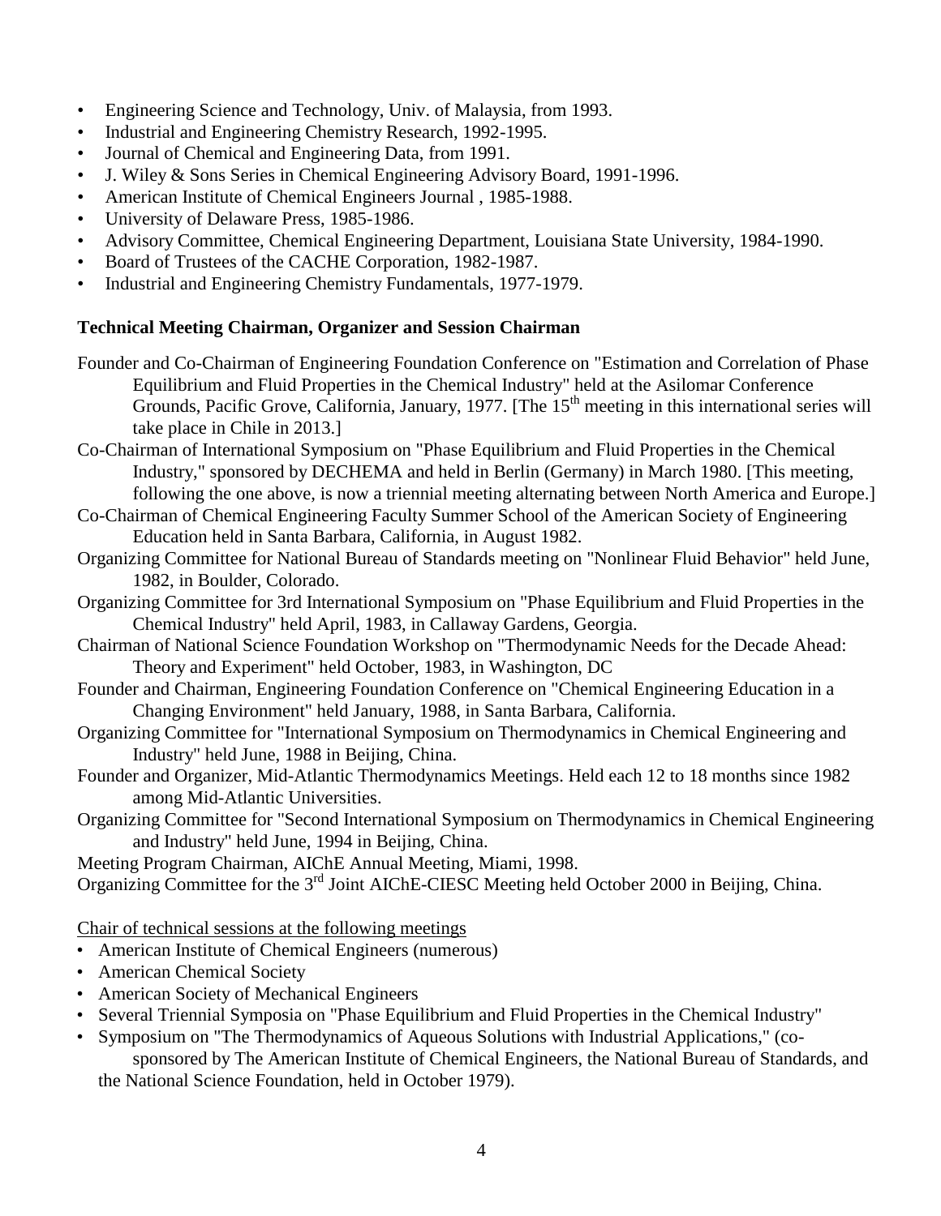- Engineering Science and Technology, Univ. of Malaysia, from 1993.
- Industrial and Engineering Chemistry Research, 1992-1995.
- Journal of Chemical and Engineering Data, from 1991.
- J. Wiley & Sons Series in Chemical Engineering Advisory Board, 1991-1996.
- American Institute of Chemical Engineers Journal , 1985-1988.
- University of Delaware Press, 1985-1986.
- Advisory Committee, Chemical Engineering Department, Louisiana State University, 1984-1990.
- Board of Trustees of the CACHE Corporation, 1982-1987.
- Industrial and Engineering Chemistry Fundamentals, 1977-1979.

**Technical Meeting Chairman, Organizer and Session Chairman**

Founder and Co-Chairman of Engineering Foundation Conference on "Estimation and Correlation of Phase Equilibrium and Fluid Properties in the Chemical Industry" held at the Asilomar Conference Grounds, Pacific Grove, California, January, 1977. [The 15th meeting in this international series will take place in Chile in 2013.]

Co-Chairman of International Symposium on "Phase Equilibrium and Fluid Properties in the Chemical Industry," sponsored by DECHEMA and held in Berlin (Germany) in March 1980. [This meeting, following the one above, is now a triennial meeting alternating between North America and Europe.]

Co-Chairman of Chemical Engineering Faculty Summer School of the American Society of Engineering Education held in Santa Barbara, California, in August 1982.

Organizing Committee for National Bureau of Standards meeting on "Nonlinear Fluid Behavior" held June, 1982, in Boulder, Colorado.

Organizing Committee for 3rd International Symposium on "Phase Equilibrium and Fluid Properties in the Chemical Industry" held April, 1983, in Callaway Gardens, Georgia.

Chairman of National Science Foundation Workshop on "Thermodynamic Needs for the Decade Ahead: Theory and Experiment" held October, 1983, in Washington, DC

Founder and Chairman, Engineering Foundation Conference on "Chemical Engineering Education in a Changing Environment" held January, 1988, in Santa Barbara, California.

Organizing Committee for "International Symposium on Thermodynamics in Chemical Engineering and Industry" held June, 1988 in Beijing, China.

Founder and Organizer, Mid-Atlantic Thermodynamics Meetings. Held each 12 to 18 months since 1982 among Mid-Atlantic Universities.

Organizing Committee for "Second International Symposium on Thermodynamics in Chemical Engineering and Industry" held June, 1994 in Beijing, China.

Meeting Program Chairman, AIChE Annual Meeting, Miami, 1998.

Organizing Committee for the 3rd Joint AIChE-CIESC Meeting held October 2000 in Beijing, China.

Chair of technical sessions at the following meetings

- American Institute of Chemical Engineers (numerous)
- American Chemical Society
- American Society of Mechanical Engineers
- Several Triennial Symposia on "Phase Equilibrium and Fluid Properties in the Chemical Industry"
- Symposium on "The Thermodynamics of Aqueous Solutions with Industrial Applications," (co-sponsored by The American Institute of Chemical Engineers, the National Bureau of Standards, and the National Science Foundation, held in October 1979).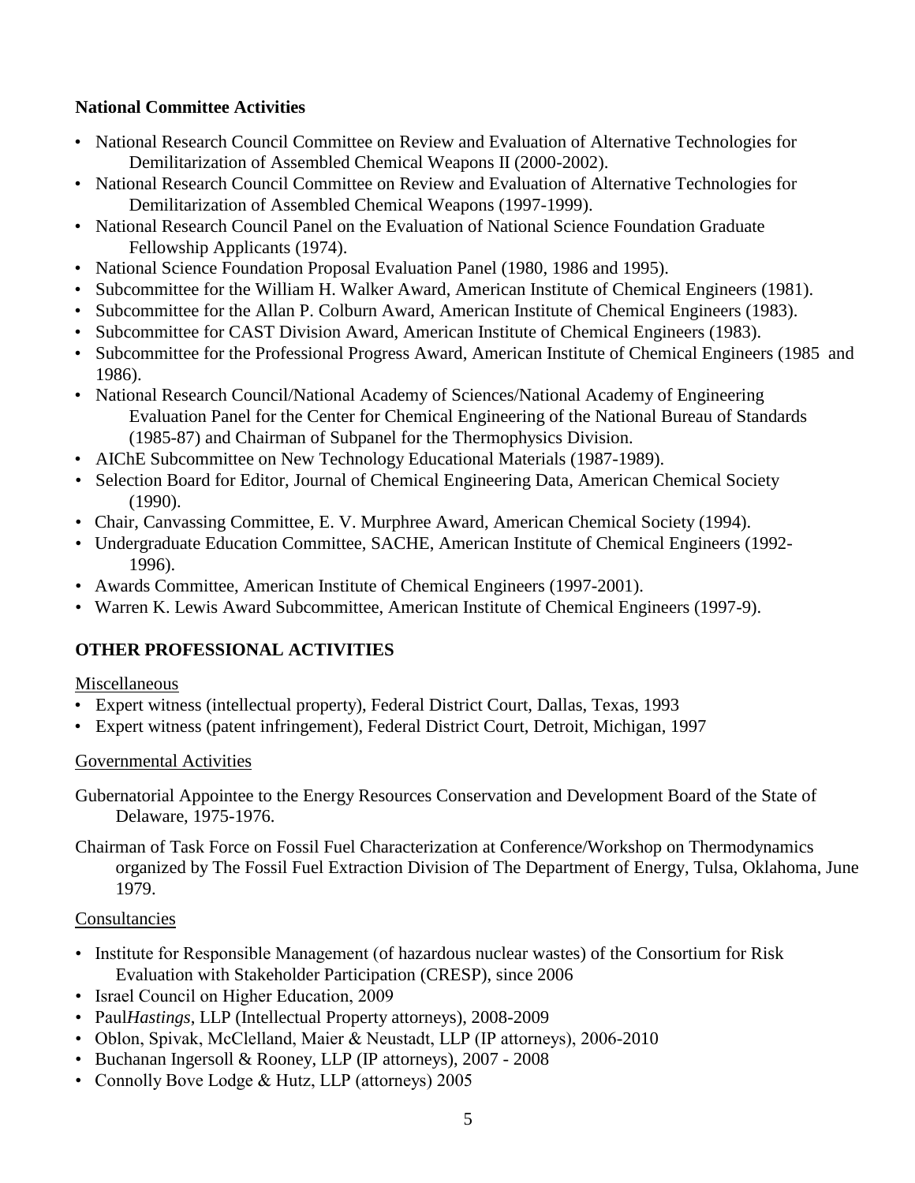**National Committee Activities**

- National Research Council Committee on Review and Evaluation of Alternative Technologies for Demilitarization of Assembled Chemical Weapons II (2000-2002).
- National Research Council Committee on Review and Evaluation of Alternative Technologies for Demilitarization of Assembled Chemical Weapons (1997-1999).
- National Research Council Panel on the Evaluation of National Science Foundation Graduate Fellowship Applicants (1974).
- National Science Foundation Proposal Evaluation Panel (1980, 1986 and 1995).
- Subcommittee for the William H. Walker Award, American Institute of Chemical Engineers (1981).
- Subcommittee for the Allan P. Colburn Award, American Institute of Chemical Engineers (1983).
- Subcommittee for CAST Division Award, American Institute of Chemical Engineers (1983).
- Subcommittee for the Professional Progress Award, American Institute of Chemical Engineers (1985 and 1986).
- National Research Council/National Academy of Sciences/National Academy of Engineering Evaluation Panel for the Center for Chemical Engineering of the National Bureau of Standards (1985-87) and Chairman of Subpanel for the Thermophysics Division.
- AIChE Subcommittee on New Technology Educational Materials (1987-1989).
- Selection Board for Editor, Journal of Chemical Engineering Data, American Chemical Society (1990).
- Chair, Canvassing Committee, E. V. Murphree Award, American Chemical Society (1994).
- Undergraduate Education Committee, SACHE, American Institute of Chemical Engineers (1992-1996).
- Awards Committee, American Institute of Chemical Engineers (1997-2001).
- Warren K. Lewis Award Subcommittee, American Institute of Chemical Engineers (1997-9).

## OTHER PROFESSIONAL ACTIVITIES

Miscellaneous

- Expert witness (intellectual property), Federal District Court, Dallas, Texas, 1993
- Expert witness (patent infringement), Federal District Court, Detroit, Michigan, 1997

Governmental Activities

Gubernatorial Appointee to the Energy Resources Conservation and Development Board of the State of Delaware, 1975-1976.

Chairman of Task Force on Fossil Fuel Characterization at Conference/Workshop on Thermodynamics organized by The Fossil Fuel Extraction Division of The Department of Energy, Tulsa, Oklahoma, June 1979.

Consultancies

- Institute for Responsible Management (of hazardous nuclear wastes) of the Consortium for Risk Evaluation with Stakeholder Participation (CRESP), since 2006
- Israel Council on Higher Education, 2009
- Paul*Hastings*, LLP (Intellectual Property attorneys), 2008-2009
- Oblon, Spivak, McClelland, Maier & Neustadt, LLP (IP attorneys), 2006-2010
- Buchanan Ingersoll & Rooney, LLP (IP attorneys), 2007 - 2008
- Connolly Bove Lodge & Hutz, LLP (attorneys) 2005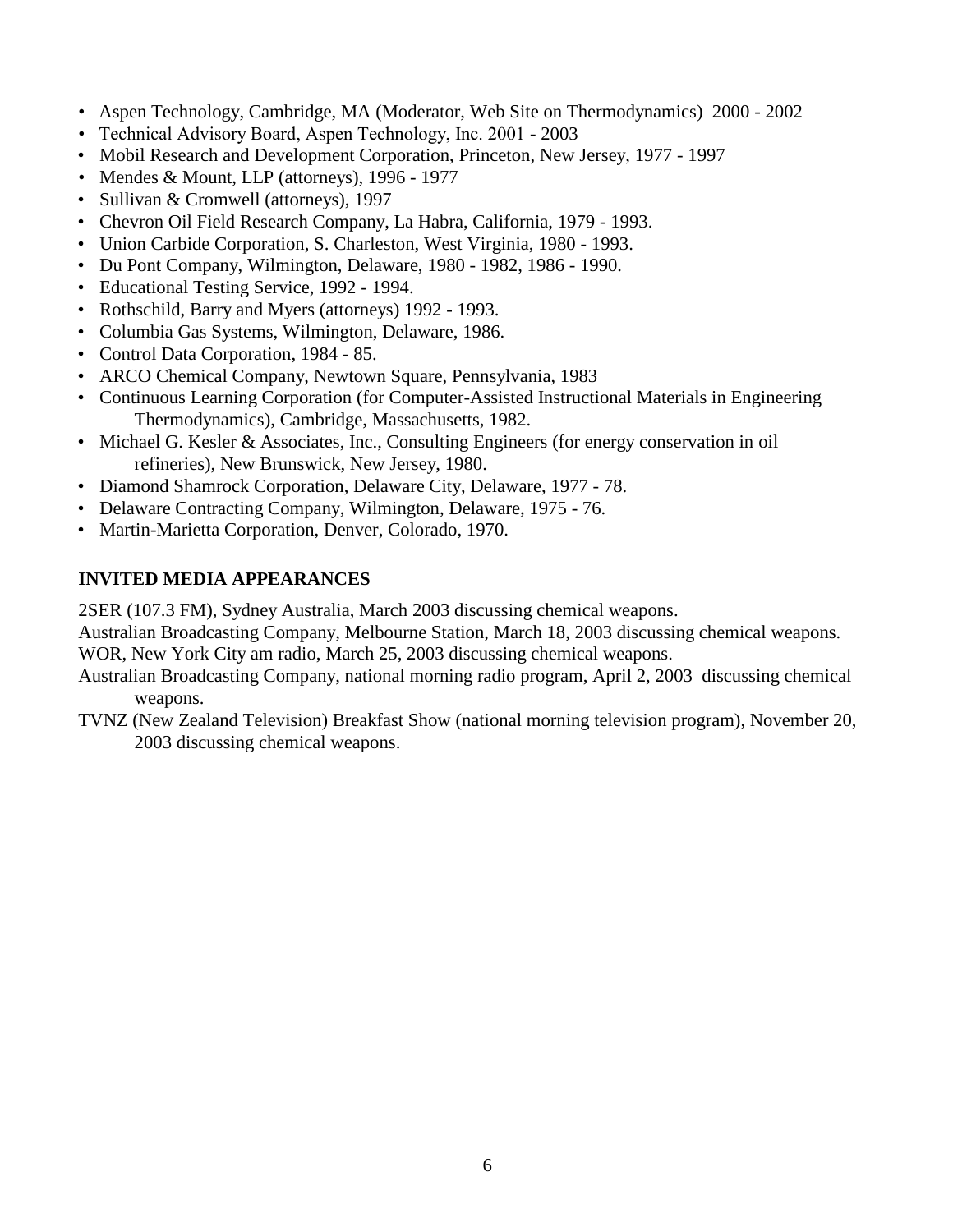- Aspen Technology, Cambridge, MA (Moderator, Web Site on Thermodynamics) 2000 - 2002
- Technical Advisory Board, Aspen Technology, Inc. 2001 - 2003
- Mobil Research and Development Corporation, Princeton, New Jersey, 1977 - 1997
- Mendes & Mount, LLP (attorneys), 1996 - 1977
- Sullivan & Cromwell (attorneys), 1997
- Chevron Oil Field Research Company, La Habra, California, 1979 - 1993.
- Union Carbide Corporation, S. Charleston, West Virginia, 1980 - 1993.
- Du Pont Company, Wilmington, Delaware, 1980 - 1982, 1986 - 1990.
- Educational Testing Service, 1992 - 1994.
- Rothschild, Barry and Myers (attorneys) 1992 - 1993.
- Columbia Gas Systems, Wilmington, Delaware, 1986.
- Control Data Corporation, 1984 - 85.
- ARCO Chemical Company, Newtown Square, Pennsylvania, 1983
- Continuous Learning Corporation (for Computer-Assisted Instructional Materials in Engineering Thermodynamics), Cambridge, Massachusetts, 1982.
- Michael G. Kesler & Associates, Inc., Consulting Engineers (for energy conservation in oil refineries), New Brunswick, New Jersey, 1980.
- Diamond Shamrock Corporation, Delaware City, Delaware, 1977 - 78.
- Delaware Contracting Company, Wilmington, Delaware, 1975 - 76.
- Martin-Marietta Corporation, Denver, Colorado, 1970.

**INVITED MEDIA APPEARANCES**

2SER (107.3 FM), Sydney Australia, March 2003 discussing chemical weapons.

Australian Broadcasting Company, Melbourne Station, March 18, 2003 discussing chemical weapons.

WOR, New York City am radio, March 25, 2003 discussing chemical weapons.

Australian Broadcasting Company, national morning radio program, April 2, 2003 discussing chemical weapons.

TVNZ (New Zealand Television) Breakfast Show (national morning television program), November 20, 2003 discussing chemical weapons.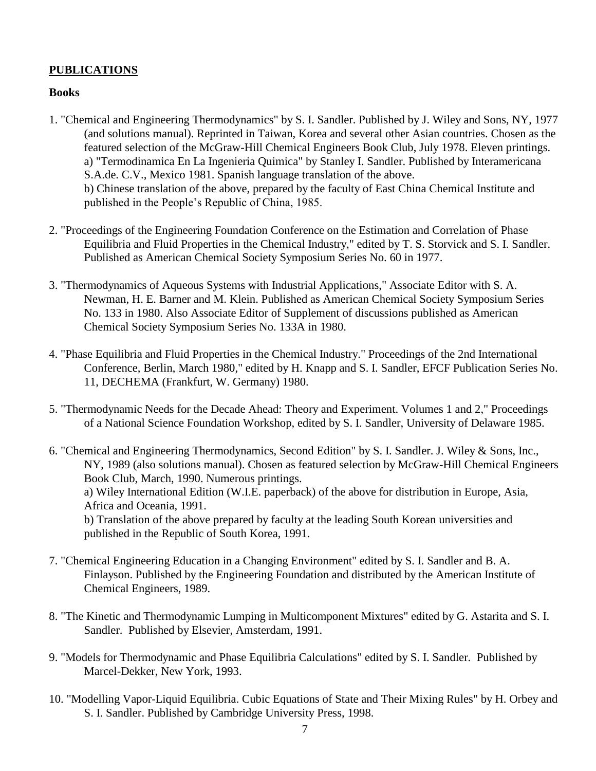## PUBLICATIONS

### Books

1. "Chemical and Engineering Thermodynamics" by S. I. Sandler. Published by J. Wiley and Sons, NY, 1977 (and solutions manual). Reprinted in Taiwan, Korea and several other Asian countries. Chosen as the featured selection of the McGraw-Hill Chemical Engineers Book Club, July 1978. Eleven printings.
   a) "Termodinamica En La Ingenieria Quimica" by Stanley I. Sandler. Published by Interamericana S.A.de. C.V., Mexico 1981. Spanish language translation of the above.
   b) Chinese translation of the above, prepared by the faculty of East China Chemical Institute and published in the People's Republic of China, 1985.

2. "Proceedings of the Engineering Foundation Conference on the Estimation and Correlation of Phase Equilibria and Fluid Properties in the Chemical Industry," edited by T. S. Storvick and S. I. Sandler. Published as American Chemical Society Symposium Series No. 60 in 1977.

3. "Thermodynamics of Aqueous Systems with Industrial Applications," Associate Editor with S. A. Newman, H. E. Barner and M. Klein. Published as American Chemical Society Symposium Series No. 133 in 1980. Also Associate Editor of Supplement of discussions published as American Chemical Society Symposium Series No. 133A in 1980.

4. "Phase Equilibria and Fluid Properties in the Chemical Industry." Proceedings of the 2nd International Conference, Berlin, March 1980," edited by H. Knapp and S. I. Sandler, EFCF Publication Series No. 11, DECHEMA (Frankfurt, W. Germany) 1980.

5. "Thermodynamic Needs for the Decade Ahead: Theory and Experiment. Volumes 1 and 2," Proceedings of a National Science Foundation Workshop, edited by S. I. Sandler, University of Delaware 1985.

6. "Chemical and Engineering Thermodynamics, Second Edition" by S. I. Sandler. J. Wiley & Sons, Inc., NY, 1989 (also solutions manual). Chosen as featured selection by McGraw-Hill Chemical Engineers Book Club, March, 1990. Numerous printings.
   a) Wiley International Edition (W.I.E. paperback) of the above for distribution in Europe, Asia, Africa and Oceania, 1991.
   b) Translation of the above prepared by faculty at the leading South Korean universities and published in the Republic of South Korea, 1991.

7. "Chemical Engineering Education in a Changing Environment" edited by S. I. Sandler and B. A. Finlayson. Published by the Engineering Foundation and distributed by the American Institute of Chemical Engineers, 1989.

8. "The Kinetic and Thermodynamic Lumping in Multicomponent Mixtures" edited by G. Astarita and S. I. Sandler. Published by Elsevier, Amsterdam, 1991.

9. "Models for Thermodynamic and Phase Equilibria Calculations" edited by S. I. Sandler. Published by Marcel-Dekker, New York, 1993.

10. "Modelling Vapor-Liquid Equilibria. Cubic Equations of State and Their Mixing Rules" by H. Orbey and S. I. Sandler. Published by Cambridge University Press, 1998.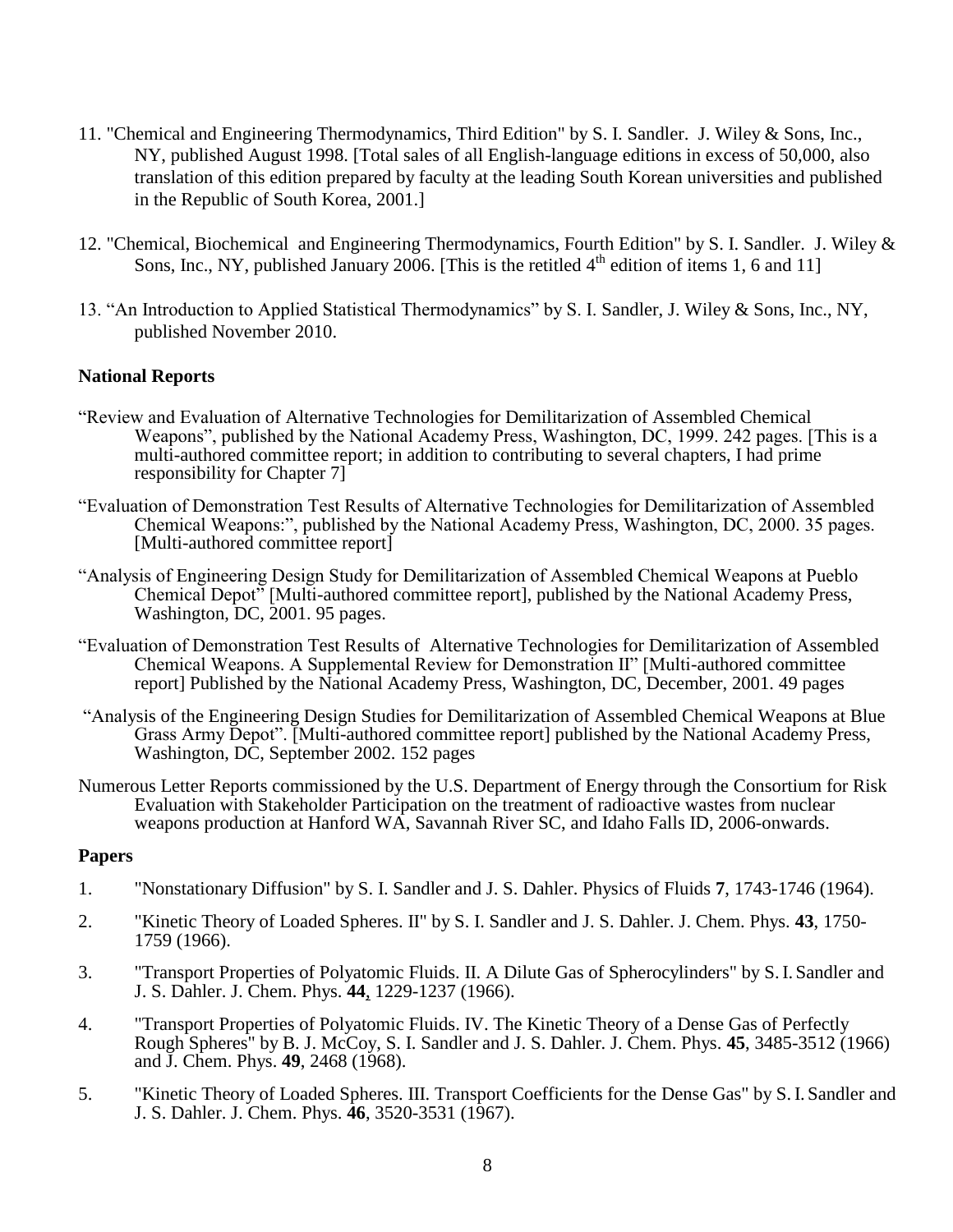11. "Chemical and Engineering Thermodynamics, Third Edition" by S. I. Sandler. J. Wiley & Sons, Inc., NY, published August 1998. [Total sales of all English-language editions in excess of 50,000, also translation of this edition prepared by faculty at the leading South Korean universities and published in the Republic of South Korea, 2001.]

12. "Chemical, Biochemical and Engineering Thermodynamics, Fourth Edition" by S. I. Sandler. J. Wiley & Sons, Inc., NY, published January 2006. [This is the retitled 4th edition of items 1, 6 and 11]

13. "An Introduction to Applied Statistical Thermodynamics" by S. I. Sandler, J. Wiley & Sons, Inc., NY, published November 2010.

### National Reports

"Review and Evaluation of Alternative Technologies for Demilitarization of Assembled Chemical Weapons", published by the National Academy Press, Washington, DC, 1999. 242 pages. [This is a multi-authored committee report; in addition to contributing to several chapters, I had prime responsibility for Chapter 7]

"Evaluation of Demonstration Test Results of Alternative Technologies for Demilitarization of Assembled Chemical Weapons:", published by the National Academy Press, Washington, DC, 2000. 35 pages. [Multi-authored committee report]

"Analysis of Engineering Design Study for Demilitarization of Assembled Chemical Weapons at Pueblo Chemical Depot" [Multi-authored committee report], published by the National Academy Press, Washington, DC, 2001. 95 pages.

"Evaluation of Demonstration Test Results of Alternative Technologies for Demilitarization of Assembled Chemical Weapons. A Supplemental Review for Demonstration II" [Multi-authored committee report] Published by the National Academy Press, Washington, DC, December, 2001. 49 pages

"Analysis of the Engineering Design Studies for Demilitarization of Assembled Chemical Weapons at Blue Grass Army Depot". [Multi-authored committee report] published by the National Academy Press, Washington, DC, September 2002. 152 pages

Numerous Letter Reports commissioned by the U.S. Department of Energy through the Consortium for Risk Evaluation with Stakeholder Participation on the treatment of radioactive wastes from nuclear weapons production at Hanford WA, Savannah River SC, and Idaho Falls ID, 2006-onwards.

### Papers

1. "Nonstationary Diffusion" by S. I. Sandler and J. S. Dahler. Physics of Fluids **7**, 1743-1746 (1964).

2. "Kinetic Theory of Loaded Spheres. II" by S. I. Sandler and J. S. Dahler. J. Chem. Phys. **43**, 1750-1759 (1966).

3. "Transport Properties of Polyatomic Fluids. II. A Dilute Gas of Spherocylinders" by S. I. Sandler and J. S. Dahler. J. Chem. Phys. **44**, 1229-1237 (1966).

4. "Transport Properties of Polyatomic Fluids. IV. The Kinetic Theory of a Dense Gas of Perfectly Rough Spheres" by B. J. McCoy, S. I. Sandler and J. S. Dahler. J. Chem. Phys. **45**, 3485-3512 (1966) and J. Chem. Phys. **49**, 2468 (1968).

5. "Kinetic Theory of Loaded Spheres. III. Transport Coefficients for the Dense Gas" by S. I. Sandler and J. S. Dahler. J. Chem. Phys. **46**, 3520-3531 (1967).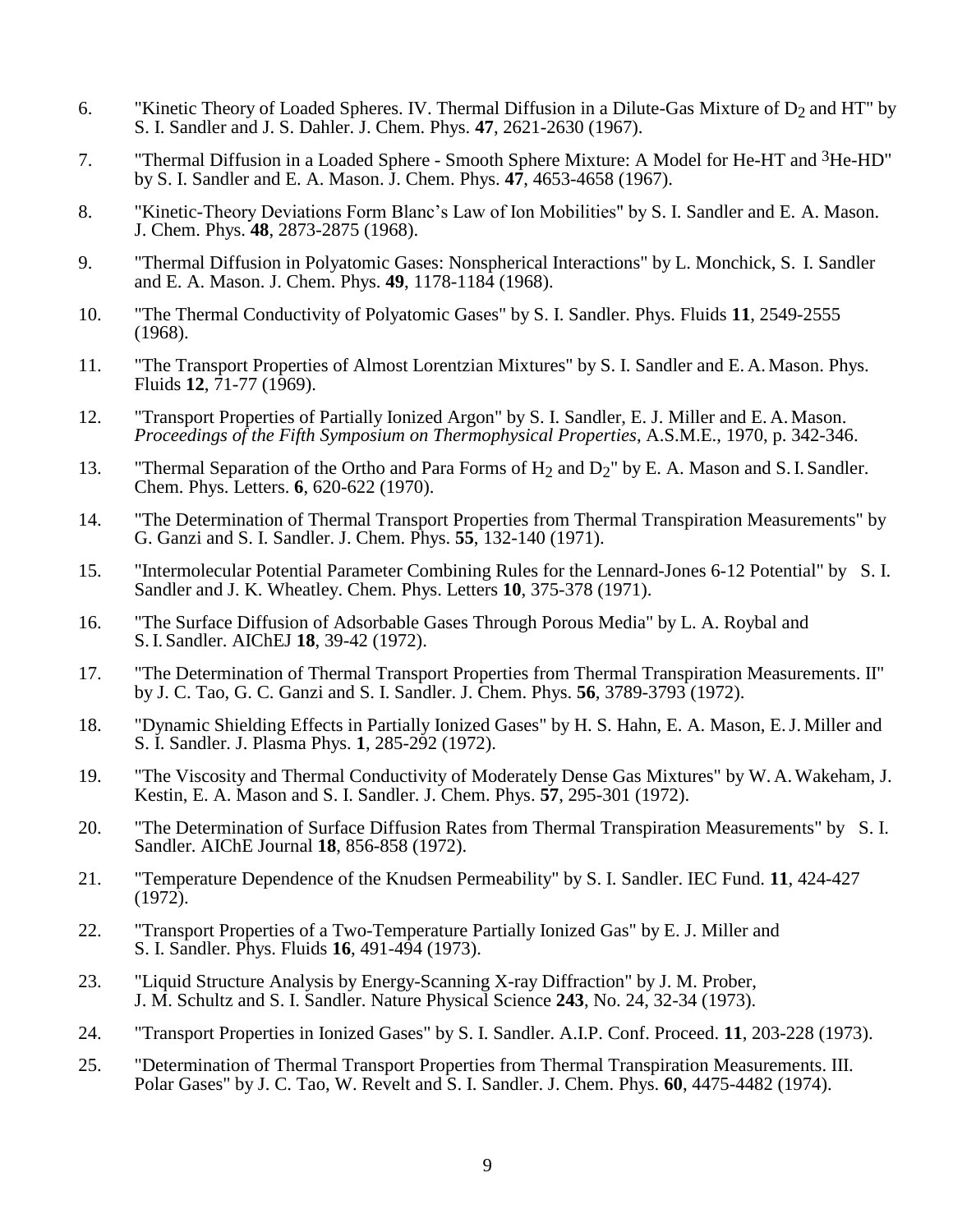6. "Kinetic Theory of Loaded Spheres. IV. Thermal Diffusion in a Dilute-Gas Mixture of $D_2$ and HT" by S. I. Sandler and J. S. Dahler. J. Chem. Phys. **47**, 2621-2630 (1967).

7. "Thermal Diffusion in a Loaded Sphere - Smooth Sphere Mixture: A Model for He-HT and $^3$He-HD" by S. I. Sandler and E. A. Mason. J. Chem. Phys. **47**, 4653-4658 (1967).

8. "Kinetic-Theory Deviations Form Blanc's Law of Ion Mobilities" by S. I. Sandler and E. A. Mason. J. Chem. Phys. **48**, 2873-2875 (1968).

9. "Thermal Diffusion in Polyatomic Gases: Nonspherical Interactions" by L. Monchick, S. I. Sandler and E. A. Mason. J. Chem. Phys. **49**, 1178-1184 (1968).

10. "The Thermal Conductivity of Polyatomic Gases" by S. I. Sandler. Phys. Fluids **11**, 2549-2555 (1968).

11. "The Transport Properties of Almost Lorentzian Mixtures" by S. I. Sandler and E. A. Mason. Phys. Fluids **12**, 71-77 (1969).

12. "Transport Properties of Partially Ionized Argon" by S. I. Sandler, E. J. Miller and E. A. Mason. *Proceedings of the Fifth Symposium on Thermophysical Properties*, A.S.M.E., 1970, p. 342-346.

13. "Thermal Separation of the Ortho and Para Forms of $H_2$ and $D_2$" by E. A. Mason and S. I. Sandler. Chem. Phys. Letters. **6**, 620-622 (1970).

14. "The Determination of Thermal Transport Properties from Thermal Transpiration Measurements" by G. Ganzi and S. I. Sandler. J. Chem. Phys. **55**, 132-140 (1971).

15. "Intermolecular Potential Parameter Combining Rules for the Lennard-Jones 6-12 Potential" by S. I. Sandler and J. K. Wheatley. Chem. Phys. Letters **10**, 375-378 (1971).

16. "The Surface Diffusion of Adsorbable Gases Through Porous Media" by L. A. Roybal and S. I. Sandler. AIChEJ **18**, 39-42 (1972).

17. "The Determination of Thermal Transport Properties from Thermal Transpiration Measurements. II" by J. C. Tao, G. C. Ganzi and S. I. Sandler. J. Chem. Phys. **56**, 3789-3793 (1972).

18. "Dynamic Shielding Effects in Partially Ionized Gases" by H. S. Hahn, E. A. Mason, E. J. Miller and S. I. Sandler. J. Plasma Phys. **1**, 285-292 (1972).

19. "The Viscosity and Thermal Conductivity of Moderately Dense Gas Mixtures" by W. A. Wakeham, J. Kestin, E. A. Mason and S. I. Sandler. J. Chem. Phys. **57**, 295-301 (1972).

20. "The Determination of Surface Diffusion Rates from Thermal Transpiration Measurements" by S. I. Sandler. AIChE Journal **18**, 856-858 (1972).

21. "Temperature Dependence of the Knudsen Permeability" by S. I. Sandler. IEC Fund. **11**, 424-427 (1972).

22. "Transport Properties of a Two-Temperature Partially Ionized Gas" by E. J. Miller and S. I. Sandler. Phys. Fluids **16**, 491-494 (1973).

23. "Liquid Structure Analysis by Energy-Scanning X-ray Diffraction" by J. M. Prober, J. M. Schultz and S. I. Sandler. Nature Physical Science **243**, No. 24, 32-34 (1973).

24. "Transport Properties in Ionized Gases" by S. I. Sandler. A.I.P. Conf. Proceed. **11**, 203-228 (1973).

25. "Determination of Thermal Transport Properties from Thermal Transpiration Measurements. III. Polar Gases" by J. C. Tao, W. Revelt and S. I. Sandler. J. Chem. Phys. **60**, 4475-4482 (1974).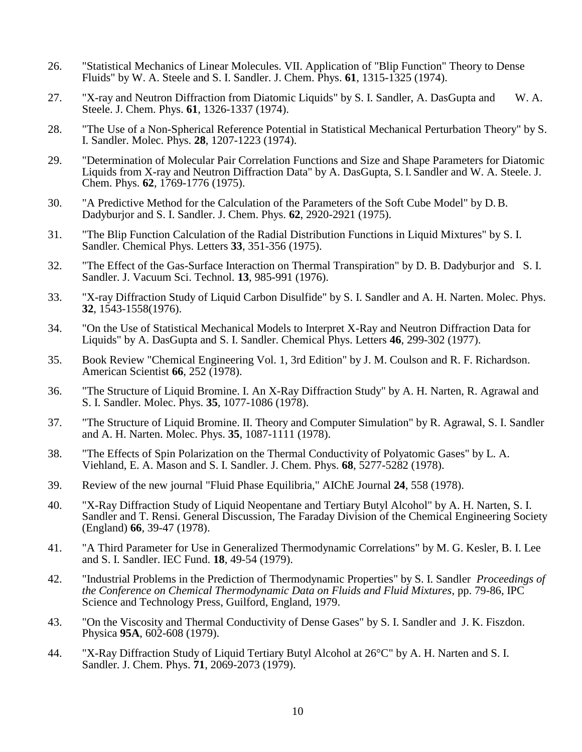26. "Statistical Mechanics of Linear Molecules. VII. Application of "Blip Function" Theory to Dense Fluids" by W. A. Steele and S. I. Sandler. J. Chem. Phys. **61**, 1315-1325 (1974).

27. "X-ray and Neutron Diffraction from Diatomic Liquids" by S. I. Sandler, A. DasGupta and W. A. Steele. J. Chem. Phys. **61**, 1326-1337 (1974).

28. "The Use of a Non-Spherical Reference Potential in Statistical Mechanical Perturbation Theory" by S. I. Sandler. Molec. Phys. **28**, 1207-1223 (1974).

29. "Determination of Molecular Pair Correlation Functions and Size and Shape Parameters for Diatomic Liquids from X-ray and Neutron Diffraction Data" by A. DasGupta, S. I. Sandler and W. A. Steele. J. Chem. Phys. **62**, 1769-1776 (1975).

30. "A Predictive Method for the Calculation of the Parameters of the Soft Cube Model" by D. B. Dadyburjor and S. I. Sandler. J. Chem. Phys. **62**, 2920-2921 (1975).

31. "The Blip Function Calculation of the Radial Distribution Functions in Liquid Mixtures" by S. I. Sandler. Chemical Phys. Letters **33**, 351-356 (1975).

32. "The Effect of the Gas-Surface Interaction on Thermal Transpiration" by D. B. Dadyburjor and S. I. Sandler. J. Vacuum Sci. Technol. **13**, 985-991 (1976).

33. "X-ray Diffraction Study of Liquid Carbon Disulfide" by S. I. Sandler and A. H. Narten. Molec. Phys. **32**, 1543-1558(1976).

34. "On the Use of Statistical Mechanical Models to Interpret X-Ray and Neutron Diffraction Data for Liquids" by A. DasGupta and S. I. Sandler. Chemical Phys. Letters **46**, 299-302 (1977).

35. Book Review "Chemical Engineering Vol. 1, 3rd Edition" by J. M. Coulson and R. F. Richardson. American Scientist **66**, 252 (1978).

36. "The Structure of Liquid Bromine. I. An X-Ray Diffraction Study" by A. H. Narten, R. Agrawal and S. I. Sandler. Molec. Phys. **35**, 1077-1086 (1978).

37. "The Structure of Liquid Bromine. II. Theory and Computer Simulation" by R. Agrawal, S. I. Sandler and A. H. Narten. Molec. Phys. **35**, 1087-1111 (1978).

38. "The Effects of Spin Polarization on the Thermal Conductivity of Polyatomic Gases" by L. A. Viehland, E. A. Mason and S. I. Sandler. J. Chem. Phys. **68**, 5277-5282 (1978).

39. Review of the new journal "Fluid Phase Equilibria," AIChE Journal **24**, 558 (1978).

40. "X-Ray Diffraction Study of Liquid Neopentane and Tertiary Butyl Alcohol" by A. H. Narten, S. I. Sandler and T. Rensi. General Discussion, The Faraday Division of the Chemical Engineering Society (England) **66**, 39-47 (1978).

41. "A Third Parameter for Use in Generalized Thermodynamic Correlations" by M. G. Kesler, B. I. Lee and S. I. Sandler. IEC Fund. **18**, 49-54 (1979).

42. "Industrial Problems in the Prediction of Thermodynamic Properties" by S. I. Sandler *Proceedings of the Conference on Chemical Thermodynamic Data on Fluids and Fluid Mixtures*, pp. 79-86, IPC Science and Technology Press, Guilford, England, 1979.

43. "On the Viscosity and Thermal Conductivity of Dense Gases" by S. I. Sandler and J. K. Fiszdon. Physica **95A**, 602-608 (1979).

44. "X-Ray Diffraction Study of Liquid Tertiary Butyl Alcohol at 26°C" by A. H. Narten and S. I. Sandler. J. Chem. Phys. **71**, 2069-2073 (1979).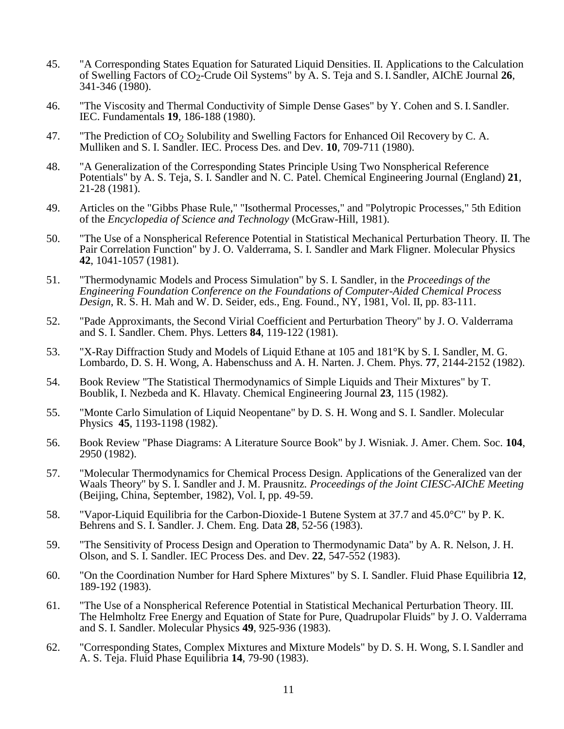45. "A Corresponding States Equation for Saturated Liquid Densities. II. Applications to the Calculation of Swelling Factors of $CO_2$-Crude Oil Systems" by A. S. Teja and S. I. Sandler, AIChE Journal **26**, 341-346 (1980).

46. "The Viscosity and Thermal Conductivity of Simple Dense Gases" by Y. Cohen and S. I. Sandler. IEC. Fundamentals **19**, 186-188 (1980).

47. "The Prediction of $CO_2$ Solubility and Swelling Factors for Enhanced Oil Recovery by C. A. Mulliken and S. I. Sandler. IEC. Process Des. and Dev. **10**, 709-711 (1980).

48. "A Generalization of the Corresponding States Principle Using Two Nonspherical Reference Potentials" by A. S. Teja, S. I. Sandler and N. C. Patel. Chemical Engineering Journal (England) **21**, 21-28 (1981).

49. Articles on the "Gibbs Phase Rule," "Isothermal Processes," and "Polytropic Processes," 5th Edition of the *Encyclopedia of Science and Technology* (McGraw-Hill, 1981).

50. "The Use of a Nonspherical Reference Potential in Statistical Mechanical Perturbation Theory. II. The Pair Correlation Function" by J. O. Valderrama, S. I. Sandler and Mark Fligner. Molecular Physics **42**, 1041-1057 (1981).

51. "Thermodynamic Models and Process Simulation" by S. I. Sandler, in the *Proceedings of the Engineering Foundation Conference on the Foundations of Computer-Aided Chemical Process Design*, R. S. H. Mah and W. D. Seider, eds., Eng. Found., NY, 1981, Vol. II, pp. 83-111.

52. "Pade Approximants, the Second Virial Coefficient and Perturbation Theory" by J. O. Valderrama and S. I. Sandler. Chem. Phys. Letters **84**, 119-122 (1981).

53. "X-Ray Diffraction Study and Models of Liquid Ethane at 105 and 181°K by S. I. Sandler, M. G. Lombardo, D. S. H. Wong, A. Habenschuss and A. H. Narten. J. Chem. Phys. **77**, 2144-2152 (1982).

54. Book Review "The Statistical Thermodynamics of Simple Liquids and Their Mixtures" by T. Boublik, I. Nezbeda and K. Hlavaty. Chemical Engineering Journal **23**, 115 (1982).

55. "Monte Carlo Simulation of Liquid Neopentane" by D. S. H. Wong and S. I. Sandler. Molecular Physics **45**, 1193-1198 (1982).

56. Book Review "Phase Diagrams: A Literature Source Book" by J. Wisniak. J. Amer. Chem. Soc. **104**, 2950 (1982).

57. "Molecular Thermodynamics for Chemical Process Design. Applications of the Generalized van der Waals Theory" by S. I. Sandler and J. M. Prausnitz. *Proceedings of the Joint CIESC-AIChE Meeting* (Beijing, China, September, 1982), Vol. I, pp. 49-59.

58. "Vapor-Liquid Equilibria for the Carbon-Dioxide-1 Butene System at 37.7 and 45.0°C" by P. K. Behrens and S. I. Sandler. J. Chem. Eng. Data **28**, 52-56 (1983).

59. "The Sensitivity of Process Design and Operation to Thermodynamic Data" by A. R. Nelson, J. H. Olson, and S. I. Sandler. IEC Process Des. and Dev. **22**, 547-552 (1983).

60. "On the Coordination Number for Hard Sphere Mixtures" by S. I. Sandler. Fluid Phase Equilibria **12**, 189-192 (1983).

61. "The Use of a Nonspherical Reference Potential in Statistical Mechanical Perturbation Theory. III. The Helmholtz Free Energy and Equation of State for Pure, Quadrupolar Fluids" by J. O. Valderrama and S. I. Sandler. Molecular Physics **49**, 925-936 (1983).

62. "Corresponding States, Complex Mixtures and Mixture Models" by D. S. H. Wong, S. I. Sandler and A. S. Teja. Fluid Phase Equilibria **14**, 79-90 (1983).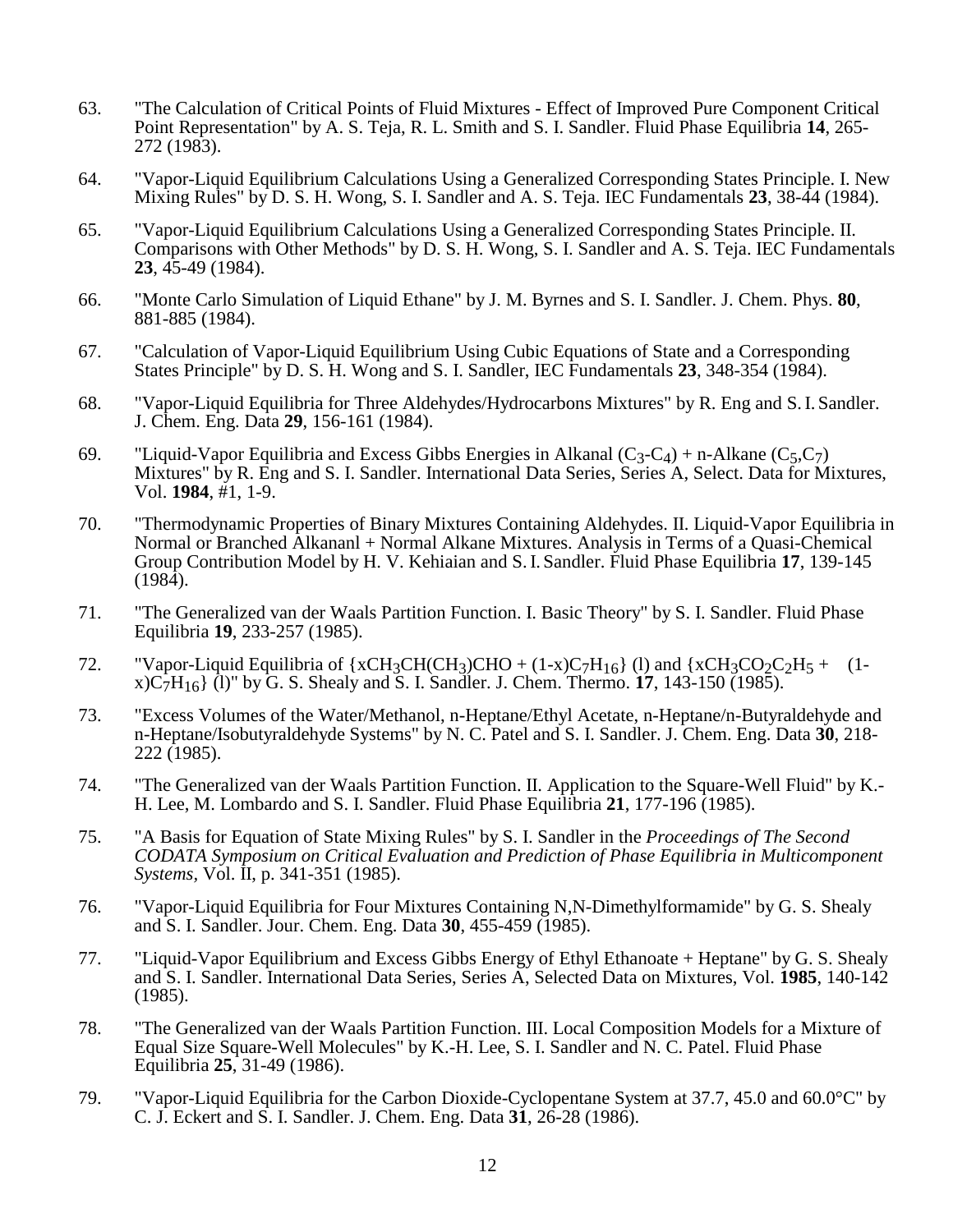63. "The Calculation of Critical Points of Fluid Mixtures - Effect of Improved Pure Component Critical Point Representation" by A. S. Teja, R. L. Smith and S. I. Sandler. Fluid Phase Equilibria **14**, 265-272 (1983).

64. "Vapor-Liquid Equilibrium Calculations Using a Generalized Corresponding States Principle. I. New Mixing Rules" by D. S. H. Wong, S. I. Sandler and A. S. Teja. IEC Fundamentals **23**, 38-44 (1984).

65. "Vapor-Liquid Equilibrium Calculations Using a Generalized Corresponding States Principle. II. Comparisons with Other Methods" by D. S. H. Wong, S. I. Sandler and A. S. Teja. IEC Fundamentals **23**, 45-49 (1984).

66. "Monte Carlo Simulation of Liquid Ethane" by J. M. Byrnes and S. I. Sandler. J. Chem. Phys. **80**, 881-885 (1984).

67. "Calculation of Vapor-Liquid Equilibrium Using Cubic Equations of State and a Corresponding States Principle" by D. S. H. Wong and S. I. Sandler, IEC Fundamentals **23**, 348-354 (1984).

68. "Vapor-Liquid Equilibria for Three Aldehydes/Hydrocarbons Mixtures" by R. Eng and S. I. Sandler. J. Chem. Eng. Data **29**, 156-161 (1984).

69. "Liquid-Vapor Equilibria and Excess Gibbs Energies in Alkanal ($C_3$-$C_4$) + n-Alkane ($C_5$,$C_7$) Mixtures" by R. Eng and S. I. Sandler. International Data Series, Series A, Select. Data for Mixtures, Vol. **1984**, #1, 1-9.

70. "Thermodynamic Properties of Binary Mixtures Containing Aldehydes. II. Liquid-Vapor Equilibria in Normal or Branched Alkananl + Normal Alkane Mixtures. Analysis in Terms of a Quasi-Chemical Group Contribution Model by H. V. Kehiaian and S. I. Sandler. Fluid Phase Equilibria **17**, 139-145 (1984).

71. "The Generalized van der Waals Partition Function. I. Basic Theory" by S. I. Sandler. Fluid Phase Equilibria **19**, 233-257 (1985).

72. "Vapor-Liquid Equilibria of $\{xCH_3CH(CH_3)CHO + (1-x)C_7H_{16}\}$ (l) and $\{xCH_3CO_2C_2H_5 + (1-x)C_7H_{16}\}$ (l)" by G. S. Shealy and S. I. Sandler. J. Chem. Thermo. **17**, 143-150 (1985).

73. "Excess Volumes of the Water/Methanol, n-Heptane/Ethyl Acetate, n-Heptane/n-Butyraldehyde and n-Heptane/Isobutyraldehyde Systems" by N. C. Patel and S. I. Sandler. J. Chem. Eng. Data **30**, 218-222 (1985).

74. "The Generalized van der Waals Partition Function. II. Application to the Square-Well Fluid" by K.-H. Lee, M. Lombardo and S. I. Sandler. Fluid Phase Equilibria **21**, 177-196 (1985).

75. "A Basis for Equation of State Mixing Rules" by S. I. Sandler in the *Proceedings of The Second CODATA Symposium on Critical Evaluation and Prediction of Phase Equilibria in Multicomponent Systems*, Vol. II, p. 341-351 (1985).

76. "Vapor-Liquid Equilibria for Four Mixtures Containing N,N-Dimethylformamide" by G. S. Shealy and S. I. Sandler. Jour. Chem. Eng. Data **30**, 455-459 (1985).

77. "Liquid-Vapor Equilibrium and Excess Gibbs Energy of Ethyl Ethanoate + Heptane" by G. S. Shealy and S. I. Sandler. International Data Series, Series A, Selected Data on Mixtures, Vol. **1985**, 140-142 (1985).

78. "The Generalized van der Waals Partition Function. III. Local Composition Models for a Mixture of Equal Size Square-Well Molecules" by K.-H. Lee, S. I. Sandler and N. C. Patel. Fluid Phase Equilibria **25**, 31-49 (1986).

79. "Vapor-Liquid Equilibria for the Carbon Dioxide-Cyclopentane System at 37.7, 45.0 and 60.0°C" by C. J. Eckert and S. I. Sandler. J. Chem. Eng. Data **31**, 26-28 (1986).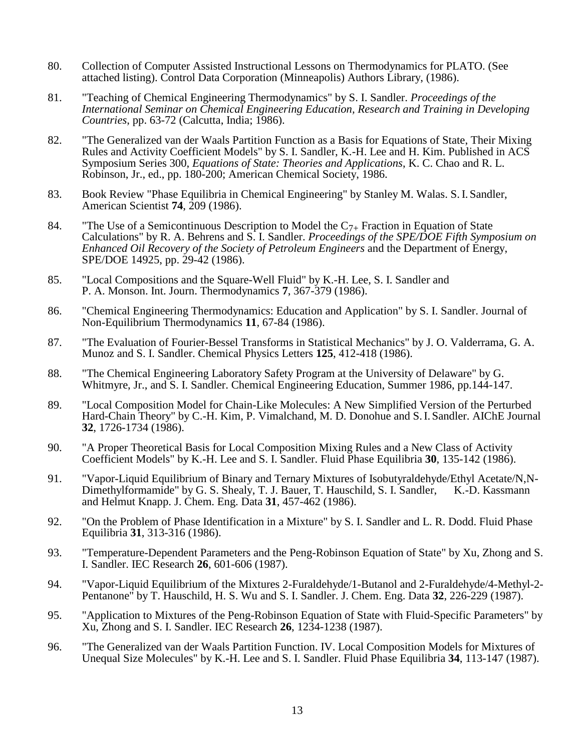80. Collection of Computer Assisted Instructional Lessons on Thermodynamics for PLATO. (See attached listing). Control Data Corporation (Minneapolis) Authors Library, (1986).

81. "Teaching of Chemical Engineering Thermodynamics" by S. I. Sandler. *Proceedings of the International Seminar on Chemical Engineering Education, Research and Training in Developing Countries*, pp. 63-72 (Calcutta, India; 1986).

82. "The Generalized van der Waals Partition Function as a Basis for Equations of State, Their Mixing Rules and Activity Coefficient Models" by S. I. Sandler, K.-H. Lee and H. Kim. Published in ACS Symposium Series 300, *Equations of State: Theories and Applications*, K. C. Chao and R. L. Robinson, Jr., ed., pp. 180-200; American Chemical Society, 1986.

83. Book Review "Phase Equilibria in Chemical Engineering" by Stanley M. Walas. S. I. Sandler, American Scientist **74**, 209 (1986).

84. "The Use of a Semicontinuous Description to Model the $C_{7+}$ Fraction in Equation of State Calculations" by R. A. Behrens and S. I. Sandler. *Proceedings of the SPE/DOE Fifth Symposium on Enhanced Oil Recovery of the Society of Petroleum Engineers* and the Department of Energy, SPE/DOE 14925, pp. 29-42 (1986).

85. "Local Compositions and the Square-Well Fluid" by K.-H. Lee, S. I. Sandler and P. A. Monson. Int. Journ. Thermodynamics **7**, 367-379 (1986).

86. "Chemical Engineering Thermodynamics: Education and Application" by S. I. Sandler. Journal of Non-Equilibrium Thermodynamics **11**, 67-84 (1986).

87. "The Evaluation of Fourier-Bessel Transforms in Statistical Mechanics" by J. O. Valderrama, G. A. Munoz and S. I. Sandler. Chemical Physics Letters **125**, 412-418 (1986).

88. "The Chemical Engineering Laboratory Safety Program at the University of Delaware" by G. Whitmyre, Jr., and S. I. Sandler. Chemical Engineering Education, Summer 1986, pp.144-147.

89. "Local Composition Model for Chain-Like Molecules: A New Simplified Version of the Perturbed Hard-Chain Theory" by C.-H. Kim, P. Vimalchand, M. D. Donohue and S. I. Sandler. AIChE Journal **32**, 1726-1734 (1986).

90. "A Proper Theoretical Basis for Local Composition Mixing Rules and a New Class of Activity Coefficient Models" by K.-H. Lee and S. I. Sandler. Fluid Phase Equilibria **30**, 135-142 (1986).

91. "Vapor-Liquid Equilibrium of Binary and Ternary Mixtures of Isobutyraldehyde/Ethyl Acetate/N,N-Dimethylformamide" by G. S. Shealy, T. J. Bauer, T. Hauschild, S. I. Sandler, K.-D. Kassmann and Helmut Knapp. J. Chem. Eng. Data **31**, 457-462 (1986).

92. "On the Problem of Phase Identification in a Mixture" by S. I. Sandler and L. R. Dodd. Fluid Phase Equilibria **31**, 313-316 (1986).

93. "Temperature-Dependent Parameters and the Peng-Robinson Equation of State" by Xu, Zhong and S. I. Sandler. IEC Research **26**, 601-606 (1987).

94. "Vapor-Liquid Equilibrium of the Mixtures 2-Furaldehyde/1-Butanol and 2-Furaldehyde/4-Methyl-2-Pentanone" by T. Hauschild, H. S. Wu and S. I. Sandler. J. Chem. Eng. Data **32**, 226-229 (1987).

95. "Application to Mixtures of the Peng-Robinson Equation of State with Fluid-Specific Parameters" by Xu, Zhong and S. I. Sandler. IEC Research **26**, 1234-1238 (1987).

96. "The Generalized van der Waals Partition Function. IV. Local Composition Models for Mixtures of Unequal Size Molecules" by K.-H. Lee and S. I. Sandler. Fluid Phase Equilibria **34**, 113-147 (1987).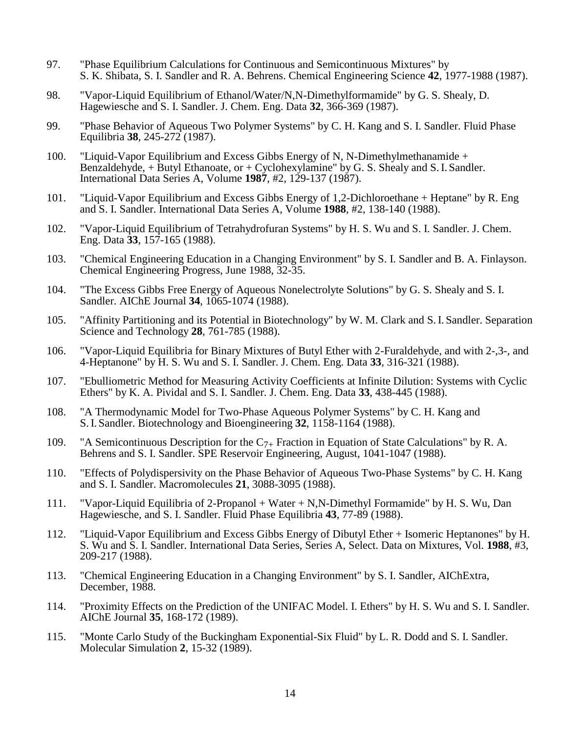97. "Phase Equilibrium Calculations for Continuous and Semicontinuous Mixtures" by S. K. Shibata, S. I. Sandler and R. A. Behrens. Chemical Engineering Science **42**, 1977-1988 (1987).

98. "Vapor-Liquid Equilibrium of Ethanol/Water/N,N-Dimethylformamide" by G. S. Shealy, D. Hagewiesche and S. I. Sandler. J. Chem. Eng. Data **32**, 366-369 (1987).

99. "Phase Behavior of Aqueous Two Polymer Systems" by C. H. Kang and S. I. Sandler. Fluid Phase Equilibria **38**, 245-272 (1987).

100. "Liquid-Vapor Equilibrium and Excess Gibbs Energy of N, N-Dimethylmethanamide + Benzaldehyde, + Butyl Ethanoate, or + Cyclohexylamine" by G. S. Shealy and S. I. Sandler. International Data Series A, Volume **1987**, #2, 129-137 (1987).

101. "Liquid-Vapor Equilibrium and Excess Gibbs Energy of 1,2-Dichloroethane + Heptane" by R. Eng and S. I. Sandler. International Data Series A, Volume **1988**, #2, 138-140 (1988).

102. "Vapor-Liquid Equilibrium of Tetrahydrofuran Systems" by H. S. Wu and S. I. Sandler. J. Chem. Eng. Data **33**, 157-165 (1988).

103. "Chemical Engineering Education in a Changing Environment" by S. I. Sandler and B. A. Finlayson. Chemical Engineering Progress, June 1988, 32-35.

104. "The Excess Gibbs Free Energy of Aqueous Nonelectrolyte Solutions" by G. S. Shealy and S. I. Sandler. AIChE Journal **34**, 1065-1074 (1988).

105. "Affinity Partitioning and its Potential in Biotechnology" by W. M. Clark and S. I. Sandler. Separation Science and Technology **28**, 761-785 (1988).

106. "Vapor-Liquid Equilibria for Binary Mixtures of Butyl Ether with 2-Furaldehyde, and with 2-,3-, and 4-Heptanone" by H. S. Wu and S. I. Sandler. J. Chem. Eng. Data **33**, 316-321 (1988).

107. "Ebulliometric Method for Measuring Activity Coefficients at Infinite Dilution: Systems with Cyclic Ethers" by K. A. Pividal and S. I. Sandler. J. Chem. Eng. Data **33**, 438-445 (1988).

108. "A Thermodynamic Model for Two-Phase Aqueous Polymer Systems" by C. H. Kang and S. I. Sandler. Biotechnology and Bioengineering **32**, 1158-1164 (1988).

109. "A Semicontinuous Description for the $C_{7+}$ Fraction in Equation of State Calculations" by R. A. Behrens and S. I. Sandler. SPE Reservoir Engineering, August, 1041-1047 (1988).

110. "Effects of Polydispersivity on the Phase Behavior of Aqueous Two-Phase Systems" by C. H. Kang and S. I. Sandler. Macromolecules **21**, 3088-3095 (1988).

111. "Vapor-Liquid Equilibria of 2-Propanol + Water + N,N-Dimethyl Formamide" by H. S. Wu, Dan Hagewiesche, and S. I. Sandler. Fluid Phase Equilibria **43**, 77-89 (1988).

112. "Liquid-Vapor Equilibrium and Excess Gibbs Energy of Dibutyl Ether + Isomeric Heptanones" by H. S. Wu and S. I. Sandler. International Data Series, Series A, Select. Data on Mixtures, Vol. **1988**, #3, 209-217 (1988).

113. "Chemical Engineering Education in a Changing Environment" by S. I. Sandler, AIChExtra, December, 1988.

114. "Proximity Effects on the Prediction of the UNIFAC Model. I. Ethers" by H. S. Wu and S. I. Sandler. AIChE Journal **35**, 168-172 (1989).

115. "Monte Carlo Study of the Buckingham Exponential-Six Fluid" by L. R. Dodd and S. I. Sandler. Molecular Simulation **2**, 15-32 (1989).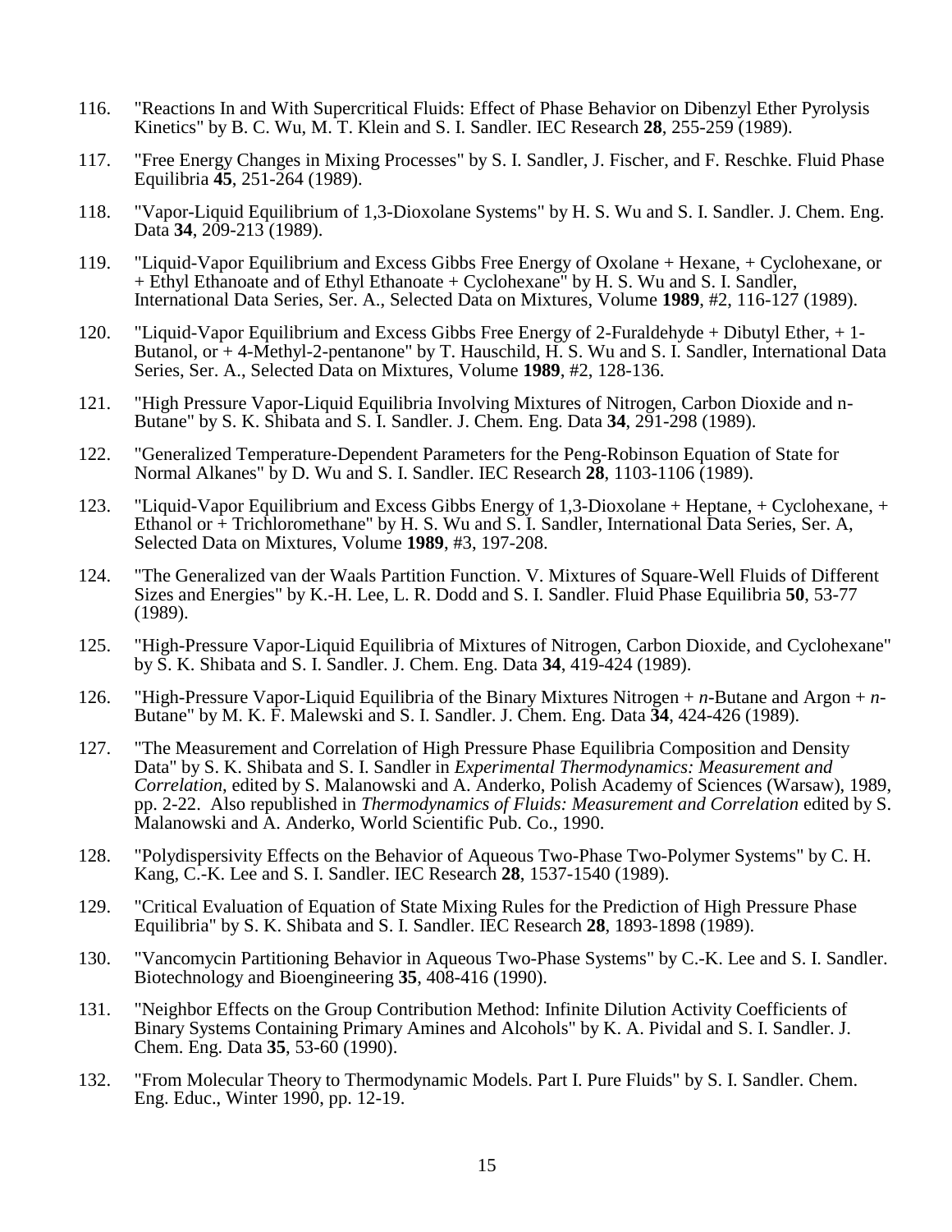116. "Reactions In and With Supercritical Fluids: Effect of Phase Behavior on Dibenzyl Ether Pyrolysis Kinetics" by B. C. Wu, M. T. Klein and S. I. Sandler. IEC Research **28**, 255-259 (1989).

117. "Free Energy Changes in Mixing Processes" by S. I. Sandler, J. Fischer, and F. Reschke. Fluid Phase Equilibria **45**, 251-264 (1989).

118. "Vapor-Liquid Equilibrium of 1,3-Dioxolane Systems" by H. S. Wu and S. I. Sandler. J. Chem. Eng. Data **34**, 209-213 (1989).

119. "Liquid-Vapor Equilibrium and Excess Gibbs Free Energy of Oxolane + Hexane, + Cyclohexane, or + Ethyl Ethanoate and of Ethyl Ethanoate + Cyclohexane" by H. S. Wu and S. I. Sandler, International Data Series, Ser. A., Selected Data on Mixtures, Volume **1989**, #2, 116-127 (1989).

120. "Liquid-Vapor Equilibrium and Excess Gibbs Free Energy of 2-Furaldehyde + Dibutyl Ether, + 1-Butanol, or + 4-Methyl-2-pentanone" by T. Hauschild, H. S. Wu and S. I. Sandler, International Data Series, Ser. A., Selected Data on Mixtures, Volume **1989**, #2, 128-136.

121. "High Pressure Vapor-Liquid Equilibria Involving Mixtures of Nitrogen, Carbon Dioxide and n-Butane" by S. K. Shibata and S. I. Sandler. J. Chem. Eng. Data **34**, 291-298 (1989).

122. "Generalized Temperature-Dependent Parameters for the Peng-Robinson Equation of State for Normal Alkanes" by D. Wu and S. I. Sandler. IEC Research **28**, 1103-1106 (1989).

123. "Liquid-Vapor Equilibrium and Excess Gibbs Energy of 1,3-Dioxolane + Heptane, + Cyclohexane, + Ethanol or + Trichloromethane" by H. S. Wu and S. I. Sandler, International Data Series, Ser. A, Selected Data on Mixtures, Volume **1989**, #3, 197-208.

124. "The Generalized van der Waals Partition Function. V. Mixtures of Square-Well Fluids of Different Sizes and Energies" by K.-H. Lee, L. R. Dodd and S. I. Sandler. Fluid Phase Equilibria **50**, 53-77 (1989).

125. "High-Pressure Vapor-Liquid Equilibria of Mixtures of Nitrogen, Carbon Dioxide, and Cyclohexane" by S. K. Shibata and S. I. Sandler. J. Chem. Eng. Data **34**, 419-424 (1989).

126. "High-Pressure Vapor-Liquid Equilibria of the Binary Mixtures Nitrogen + *n*-Butane and Argon + *n*-Butane" by M. K. F. Malewski and S. I. Sandler. J. Chem. Eng. Data **34**, 424-426 (1989).

127. "The Measurement and Correlation of High Pressure Phase Equilibria Composition and Density Data" by S. K. Shibata and S. I. Sandler in *Experimental Thermodynamics: Measurement and Correlation*, edited by S. Malanowski and A. Anderko, Polish Academy of Sciences (Warsaw), 1989, pp. 2-22. Also republished in *Thermodynamics of Fluids: Measurement and Correlation* edited by S. Malanowski and A. Anderko, World Scientific Pub. Co., 1990.

128. "Polydispersivity Effects on the Behavior of Aqueous Two-Phase Two-Polymer Systems" by C. H. Kang, C.-K. Lee and S. I. Sandler. IEC Research **28**, 1537-1540 (1989).

129. "Critical Evaluation of Equation of State Mixing Rules for the Prediction of High Pressure Phase Equilibria" by S. K. Shibata and S. I. Sandler. IEC Research **28**, 1893-1898 (1989).

130. "Vancomycin Partitioning Behavior in Aqueous Two-Phase Systems" by C.-K. Lee and S. I. Sandler. Biotechnology and Bioengineering **35**, 408-416 (1990).

131. "Neighbor Effects on the Group Contribution Method: Infinite Dilution Activity Coefficients of Binary Systems Containing Primary Amines and Alcohols" by K. A. Pividal and S. I. Sandler. J. Chem. Eng. Data **35**, 53-60 (1990).

132. "From Molecular Theory to Thermodynamic Models. Part I. Pure Fluids" by S. I. Sandler. Chem. Eng. Educ., Winter 1990, pp. 12-19.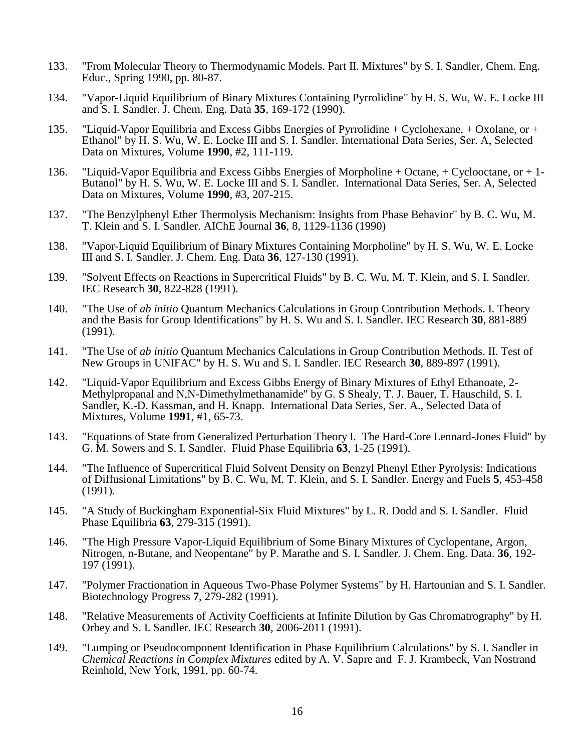133. "From Molecular Theory to Thermodynamic Models. Part II. Mixtures" by S. I. Sandler, Chem. Eng. Educ., Spring 1990, pp. 80-87.

134. "Vapor-Liquid Equilibrium of Binary Mixtures Containing Pyrrolidine" by H. S. Wu, W. E. Locke III and S. I. Sandler. J. Chem. Eng. Data **35**, 169-172 (1990).

135. "Liquid-Vapor Equilibria and Excess Gibbs Energies of Pyrrolidine + Cyclohexane, + Oxolane, or + Ethanol" by H. S. Wu, W. E. Locke III and S. I. Sandler. International Data Series, Ser. A, Selected Data on Mixtures, Volume **1990**, #2, 111-119.

136. "Liquid-Vapor Equilibria and Excess Gibbs Energies of Morpholine + Octane, + Cyclooctane, or + 1-Butanol" by H. S. Wu, W. E. Locke III and S. I. Sandler. International Data Series, Ser. A, Selected Data on Mixtures, Volume **1990**, #3, 207-215.

137. "The Benzylphenyl Ether Thermolysis Mechanism: Insights from Phase Behavior" by B. C. Wu, M. T. Klein and S. I. Sandler. AIChE Journal **36**, 8, 1129-1136 (1990)

138. "Vapor-Liquid Equilibrium of Binary Mixtures Containing Morpholine" by H. S. Wu, W. E. Locke III and S. I. Sandler. J. Chem. Eng. Data **36**, 127-130 (1991).

139. "Solvent Effects on Reactions in Supercritical Fluids" by B. C. Wu, M. T. Klein, and S. I. Sandler. IEC Research **30**, 822-828 (1991).

140. "The Use of *ab initio* Quantum Mechanics Calculations in Group Contribution Methods. I. Theory and the Basis for Group Identifications" by H. S. Wu and S. I. Sandler. IEC Research **30**, 881-889 (1991).

141. "The Use of *ab initio* Quantum Mechanics Calculations in Group Contribution Methods. II. Test of New Groups in UNIFAC" by H. S. Wu and S. I. Sandler. IEC Research **30**, 889-897 (1991).

142. "Liquid-Vapor Equilibrium and Excess Gibbs Energy of Binary Mixtures of Ethyl Ethanoate, 2-Methylpropanal and N,N-Dimethylmethanamide" by G. S Shealy, T. J. Bauer, T. Hauschild, S. I. Sandler, K.-D. Kassman, and H. Knapp. International Data Series, Ser. A., Selected Data of Mixtures, Volume **1991**, #1, 65-73.

143. "Equations of State from Generalized Perturbation Theory I. The Hard-Core Lennard-Jones Fluid" by G. M. Sowers and S. I. Sandler. Fluid Phase Equilibria **63**, 1-25 (1991).

144. "The Influence of Supercritical Fluid Solvent Density on Benzyl Phenyl Ether Pyrolysis: Indications of Diffusional Limitations" by B. C. Wu, M. T. Klein, and S. I. Sandler. Energy and Fuels **5**, 453-458 (1991).

145. "A Study of Buckingham Exponential-Six Fluid Mixtures" by L. R. Dodd and S. I. Sandler. Fluid Phase Equilibria **63**, 279-315 (1991).

146. "The High Pressure Vapor-Liquid Equilibrium of Some Binary Mixtures of Cyclopentane, Argon, Nitrogen, n-Butane, and Neopentane" by P. Marathe and S. I. Sandler. J. Chem. Eng. Data. **36**, 192-197 (1991).

147. "Polymer Fractionation in Aqueous Two-Phase Polymer Systems" by H. Hartounian and S. I. Sandler. Biotechnology Progress **7**, 279-282 (1991).

148. "Relative Measurements of Activity Coefficients at Infinite Dilution by Gas Chromatrography" by H. Orbey and S. I. Sandler. IEC Research **30**, 2006-2011 (1991).

149. "Lumping or Pseudocomponent Identification in Phase Equilibrium Calculations" by S. I. Sandler in *Chemical Reactions in Complex Mixtures* edited by A. V. Sapre and F. J. Krambeck, Van Nostrand Reinhold, New York, 1991, pp. 60-74.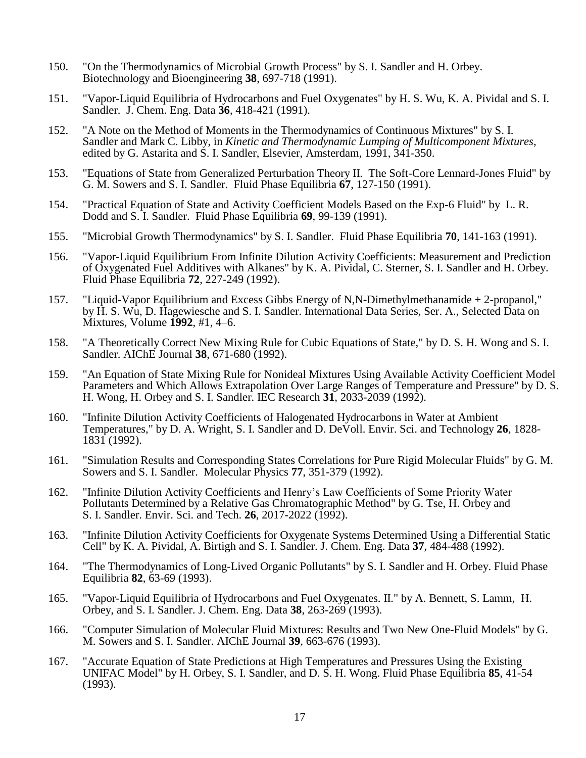150. "On the Thermodynamics of Microbial Growth Process" by S. I. Sandler and H. Orbey. Biotechnology and Bioengineering **38**, 697-718 (1991).

151. "Vapor-Liquid Equilibria of Hydrocarbons and Fuel Oxygenates" by H. S. Wu, K. A. Pividal and S. I. Sandler. J. Chem. Eng. Data **36**, 418-421 (1991).

152. "A Note on the Method of Moments in the Thermodynamics of Continuous Mixtures" by S. I. Sandler and Mark C. Libby, in *Kinetic and Thermodynamic Lumping of Multicomponent Mixtures*, edited by G. Astarita and S. I. Sandler, Elsevier, Amsterdam, 1991, 341-350.

153. "Equations of State from Generalized Perturbation Theory II. The Soft-Core Lennard-Jones Fluid" by G. M. Sowers and S. I. Sandler. Fluid Phase Equilibria **67**, 127-150 (1991).

154. "Practical Equation of State and Activity Coefficient Models Based on the Exp-6 Fluid" by L. R. Dodd and S. I. Sandler. Fluid Phase Equilibria **69**, 99-139 (1991).

155. "Microbial Growth Thermodynamics" by S. I. Sandler. Fluid Phase Equilibria **70**, 141-163 (1991).

156. "Vapor-Liquid Equilibrium From Infinite Dilution Activity Coefficients: Measurement and Prediction of Oxygenated Fuel Additives with Alkanes" by K. A. Pividal, C. Sterner, S. I. Sandler and H. Orbey. Fluid Phase Equilibria **72**, 227-249 (1992).

157. "Liquid-Vapor Equilibrium and Excess Gibbs Energy of N,N-Dimethylmethanamide + 2-propanol," by H. S. Wu, D. Hagewiesche and S. I. Sandler. International Data Series, Ser. A., Selected Data on Mixtures, Volume **1992**, #1, 4–6.

158. "A Theoretically Correct New Mixing Rule for Cubic Equations of State," by D. S. H. Wong and S. I. Sandler. AIChE Journal **38**, 671-680 (1992).

159. "An Equation of State Mixing Rule for Nonideal Mixtures Using Available Activity Coefficient Model Parameters and Which Allows Extrapolation Over Large Ranges of Temperature and Pressure" by D. S. H. Wong, H. Orbey and S. I. Sandler. IEC Research **31**, 2033-2039 (1992).

160. "Infinite Dilution Activity Coefficients of Halogenated Hydrocarbons in Water at Ambient Temperatures," by D. A. Wright, S. I. Sandler and D. DeVoll. Envir. Sci. and Technology **26**, 1828-1831 (1992).

161. "Simulation Results and Corresponding States Correlations for Pure Rigid Molecular Fluids" by G. M. Sowers and S. I. Sandler. Molecular Physics **77**, 351-379 (1992).

162. "Infinite Dilution Activity Coefficients and Henry's Law Coefficients of Some Priority Water Pollutants Determined by a Relative Gas Chromatographic Method" by G. Tse, H. Orbey and S. I. Sandler. Envir. Sci. and Tech. **26**, 2017-2022 (1992).

163. "Infinite Dilution Activity Coefficients for Oxygenate Systems Determined Using a Differential Static Cell" by K. A. Pividal, A. Birtigh and S. I. Sandler. J. Chem. Eng. Data **37**, 484-488 (1992).

164. "The Thermodynamics of Long-Lived Organic Pollutants" by S. I. Sandler and H. Orbey. Fluid Phase Equilibria **82**, 63-69 (1993).

165. "Vapor-Liquid Equilibria of Hydrocarbons and Fuel Oxygenates. II." by A. Bennett, S. Lamm, H. Orbey, and S. I. Sandler. J. Chem. Eng. Data **38**, 263-269 (1993).

166. "Computer Simulation of Molecular Fluid Mixtures: Results and Two New One-Fluid Models" by G. M. Sowers and S. I. Sandler. AIChE Journal **39**, 663-676 (1993).

167. "Accurate Equation of State Predictions at High Temperatures and Pressures Using the Existing UNIFAC Model" by H. Orbey, S. I. Sandler, and D. S. H. Wong. Fluid Phase Equilibria **85**, 41-54 (1993).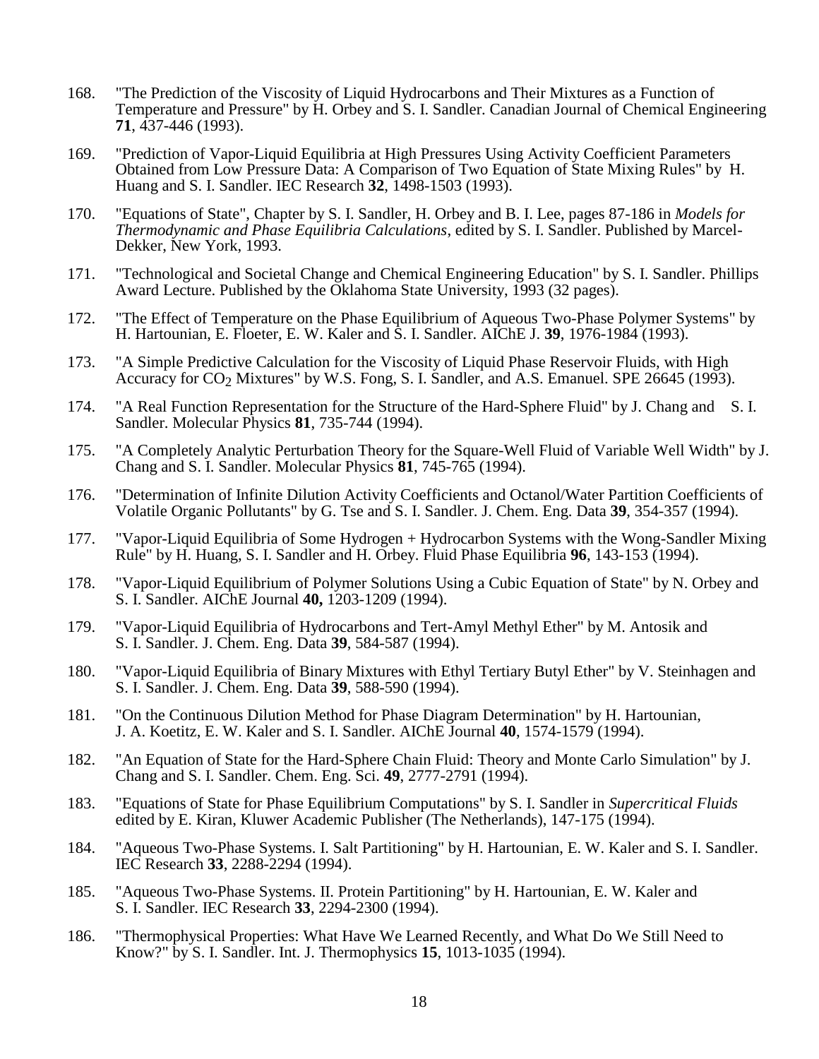168. "The Prediction of the Viscosity of Liquid Hydrocarbons and Their Mixtures as a Function of Temperature and Pressure" by H. Orbey and S. I. Sandler. Canadian Journal of Chemical Engineering **71**, 437-446 (1993).

169. "Prediction of Vapor-Liquid Equilibria at High Pressures Using Activity Coefficient Parameters Obtained from Low Pressure Data: A Comparison of Two Equation of State Mixing Rules" by H. Huang and S. I. Sandler. IEC Research **32**, 1498-1503 (1993).

170. "Equations of State", Chapter by S. I. Sandler, H. Orbey and B. I. Lee, pages 87-186 in *Models for Thermodynamic and Phase Equilibria Calculations*, edited by S. I. Sandler. Published by Marcel-Dekker, New York, 1993.

171. "Technological and Societal Change and Chemical Engineering Education" by S. I. Sandler. Phillips Award Lecture. Published by the Oklahoma State University, 1993 (32 pages).

172. "The Effect of Temperature on the Phase Equilibrium of Aqueous Two-Phase Polymer Systems" by H. Hartounian, E. Floeter, E. W. Kaler and S. I. Sandler. AIChE J. **39**, 1976-1984 (1993).

173. "A Simple Predictive Calculation for the Viscosity of Liquid Phase Reservoir Fluids, with High Accuracy for $CO_2$ Mixtures" by W.S. Fong, S. I. Sandler, and A.S. Emanuel. SPE 26645 (1993).

174. "A Real Function Representation for the Structure of the Hard-Sphere Fluid" by J. Chang and S. I. Sandler. Molecular Physics **81**, 735-744 (1994).

175. "A Completely Analytic Perturbation Theory for the Square-Well Fluid of Variable Well Width" by J. Chang and S. I. Sandler. Molecular Physics **81**, 745-765 (1994).

176. "Determination of Infinite Dilution Activity Coefficients and Octanol/Water Partition Coefficients of Volatile Organic Pollutants" by G. Tse and S. I. Sandler. J. Chem. Eng. Data **39**, 354-357 (1994).

177. "Vapor-Liquid Equilibria of Some Hydrogen + Hydrocarbon Systems with the Wong-Sandler Mixing Rule" by H. Huang, S. I. Sandler and H. Orbey. Fluid Phase Equilibria **96**, 143-153 (1994).

178. "Vapor-Liquid Equilibrium of Polymer Solutions Using a Cubic Equation of State" by N. Orbey and S. I. Sandler. AIChE Journal **40,** 1203-1209 (1994).

179. "Vapor-Liquid Equilibria of Hydrocarbons and Tert-Amyl Methyl Ether" by M. Antosik and S. I. Sandler. J. Chem. Eng. Data **39**, 584-587 (1994).

180. "Vapor-Liquid Equilibria of Binary Mixtures with Ethyl Tertiary Butyl Ether" by V. Steinhagen and S. I. Sandler. J. Chem. Eng. Data **39**, 588-590 (1994).

181. "On the Continuous Dilution Method for Phase Diagram Determination" by H. Hartounian, J. A. Koetitz, E. W. Kaler and S. I. Sandler. AIChE Journal **40**, 1574-1579 (1994).

182. "An Equation of State for the Hard-Sphere Chain Fluid: Theory and Monte Carlo Simulation" by J. Chang and S. I. Sandler. Chem. Eng. Sci. **49**, 2777-2791 (1994).

183. "Equations of State for Phase Equilibrium Computations" by S. I. Sandler in *Supercritical Fluids* edited by E. Kiran, Kluwer Academic Publisher (The Netherlands), 147-175 (1994).

184. "Aqueous Two-Phase Systems. I. Salt Partitioning" by H. Hartounian, E. W. Kaler and S. I. Sandler. IEC Research **33**, 2288-2294 (1994).

185. "Aqueous Two-Phase Systems. II. Protein Partitioning" by H. Hartounian, E. W. Kaler and S. I. Sandler. IEC Research **33**, 2294-2300 (1994).

186. "Thermophysical Properties: What Have We Learned Recently, and What Do We Still Need to Know?" by S. I. Sandler. Int. J. Thermophysics **15**, 1013-1035 (1994).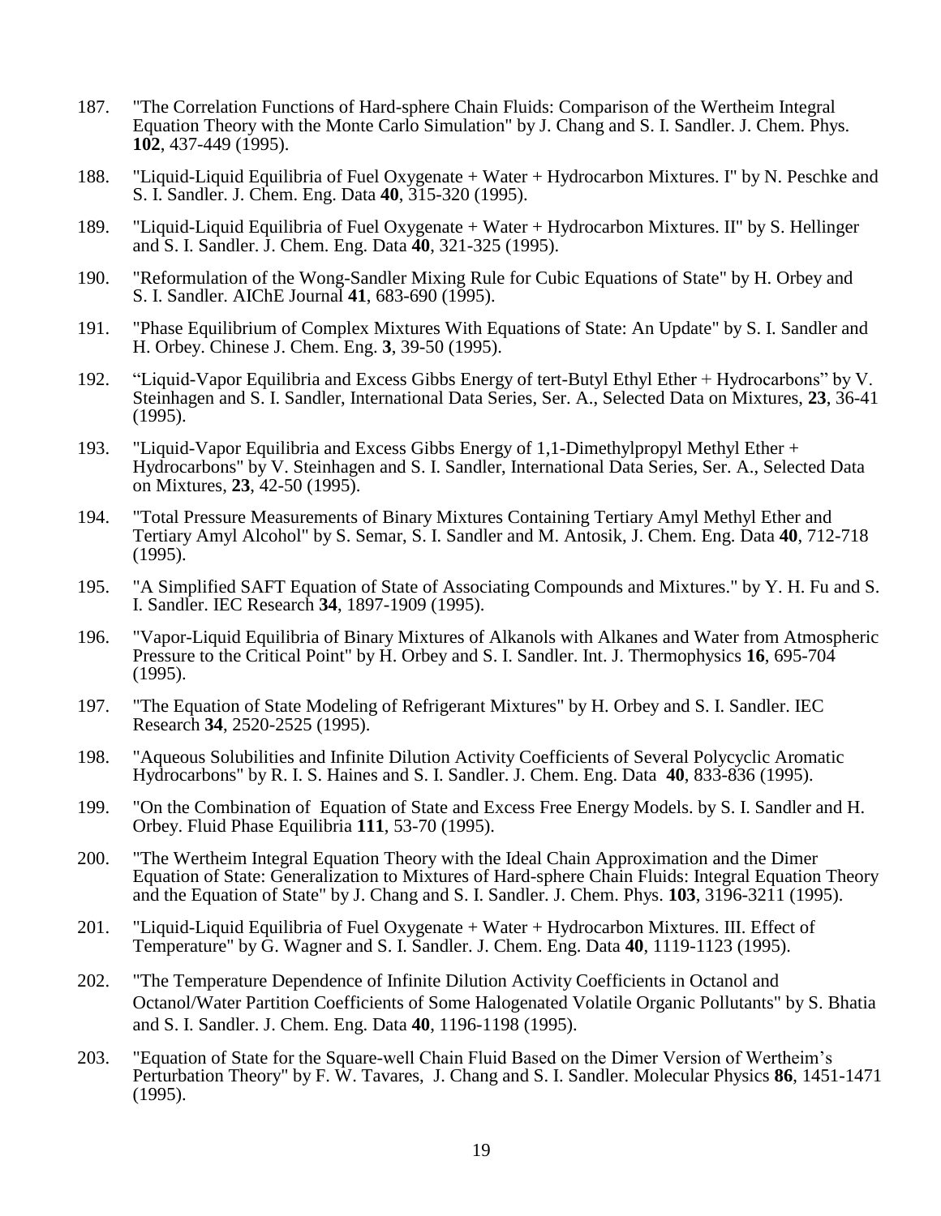187. "The Correlation Functions of Hard-sphere Chain Fluids: Comparison of the Wertheim Integral Equation Theory with the Monte Carlo Simulation" by J. Chang and S. I. Sandler. J. Chem. Phys. **102**, 437-449 (1995).

188. "Liquid-Liquid Equilibria of Fuel Oxygenate + Water + Hydrocarbon Mixtures. I" by N. Peschke and S. I. Sandler. J. Chem. Eng. Data **40**, 315-320 (1995).

189. "Liquid-Liquid Equilibria of Fuel Oxygenate + Water + Hydrocarbon Mixtures. II" by S. Hellinger and S. I. Sandler. J. Chem. Eng. Data **40**, 321-325 (1995).

190. "Reformulation of the Wong-Sandler Mixing Rule for Cubic Equations of State" by H. Orbey and S. I. Sandler. AIChE Journal **41**, 683-690 (1995).

191. "Phase Equilibrium of Complex Mixtures With Equations of State: An Update" by S. I. Sandler and H. Orbey. Chinese J. Chem. Eng. **3**, 39-50 (1995).

192. "Liquid-Vapor Equilibria and Excess Gibbs Energy of tert-Butyl Ethyl Ether + Hydrocarbons" by V. Steinhagen and S. I. Sandler, International Data Series, Ser. A., Selected Data on Mixtures, **23**, 36-41 (1995).

193. "Liquid-Vapor Equilibria and Excess Gibbs Energy of 1,1-Dimethylpropyl Methyl Ether + Hydrocarbons" by V. Steinhagen and S. I. Sandler, International Data Series, Ser. A., Selected Data on Mixtures, **23**, 42-50 (1995).

194. "Total Pressure Measurements of Binary Mixtures Containing Tertiary Amyl Methyl Ether and Tertiary Amyl Alcohol" by S. Semar, S. I. Sandler and M. Antosik, J. Chem. Eng. Data **40**, 712-718 (1995).

195. "A Simplified SAFT Equation of State of Associating Compounds and Mixtures." by Y. H. Fu and S. I. Sandler. IEC Research **34**, 1897-1909 (1995).

196. "Vapor-Liquid Equilibria of Binary Mixtures of Alkanols with Alkanes and Water from Atmospheric Pressure to the Critical Point" by H. Orbey and S. I. Sandler. Int. J. Thermophysics **16**, 695-704 (1995).

197. "The Equation of State Modeling of Refrigerant Mixtures" by H. Orbey and S. I. Sandler. IEC Research **34**, 2520-2525 (1995).

198. "Aqueous Solubilities and Infinite Dilution Activity Coefficients of Several Polycyclic Aromatic Hydrocarbons" by R. I. S. Haines and S. I. Sandler. J. Chem. Eng. Data **40**, 833-836 (1995).

199. "On the Combination of Equation of State and Excess Free Energy Models. by S. I. Sandler and H. Orbey. Fluid Phase Equilibria **111**, 53-70 (1995).

200. "The Wertheim Integral Equation Theory with the Ideal Chain Approximation and the Dimer Equation of State: Generalization to Mixtures of Hard-sphere Chain Fluids: Integral Equation Theory and the Equation of State" by J. Chang and S. I. Sandler. J. Chem. Phys. **103**, 3196-3211 (1995).

201. "Liquid-Liquid Equilibria of Fuel Oxygenate + Water + Hydrocarbon Mixtures. III. Effect of Temperature" by G. Wagner and S. I. Sandler. J. Chem. Eng. Data **40**, 1119-1123 (1995).

202. "The Temperature Dependence of Infinite Dilution Activity Coefficients in Octanol and Octanol/Water Partition Coefficients of Some Halogenated Volatile Organic Pollutants" by S. Bhatia and S. I. Sandler. J. Chem. Eng. Data **40**, 1196-1198 (1995).

203. "Equation of State for the Square-well Chain Fluid Based on the Dimer Version of Wertheim's Perturbation Theory" by F. W. Tavares, J. Chang and S. I. Sandler. Molecular Physics **86**, 1451-1471 (1995).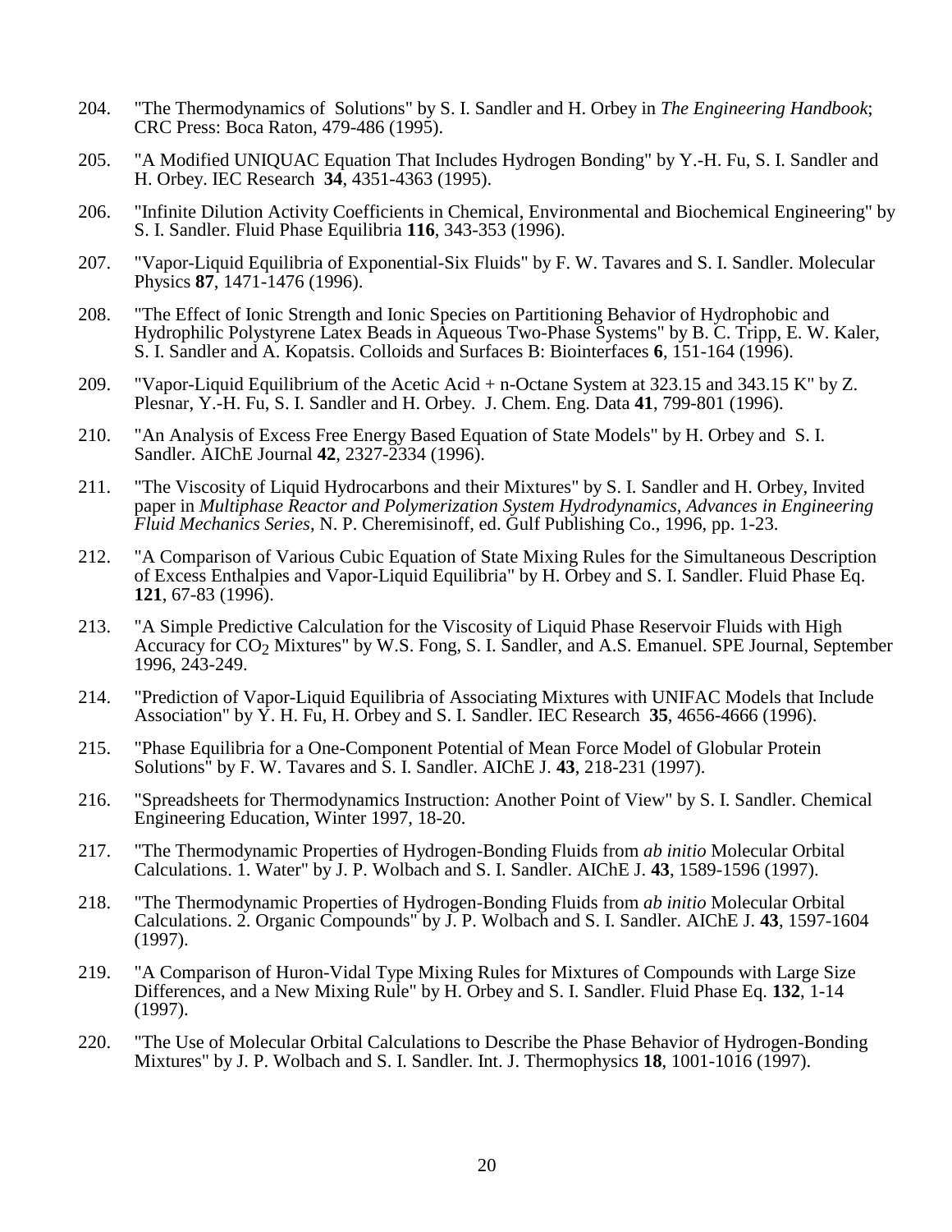204. "The Thermodynamics of Solutions" by S. I. Sandler and H. Orbey in *The Engineering Handbook*; CRC Press: Boca Raton, 479-486 (1995).

205. "A Modified UNIQUAC Equation That Includes Hydrogen Bonding" by Y.-H. Fu, S. I. Sandler and H. Orbey. IEC Research **34**, 4351-4363 (1995).

206. "Infinite Dilution Activity Coefficients in Chemical, Environmental and Biochemical Engineering" by S. I. Sandler. Fluid Phase Equilibria **116**, 343-353 (1996).

207. "Vapor-Liquid Equilibria of Exponential-Six Fluids" by F. W. Tavares and S. I. Sandler. Molecular Physics **87**, 1471-1476 (1996).

208. "The Effect of Ionic Strength and Ionic Species on Partitioning Behavior of Hydrophobic and Hydrophilic Polystyrene Latex Beads in Aqueous Two-Phase Systems" by B. C. Tripp, E. W. Kaler, S. I. Sandler and A. Kopatsis. Colloids and Surfaces B: Biointerfaces **6**, 151-164 (1996).

209. "Vapor-Liquid Equilibrium of the Acetic Acid + n-Octane System at 323.15 and 343.15 K" by Z. Plesnar, Y.-H. Fu, S. I. Sandler and H. Orbey. J. Chem. Eng. Data **41**, 799-801 (1996).

210. "An Analysis of Excess Free Energy Based Equation of State Models" by H. Orbey and S. I. Sandler. AIChE Journal **42**, 2327-2334 (1996).

211. "The Viscosity of Liquid Hydrocarbons and their Mixtures" by S. I. Sandler and H. Orbey, Invited paper in *Multiphase Reactor and Polymerization System Hydrodynamics, Advances in Engineering Fluid Mechanics Series*, N. P. Cheremisinoff, ed. Gulf Publishing Co., 1996, pp. 1-23.

212. "A Comparison of Various Cubic Equation of State Mixing Rules for the Simultaneous Description of Excess Enthalpies and Vapor-Liquid Equilibria" by H. Orbey and S. I. Sandler. Fluid Phase Eq. **121**, 67-83 (1996).

213. "A Simple Predictive Calculation for the Viscosity of Liquid Phase Reservoir Fluids with High Accuracy for $CO_2$ Mixtures" by W.S. Fong, S. I. Sandler, and A.S. Emanuel. SPE Journal, September 1996, 243-249.

214. "Prediction of Vapor-Liquid Equilibria of Associating Mixtures with UNIFAC Models that Include Association" by Y. H. Fu, H. Orbey and S. I. Sandler. IEC Research **35**, 4656-4666 (1996).

215. "Phase Equilibria for a One-Component Potential of Mean Force Model of Globular Protein Solutions" by F. W. Tavares and S. I. Sandler. AIChE J. **43**, 218-231 (1997).

216. "Spreadsheets for Thermodynamics Instruction: Another Point of View" by S. I. Sandler. Chemical Engineering Education, Winter 1997, 18-20.

217. "The Thermodynamic Properties of Hydrogen-Bonding Fluids from *ab initio* Molecular Orbital Calculations. 1. Water" by J. P. Wolbach and S. I. Sandler. AIChE J. **43**, 1589-1596 (1997).

218. "The Thermodynamic Properties of Hydrogen-Bonding Fluids from *ab initio* Molecular Orbital Calculations. 2. Organic Compounds" by J. P. Wolbach and S. I. Sandler. AIChE J. **43**, 1597-1604 (1997).

219. "A Comparison of Huron-Vidal Type Mixing Rules for Mixtures of Compounds with Large Size Differences, and a New Mixing Rule" by H. Orbey and S. I. Sandler. Fluid Phase Eq. **132**, 1-14 (1997).

220. "The Use of Molecular Orbital Calculations to Describe the Phase Behavior of Hydrogen-Bonding Mixtures" by J. P. Wolbach and S. I. Sandler. Int. J. Thermophysics **18**, 1001-1016 (1997).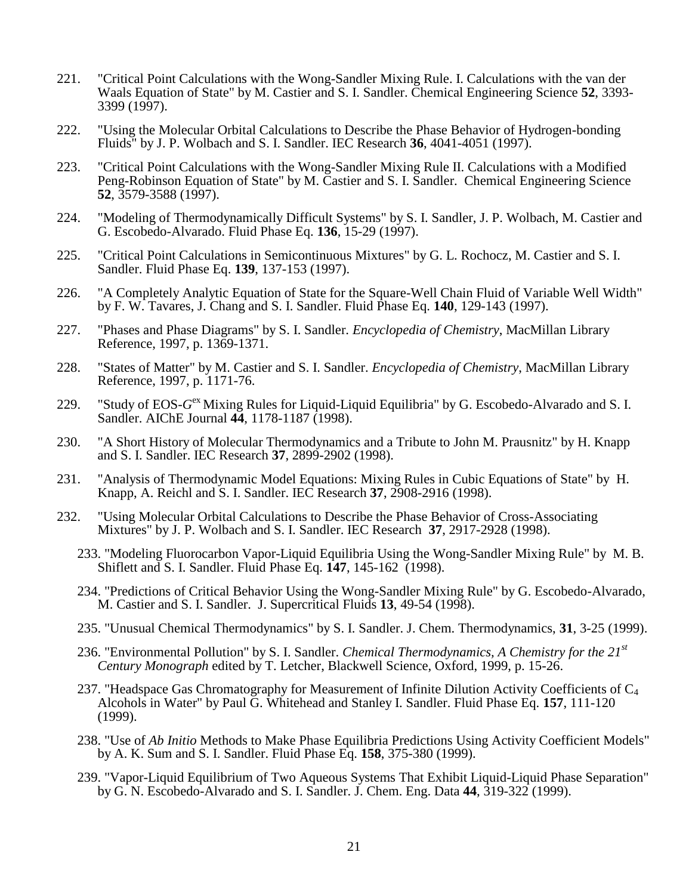221. "Critical Point Calculations with the Wong-Sandler Mixing Rule. I. Calculations with the van der Waals Equation of State" by M. Castier and S. I. Sandler. Chemical Engineering Science **52**, 3393-3399 (1997).

222. "Using the Molecular Orbital Calculations to Describe the Phase Behavior of Hydrogen-bonding Fluids" by J. P. Wolbach and S. I. Sandler. IEC Research **36**, 4041-4051 (1997).

223. "Critical Point Calculations with the Wong-Sandler Mixing Rule II. Calculations with a Modified Peng-Robinson Equation of State" by M. Castier and S. I. Sandler. Chemical Engineering Science **52**, 3579-3588 (1997).

224. "Modeling of Thermodynamically Difficult Systems" by S. I. Sandler, J. P. Wolbach, M. Castier and G. Escobedo-Alvarado. Fluid Phase Eq. **136**, 15-29 (1997).

225. "Critical Point Calculations in Semicontinuous Mixtures" by G. L. Rochocz, M. Castier and S. I. Sandler. Fluid Phase Eq. **139**, 137-153 (1997).

226. "A Completely Analytic Equation of State for the Square-Well Chain Fluid of Variable Well Width" by F. W. Tavares, J. Chang and S. I. Sandler. Fluid Phase Eq. **140**, 129-143 (1997).

227. "Phases and Phase Diagrams" by S. I. Sandler. *Encyclopedia of Chemistry*, MacMillan Library Reference, 1997, p. 1369-1371.

228. "States of Matter" by M. Castier and S. I. Sandler. *Encyclopedia of Chemistry*, MacMillan Library Reference, 1997, p. 1171-76.

229. "Study of EOS-$G^{ex}$ Mixing Rules for Liquid-Liquid Equilibria" by G. Escobedo-Alvarado and S. I. Sandler. AIChE Journal **44**, 1178-1187 (1998).

230. "A Short History of Molecular Thermodynamics and a Tribute to John M. Prausnitz" by H. Knapp and S. I. Sandler. IEC Research **37**, 2899-2902 (1998).

231. "Analysis of Thermodynamic Model Equations: Mixing Rules in Cubic Equations of State" by H. Knapp, A. Reichl and S. I. Sandler. IEC Research **37**, 2908-2916 (1998).

232. "Using Molecular Orbital Calculations to Describe the Phase Behavior of Cross-Associating Mixtures" by J. P. Wolbach and S. I. Sandler. IEC Research **37**, 2917-2928 (1998).

233. "Modeling Fluorocarbon Vapor-Liquid Equilibria Using the Wong-Sandler Mixing Rule" by M. B. Shiflett and S. I. Sandler. Fluid Phase Eq. **147**, 145-162 (1998).

234. "Predictions of Critical Behavior Using the Wong-Sandler Mixing Rule" by G. Escobedo-Alvarado, M. Castier and S. I. Sandler. J. Supercritical Fluids **13**, 49-54 (1998).

235. "Unusual Chemical Thermodynamics" by S. I. Sandler. J. Chem. Thermodynamics, **31**, 3-25 (1999).

236. "Environmental Pollution" by S. I. Sandler. *Chemical Thermodynamics, A Chemistry for the 21st Century Monograph* edited by T. Letcher, Blackwell Science, Oxford, 1999, p. 15-26.

237. "Headspace Gas Chromatography for Measurement of Infinite Dilution Activity Coefficients of $C_4$ Alcohols in Water" by Paul G. Whitehead and Stanley I. Sandler. Fluid Phase Eq. **157**, 111-120 (1999).

238. "Use of *Ab Initio* Methods to Make Phase Equilibria Predictions Using Activity Coefficient Models" by A. K. Sum and S. I. Sandler. Fluid Phase Eq. **158**, 375-380 (1999).

239. "Vapor-Liquid Equilibrium of Two Aqueous Systems That Exhibit Liquid-Liquid Phase Separation" by G. N. Escobedo-Alvarado and S. I. Sandler. J. Chem. Eng. Data **44**, 319-322 (1999).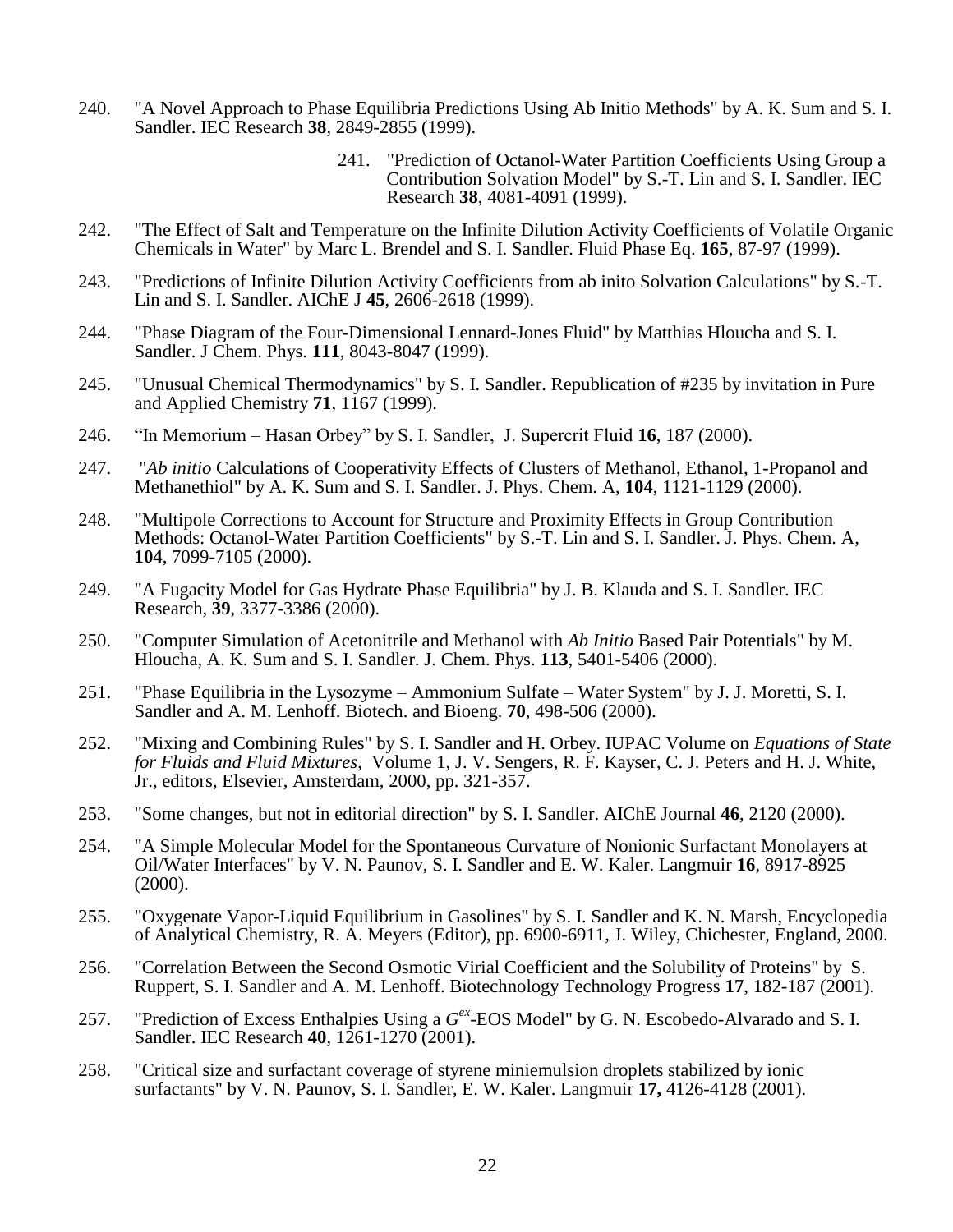240. "A Novel Approach to Phase Equilibria Predictions Using Ab Initio Methods" by A. K. Sum and S. I. Sandler. IEC Research **38**, 2849-2855 (1999).

241. "Prediction of Octanol-Water Partition Coefficients Using Group a Contribution Solvation Model" by S.-T. Lin and S. I. Sandler. IEC Research **38**, 4081-4091 (1999).

242. "The Effect of Salt and Temperature on the Infinite Dilution Activity Coefficients of Volatile Organic Chemicals in Water" by Marc L. Brendel and S. I. Sandler. Fluid Phase Eq. **165**, 87-97 (1999).

243. "Predictions of Infinite Dilution Activity Coefficients from ab inito Solvation Calculations" by S.-T. Lin and S. I. Sandler. AIChE J **45**, 2606-2618 (1999).

244. "Phase Diagram of the Four-Dimensional Lennard-Jones Fluid" by Matthias Hloucha and S. I. Sandler. J Chem. Phys. **111**, 8043-8047 (1999).

245. "Unusual Chemical Thermodynamics" by S. I. Sandler. Republication of #235 by invitation in Pure and Applied Chemistry **71**, 1167 (1999).

246. "In Memorium – Hasan Orbey" by S. I. Sandler, J. Supercrit Fluid **16**, 187 (2000).

247. "*Ab initio* Calculations of Cooperativity Effects of Clusters of Methanol, Ethanol, 1-Propanol and Methanethiol" by A. K. Sum and S. I. Sandler. J. Phys. Chem. A, **104**, 1121-1129 (2000).

248. "Multipole Corrections to Account for Structure and Proximity Effects in Group Contribution Methods: Octanol-Water Partition Coefficients" by S.-T. Lin and S. I. Sandler. J. Phys. Chem. A, **104**, 7099-7105 (2000).

249. "A Fugacity Model for Gas Hydrate Phase Equilibria" by J. B. Klauda and S. I. Sandler. IEC Research, **39**, 3377-3386 (2000).

250. "Computer Simulation of Acetonitrile and Methanol with *Ab Initio* Based Pair Potentials" by M. Hloucha, A. K. Sum and S. I. Sandler. J. Chem. Phys. **113**, 5401-5406 (2000).

251. "Phase Equilibria in the Lysozyme – Ammonium Sulfate – Water System" by J. J. Moretti, S. I. Sandler and A. M. Lenhoff. Biotech. and Bioeng. **70**, 498-506 (2000).

252. "Mixing and Combining Rules" by S. I. Sandler and H. Orbey. IUPAC Volume on *Equations of State for Fluids and Fluid Mixtures*, Volume 1, J. V. Sengers, R. F. Kayser, C. J. Peters and H. J. White, Jr., editors, Elsevier, Amsterdam, 2000, pp. 321-357.

253. "Some changes, but not in editorial direction" by S. I. Sandler. AIChE Journal **46**, 2120 (2000).

254. "A Simple Molecular Model for the Spontaneous Curvature of Nonionic Surfactant Monolayers at Oil/Water Interfaces" by V. N. Paunov, S. I. Sandler and E. W. Kaler. Langmuir **16**, 8917-8925 (2000).

255. "Oxygenate Vapor-Liquid Equilibrium in Gasolines" by S. I. Sandler and K. N. Marsh, Encyclopedia of Analytical Chemistry, R. A. Meyers (Editor), pp. 6900-6911, J. Wiley, Chichester, England, 2000.

256. "Correlation Between the Second Osmotic Virial Coefficient and the Solubility of Proteins" by S. Ruppert, S. I. Sandler and A. M. Lenhoff. Biotechnology Technology Progress **17**, 182-187 (2001).

257. "Prediction of Excess Enthalpies Using a $G^{ex}$-EOS Model" by G. N. Escobedo-Alvarado and S. I. Sandler. IEC Research **40**, 1261-1270 (2001).

258. "Critical size and surfactant coverage of styrene miniemulsion droplets stabilized by ionic surfactants" by V. N. Paunov, S. I. Sandler, E. W. Kaler. Langmuir **17,** 4126-4128 (2001).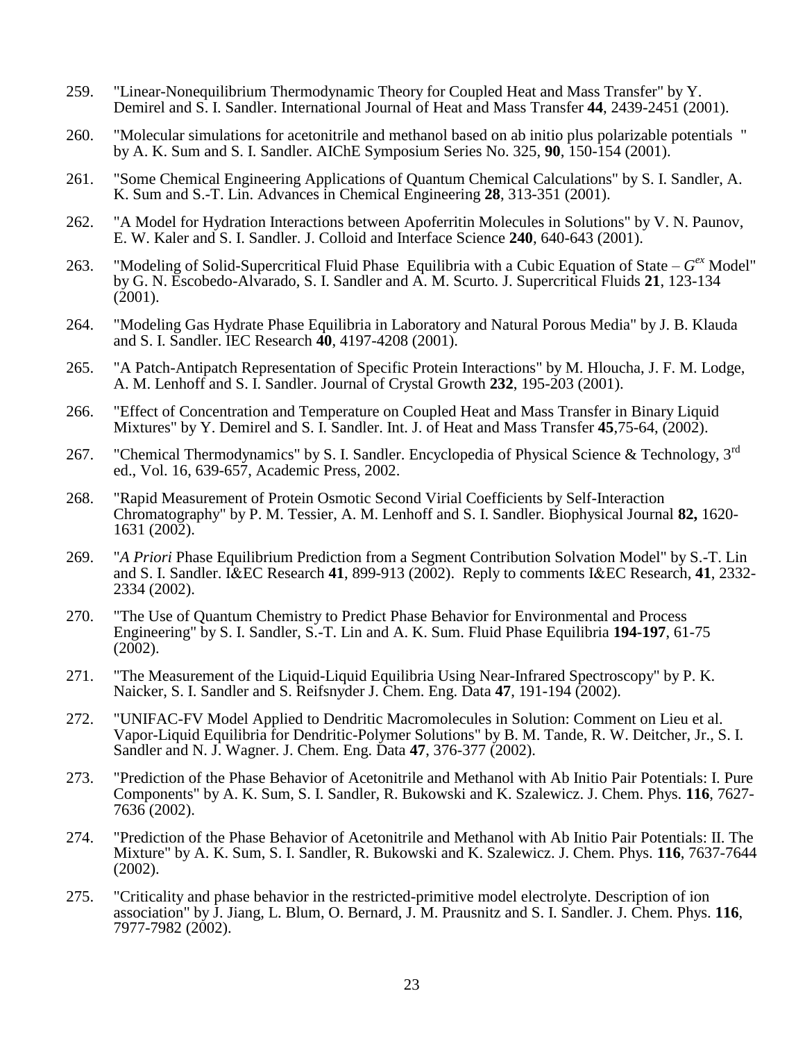259. "Linear-Nonequilibrium Thermodynamic Theory for Coupled Heat and Mass Transfer" by Y. Demirel and S. I. Sandler. International Journal of Heat and Mass Transfer **44**, 2439-2451 (2001).

260. "Molecular simulations for acetonitrile and methanol based on ab initio plus polarizable potentials " by A. K. Sum and S. I. Sandler. AIChE Symposium Series No. 325, **90**, 150-154 (2001).

261. "Some Chemical Engineering Applications of Quantum Chemical Calculations" by S. I. Sandler, A. K. Sum and S.-T. Lin. Advances in Chemical Engineering **28**, 313-351 (2001).

262. "A Model for Hydration Interactions between Apoferritin Molecules in Solutions" by V. N. Paunov, E. W. Kaler and S. I. Sandler. J. Colloid and Interface Science **240**, 640-643 (2001).

263. "Modeling of Solid-Supercritical Fluid Phase Equilibria with a Cubic Equation of State – $G^{ex}$ Model" by G. N. Escobedo-Alvarado, S. I. Sandler and A. M. Scurto. J. Supercritical Fluids **21**, 123-134 (2001).

264. "Modeling Gas Hydrate Phase Equilibria in Laboratory and Natural Porous Media" by J. B. Klauda and S. I. Sandler. IEC Research **40**, 4197-4208 (2001).

265. "A Patch-Antipatch Representation of Specific Protein Interactions" by M. Hloucha, J. F. M. Lodge, A. M. Lenhoff and S. I. Sandler. Journal of Crystal Growth **232**, 195-203 (2001).

266. "Effect of Concentration and Temperature on Coupled Heat and Mass Transfer in Binary Liquid Mixtures" by Y. Demirel and S. I. Sandler. Int. J. of Heat and Mass Transfer **45**,75-64, (2002).

267. "Chemical Thermodynamics" by S. I. Sandler. Encyclopedia of Physical Science & Technology, 3rd ed., Vol. 16, 639-657, Academic Press, 2002.

268. "Rapid Measurement of Protein Osmotic Second Virial Coefficients by Self-Interaction Chromatography" by P. M. Tessier, A. M. Lenhoff and S. I. Sandler. Biophysical Journal **82,** 1620-1631 (2002).

269. "*A Priori* Phase Equilibrium Prediction from a Segment Contribution Solvation Model" by S.-T. Lin and S. I. Sandler. I&EC Research **41**, 899-913 (2002). Reply to comments I&EC Research, **41**, 2332-2334 (2002).

270. "The Use of Quantum Chemistry to Predict Phase Behavior for Environmental and Process Engineering" by S. I. Sandler, S.-T. Lin and A. K. Sum. Fluid Phase Equilibria **194-197**, 61-75 (2002).

271. "The Measurement of the Liquid-Liquid Equilibria Using Near-Infrared Spectroscopy" by P. K. Naicker, S. I. Sandler and S. Reifsnyder J. Chem. Eng. Data **47**, 191-194 (2002).

272. "UNIFAC-FV Model Applied to Dendritic Macromolecules in Solution: Comment on Lieu et al. Vapor-Liquid Equilibria for Dendritic-Polymer Solutions" by B. M. Tande, R. W. Deitcher, Jr., S. I. Sandler and N. J. Wagner. J. Chem. Eng. Data **47**, 376-377 (2002).

273. "Prediction of the Phase Behavior of Acetonitrile and Methanol with Ab Initio Pair Potentials: I. Pure Components" by A. K. Sum, S. I. Sandler, R. Bukowski and K. Szalewicz. J. Chem. Phys. **116**, 7627-7636 (2002).

274. "Prediction of the Phase Behavior of Acetonitrile and Methanol with Ab Initio Pair Potentials: II. The Mixture" by A. K. Sum, S. I. Sandler, R. Bukowski and K. Szalewicz. J. Chem. Phys. **116**, 7637-7644 (2002).

275. "Criticality and phase behavior in the restricted-primitive model electrolyte. Description of ion association" by J. Jiang, L. Blum, O. Bernard, J. M. Prausnitz and S. I. Sandler. J. Chem. Phys. **116**, 7977-7982 (2002).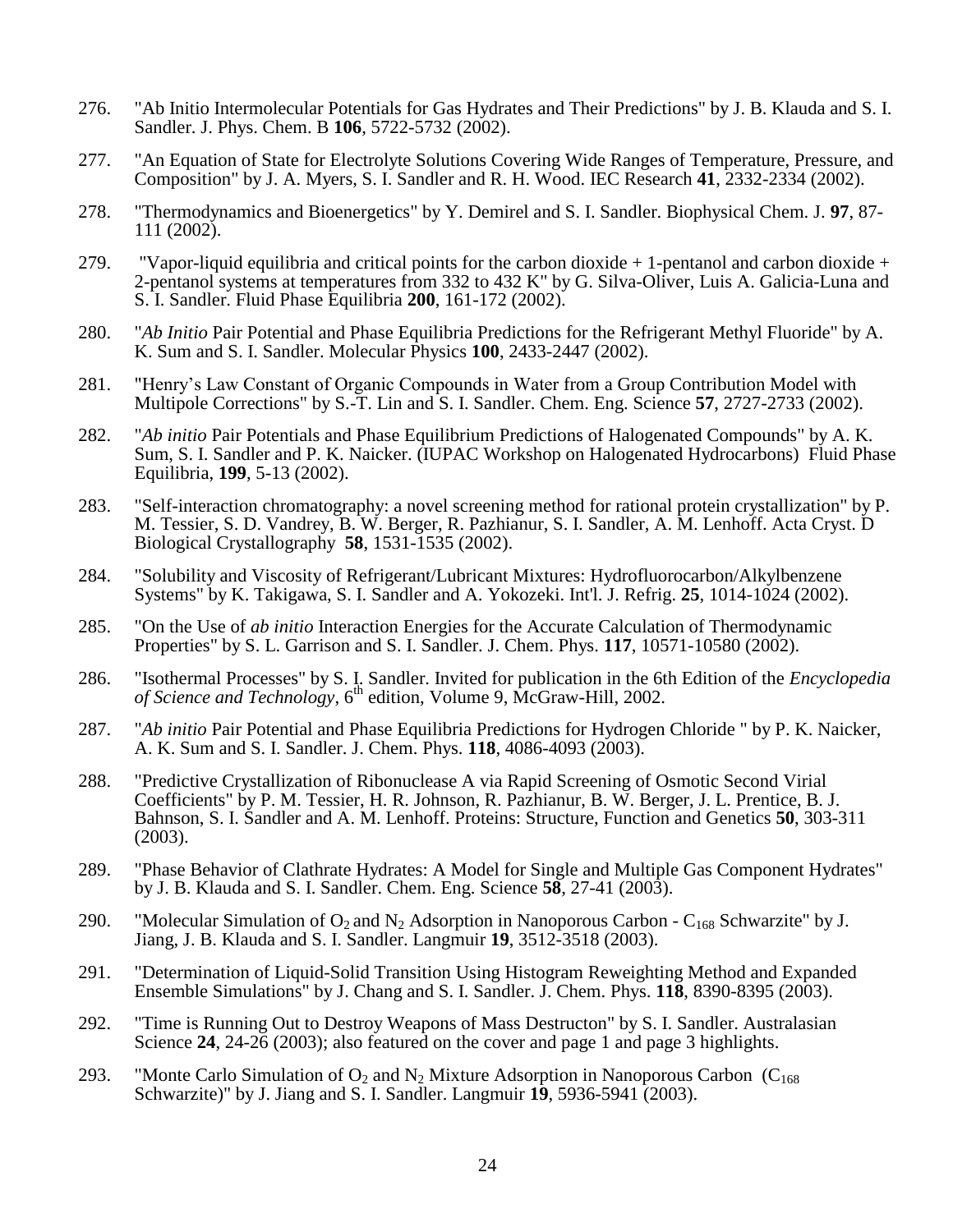276. "Ab Initio Intermolecular Potentials for Gas Hydrates and Their Predictions" by J. B. Klauda and S. I. Sandler. J. Phys. Chem. B **106**, 5722-5732 (2002).

277. "An Equation of State for Electrolyte Solutions Covering Wide Ranges of Temperature, Pressure, and Composition" by J. A. Myers, S. I. Sandler and R. H. Wood. IEC Research **41**, 2332-2334 (2002).

278. "Thermodynamics and Bioenergetics" by Y. Demirel and S. I. Sandler. Biophysical Chem. J. **97**, 87-111 (2002).

279. "Vapor-liquid equilibria and critical points for the carbon dioxide + 1-pentanol and carbon dioxide + 2-pentanol systems at temperatures from 332 to 432 K" by G. Silva-Oliver, Luis A. Galicia-Luna and S. I. Sandler. Fluid Phase Equilibria **200**, 161-172 (2002).

280. "*Ab Initio* Pair Potential and Phase Equilibria Predictions for the Refrigerant Methyl Fluoride" by A. K. Sum and S. I. Sandler. Molecular Physics **100**, 2433-2447 (2002).

281. "Henry's Law Constant of Organic Compounds in Water from a Group Contribution Model with Multipole Corrections" by S.-T. Lin and S. I. Sandler. Chem. Eng. Science **57**, 2727-2733 (2002).

282. "*Ab initio* Pair Potentials and Phase Equilibrium Predictions of Halogenated Compounds" by A. K. Sum, S. I. Sandler and P. K. Naicker. (IUPAC Workshop on Halogenated Hydrocarbons) Fluid Phase Equilibria, **199**, 5-13 (2002).

283. "Self-interaction chromatography: a novel screening method for rational protein crystallization" by P. M. Tessier, S. D. Vandrey, B. W. Berger, R. Pazhianur, S. I. Sandler, A. M. Lenhoff. Acta Cryst. D Biological Crystallography **58**, 1531-1535 (2002).

284. "Solubility and Viscosity of Refrigerant/Lubricant Mixtures: Hydrofluorocarbon/Alkylbenzene Systems" by K. Takigawa, S. I. Sandler and A. Yokozeki. Int'l. J. Refrig. **25**, 1014-1024 (2002).

285. "On the Use of *ab initio* Interaction Energies for the Accurate Calculation of Thermodynamic Properties" by S. L. Garrison and S. I. Sandler. J. Chem. Phys. **117**, 10571-10580 (2002).

286. "Isothermal Processes" by S. I. Sandler. Invited for publication in the 6th Edition of the *Encyclopedia of Science and Technology*, 6th edition, Volume 9, McGraw-Hill, 2002.

287. "*Ab initio* Pair Potential and Phase Equilibria Predictions for Hydrogen Chloride " by P. K. Naicker, A. K. Sum and S. I. Sandler. J. Chem. Phys. **118**, 4086-4093 (2003).

288. "Predictive Crystallization of Ribonuclease A via Rapid Screening of Osmotic Second Virial Coefficients" by P. M. Tessier, H. R. Johnson, R. Pazhianur, B. W. Berger, J. L. Prentice, B. J. Bahnson, S. I. Sandler and A. M. Lenhoff. Proteins: Structure, Function and Genetics **50**, 303-311 (2003).

289. "Phase Behavior of Clathrate Hydrates: A Model for Single and Multiple Gas Component Hydrates" by J. B. Klauda and S. I. Sandler. Chem. Eng. Science **58**, 27-41 (2003).

290. "Molecular Simulation of $O_2$ and $N_2$ Adsorption in Nanoporous Carbon - $C_{168}$ Schwarzite" by J. Jiang, J. B. Klauda and S. I. Sandler. Langmuir **19**, 3512-3518 (2003).

291. "Determination of Liquid-Solid Transition Using Histogram Reweighting Method and Expanded Ensemble Simulations" by J. Chang and S. I. Sandler. J. Chem. Phys. **118**, 8390-8395 (2003).

292. "Time is Running Out to Destroy Weapons of Mass Destructon" by S. I. Sandler. Australasian Science **24**, 24-26 (2003); also featured on the cover and page 1 and page 3 highlights.

293. "Monte Carlo Simulation of $O_2$ and $N_2$ Mixture Adsorption in Nanoporous Carbon ($C_{168}$ Schwarzite)" by J. Jiang and S. I. Sandler. Langmuir **19**, 5936-5941 (2003).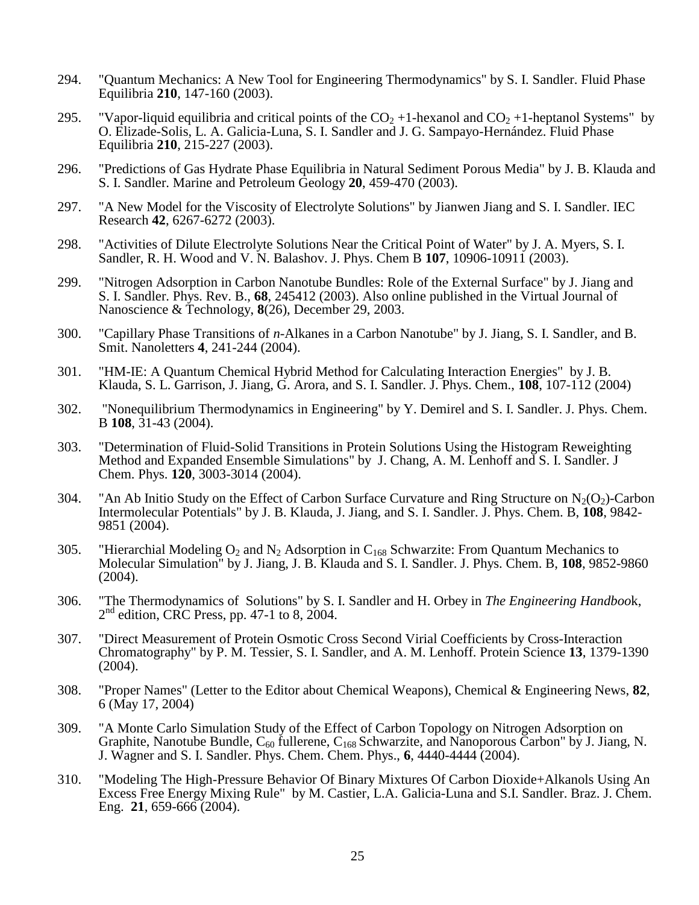294. "Quantum Mechanics: A New Tool for Engineering Thermodynamics" by S. I. Sandler. Fluid Phase Equilibria **210**, 147-160 (2003).

295. "Vapor-liquid equilibria and critical points of the $CO_2$ +1-hexanol and $CO_2$ +1-heptanol Systems" by O. Elizade-Solis, L. A. Galicia-Luna, S. I. Sandler and J. G. Sampayo-Hernández. Fluid Phase Equilibria **210**, 215-227 (2003).

296. "Predictions of Gas Hydrate Phase Equilibria in Natural Sediment Porous Media" by J. B. Klauda and S. I. Sandler. Marine and Petroleum Geology **20**, 459-470 (2003).

297. "A New Model for the Viscosity of Electrolyte Solutions" by Jianwen Jiang and S. I. Sandler. IEC Research **42**, 6267-6272 (2003).

298. "Activities of Dilute Electrolyte Solutions Near the Critical Point of Water" by J. A. Myers, S. I. Sandler, R. H. Wood and V. N. Balashov. J. Phys. Chem B **107**, 10906-10911 (2003).

299. "Nitrogen Adsorption in Carbon Nanotube Bundles: Role of the External Surface" by J. Jiang and S. I. Sandler. Phys. Rev. B., **68**, 245412 (2003). Also online published in the Virtual Journal of Nanoscience & Technology, **8**(26), December 29, 2003.

300. "Capillary Phase Transitions of *n*-Alkanes in a Carbon Nanotube" by J. Jiang, S. I. Sandler, and B. Smit. Nanoletters **4**, 241-244 (2004).

301. "HM-IE: A Quantum Chemical Hybrid Method for Calculating Interaction Energies" by J. B. Klauda, S. L. Garrison, J. Jiang, G. Arora, and S. I. Sandler. J. Phys. Chem., **108**, 107-112 (2004)

302. "Nonequilibrium Thermodynamics in Engineering" by Y. Demirel and S. I. Sandler. J. Phys. Chem. B **108**, 31-43 (2004).

303. "Determination of Fluid-Solid Transitions in Protein Solutions Using the Histogram Reweighting Method and Expanded Ensemble Simulations" by J. Chang, A. M. Lenhoff and S. I. Sandler. J Chem. Phys. **120**, 3003-3014 (2004).

304. "An Ab Initio Study on the Effect of Carbon Surface Curvature and Ring Structure on $N_2(O_2)$-Carbon Intermolecular Potentials" by J. B. Klauda, J. Jiang, and S. I. Sandler. J. Phys. Chem. B, **108**, 9842-9851 (2004).

305. "Hierarchial Modeling $O_2$ and $N_2$ Adsorption in $C_{168}$ Schwarzite: From Quantum Mechanics to Molecular Simulation" by J. Jiang, J. B. Klauda and S. I. Sandler. J. Phys. Chem. B, **108**, 9852-9860 (2004).

306. "The Thermodynamics of Solutions" by S. I. Sandler and H. Orbey in *The Engineering Handbook*, $2^{nd}$ edition, CRC Press, pp. 47-1 to 8, 2004.

307. "Direct Measurement of Protein Osmotic Cross Second Virial Coefficients by Cross-Interaction Chromatography" by P. M. Tessier, S. I. Sandler, and A. M. Lenhoff. Protein Science **13**, 1379-1390 (2004).

308. "Proper Names" (Letter to the Editor about Chemical Weapons), Chemical & Engineering News, **82**, 6 (May 17, 2004)

309. "A Monte Carlo Simulation Study of the Effect of Carbon Topology on Nitrogen Adsorption on Graphite, Nanotube Bundle, $C_{60}$ fullerene, $C_{168}$ Schwarzite, and Nanoporous Carbon" by J. Jiang, N. J. Wagner and S. I. Sandler. Phys. Chem. Chem. Phys., **6**, 4440-4444 (2004).

310. "Modeling The High-Pressure Behavior Of Binary Mixtures Of Carbon Dioxide+Alkanols Using An Excess Free Energy Mixing Rule" by M. Castier, L.A. Galicia-Luna and S.I. Sandler. Braz. J. Chem. Eng. **21**, 659-666 (2004).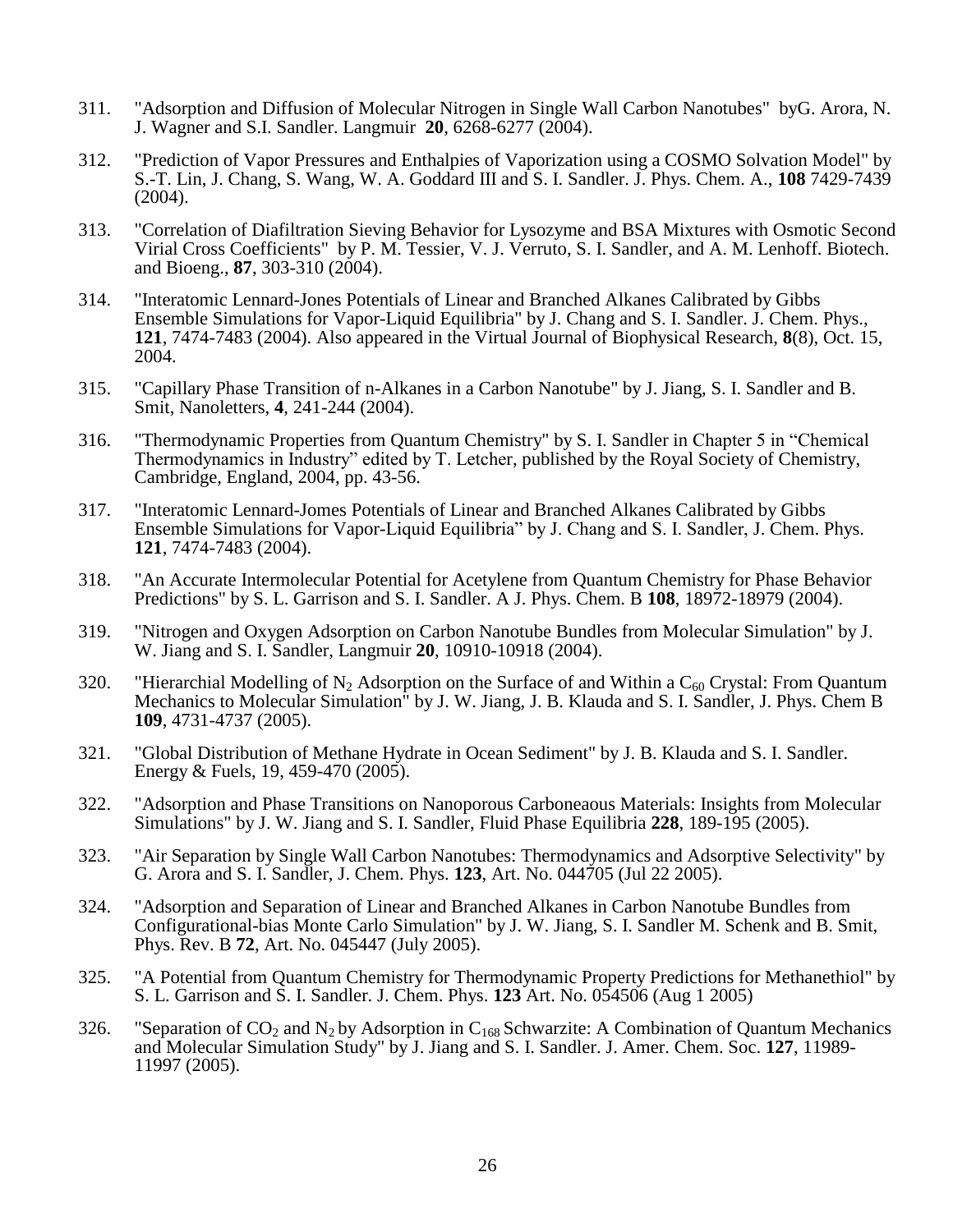311. "Adsorption and Diffusion of Molecular Nitrogen in Single Wall Carbon Nanotubes" byG. Arora, N. J. Wagner and S.I. Sandler. Langmuir **20**, 6268-6277 (2004).

312. "Prediction of Vapor Pressures and Enthalpies of Vaporization using a COSMO Solvation Model" by S.-T. Lin, J. Chang, S. Wang, W. A. Goddard III and S. I. Sandler. J. Phys. Chem. A., **108** 7429-7439 (2004).

313. "Correlation of Diafiltration Sieving Behavior for Lysozyme and BSA Mixtures with Osmotic Second Virial Cross Coefficients" by P. M. Tessier, V. J. Verruto, S. I. Sandler, and A. M. Lenhoff. Biotech. and Bioeng., **87**, 303-310 (2004).

314. "Interatomic Lennard-Jones Potentials of Linear and Branched Alkanes Calibrated by Gibbs Ensemble Simulations for Vapor-Liquid Equilibria" by J. Chang and S. I. Sandler. J. Chem. Phys., **121**, 7474-7483 (2004). Also appeared in the Virtual Journal of Biophysical Research, **8**(8), Oct. 15, 2004.

315. "Capillary Phase Transition of n-Alkanes in a Carbon Nanotube" by J. Jiang, S. I. Sandler and B. Smit, Nanoletters, **4**, 241-244 (2004).

316. "Thermodynamic Properties from Quantum Chemistry" by S. I. Sandler in Chapter 5 in "Chemical Thermodynamics in Industry" edited by T. Letcher, published by the Royal Society of Chemistry, Cambridge, England, 2004, pp. 43-56.

317. "Interatomic Lennard-Jomes Potentials of Linear and Branched Alkanes Calibrated by Gibbs Ensemble Simulations for Vapor-Liquid Equilibria" by J. Chang and S. I. Sandler, J. Chem. Phys. **121**, 7474-7483 (2004).

318. "An Accurate Intermolecular Potential for Acetylene from Quantum Chemistry for Phase Behavior Predictions" by S. L. Garrison and S. I. Sandler. A J. Phys. Chem. B **108**, 18972-18979 (2004).

319. "Nitrogen and Oxygen Adsorption on Carbon Nanotube Bundles from Molecular Simulation" by J. W. Jiang and S. I. Sandler, Langmuir **20**, 10910-10918 (2004).

320. "Hierarchial Modelling of $N_2$ Adsorption on the Surface of and Within a $C_{60}$ Crystal: From Quantum Mechanics to Molecular Simulation" by J. W. Jiang, J. B. Klauda and S. I. Sandler, J. Phys. Chem B **109**, 4731-4737 (2005).

321. "Global Distribution of Methane Hydrate in Ocean Sediment" by J. B. Klauda and S. I. Sandler. Energy & Fuels, 19, 459-470 (2005).

322. "Adsorption and Phase Transitions on Nanoporous Carboneaous Materials: Insights from Molecular Simulations" by J. W. Jiang and S. I. Sandler, Fluid Phase Equilibria **228**, 189-195 (2005).

323. "Air Separation by Single Wall Carbon Nanotubes: Thermodynamics and Adsorptive Selectivity" by G. Arora and S. I. Sandler, J. Chem. Phys. **123**, Art. No. 044705 (Jul 22 2005).

324. "Adsorption and Separation of Linear and Branched Alkanes in Carbon Nanotube Bundles from Configurational-bias Monte Carlo Simulation" by J. W. Jiang, S. I. Sandler M. Schenk and B. Smit, Phys. Rev. B **72**, Art. No. 045447 (July 2005).

325. "A Potential from Quantum Chemistry for Thermodynamic Property Predictions for Methanethiol" by S. L. Garrison and S. I. Sandler. J. Chem. Phys. **123** Art. No. 054506 (Aug 1 2005)

326. "Separation of $CO_2$ and $N_2$ by Adsorption in $C_{168}$ Schwarzite: A Combination of Quantum Mechanics and Molecular Simulation Study" by J. Jiang and S. I. Sandler. J. Amer. Chem. Soc. **127**, 11989-11997 (2005).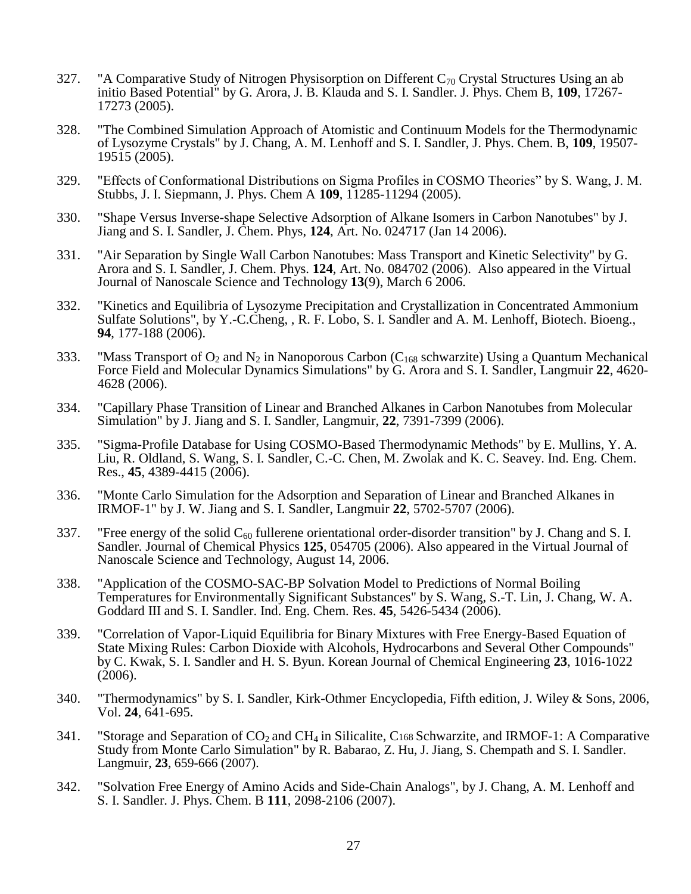327. "A Comparative Study of Nitrogen Physisorption on Different $C_{70}$ Crystal Structures Using an ab initio Based Potential" by G. Arora, J. B. Klauda and S. I. Sandler. J. Phys. Chem B, **109**, 17267-17273 (2005).

328. "The Combined Simulation Approach of Atomistic and Continuum Models for the Thermodynamic of Lysozyme Crystals" by J. Chang, A. M. Lenhoff and S. I. Sandler, J. Phys. Chem. B, **109**, 19507-19515 (2005).

329. "Effects of Conformational Distributions on Sigma Profiles in COSMO Theories" by S. Wang, J. M. Stubbs, J. I. Siepmann, J. Phys. Chem A **109**, 11285-11294 (2005).

330. "Shape Versus Inverse-shape Selective Adsorption of Alkane Isomers in Carbon Nanotubes" by J. Jiang and S. I. Sandler, J. Chem. Phys, **124**, Art. No. 024717 (Jan 14 2006).

331. "Air Separation by Single Wall Carbon Nanotubes: Mass Transport and Kinetic Selectivity" by G. Arora and S. I. Sandler, J. Chem. Phys. **124**, Art. No. 084702 (2006). Also appeared in the Virtual Journal of Nanoscale Science and Technology **13**(9), March 6 2006.

332. "Kinetics and Equilibria of Lysozyme Precipitation and Crystallization in Concentrated Ammonium Sulfate Solutions", by Y.-C.Cheng, , R. F. Lobo, S. I. Sandler and A. M. Lenhoff, Biotech. Bioeng., **94**, 177-188 (2006).

333. "Mass Transport of $O_2$ and $N_2$ in Nanoporous Carbon ($C_{168}$ schwarzite) Using a Quantum Mechanical Force Field and Molecular Dynamics Simulations" by G. Arora and S. I. Sandler, Langmuir **22**, 4620-4628 (2006).

334. "Capillary Phase Transition of Linear and Branched Alkanes in Carbon Nanotubes from Molecular Simulation" by J. Jiang and S. I. Sandler, Langmuir, **22**, 7391-7399 (2006).

335. "Sigma-Profile Database for Using COSMO-Based Thermodynamic Methods" by E. Mullins, Y. A. Liu, R. Oldland, S. Wang, S. I. Sandler, C.-C. Chen, M. Zwolak and K. C. Seavey. Ind. Eng. Chem. Res., **45**, 4389-4415 (2006).

336. "Monte Carlo Simulation for the Adsorption and Separation of Linear and Branched Alkanes in IRMOF-1" by J. W. Jiang and S. I. Sandler, Langmuir **22**, 5702-5707 (2006).

337. "Free energy of the solid $C_{60}$ fullerene orientational order-disorder transition" by J. Chang and S. I. Sandler. Journal of Chemical Physics **125**, 054705 (2006). Also appeared in the Virtual Journal of Nanoscale Science and Technology, August 14, 2006.

338. "Application of the COSMO-SAC-BP Solvation Model to Predictions of Normal Boiling Temperatures for Environmentally Significant Substances" by S. Wang, S.-T. Lin, J. Chang, W. A. Goddard III and S. I. Sandler. Ind. Eng. Chem. Res. **45**, 5426-5434 (2006).

339. "Correlation of Vapor-Liquid Equilibria for Binary Mixtures with Free Energy-Based Equation of State Mixing Rules: Carbon Dioxide with Alcohols, Hydrocarbons and Several Other Compounds" by C. Kwak, S. I. Sandler and H. S. Byun. Korean Journal of Chemical Engineering **23**, 1016-1022 (2006).

340. "Thermodynamics" by S. I. Sandler, Kirk-Othmer Encyclopedia, Fifth edition, J. Wiley & Sons, 2006, Vol. **24**, 641-695.

341. "Storage and Separation of $CO_2$ and $CH_4$ in Silicalite, $C_{168}$ Schwarzite, and IRMOF-1: A Comparative Study from Monte Carlo Simulation" by R. Babarao, Z. Hu, J. Jiang, S. Chempath and S. I. Sandler. Langmuir, **23**, 659-666 (2007).

342. "Solvation Free Energy of Amino Acids and Side-Chain Analogs", by J. Chang, A. M. Lenhoff and S. I. Sandler. J. Phys. Chem. B **111**, 2098-2106 (2007).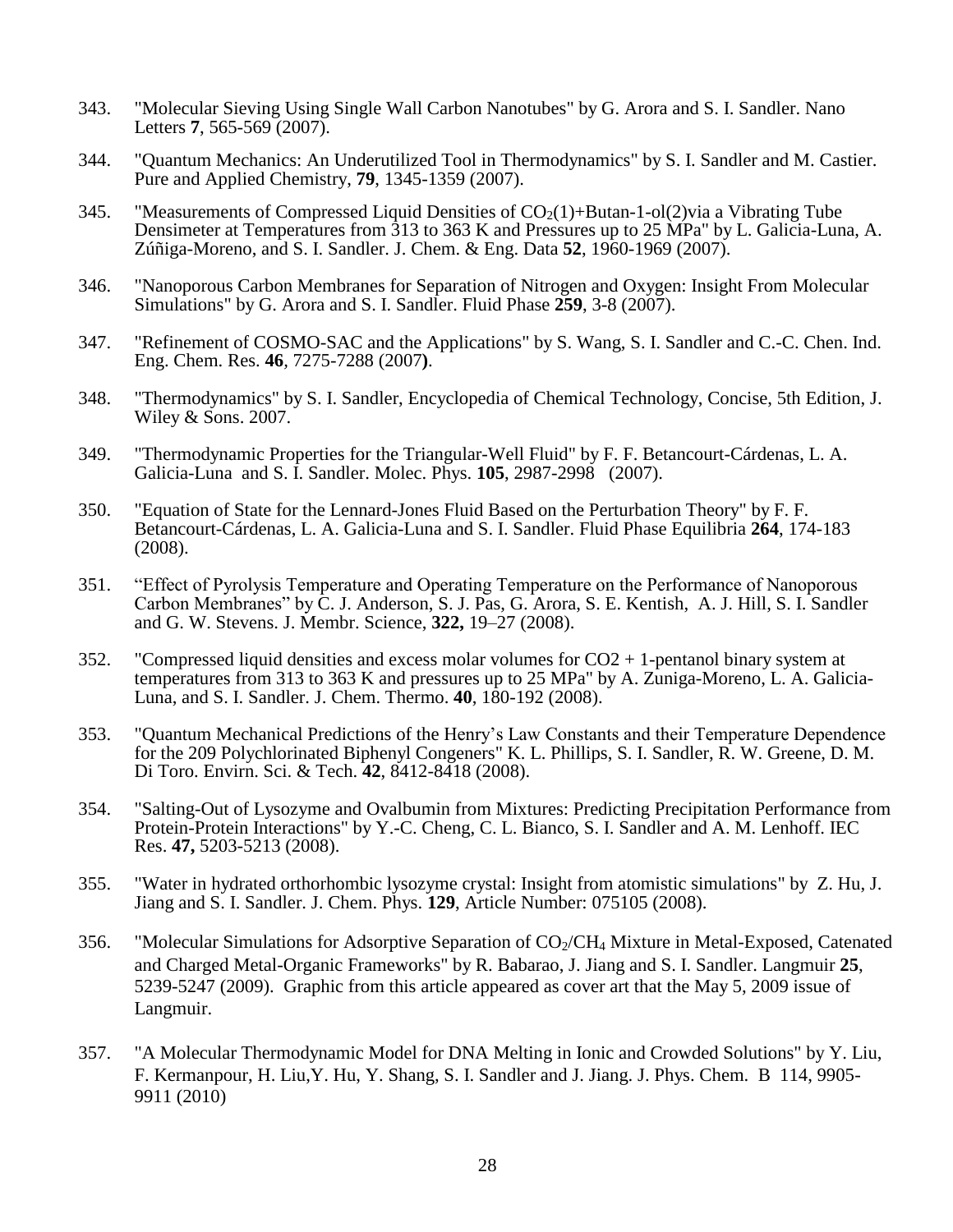343. "Molecular Sieving Using Single Wall Carbon Nanotubes" by G. Arora and S. I. Sandler. Nano Letters **7**, 565-569 (2007).

344. "Quantum Mechanics: An Underutilized Tool in Thermodynamics" by S. I. Sandler and M. Castier. Pure and Applied Chemistry, **79**, 1345-1359 (2007).

345. "Measurements of Compressed Liquid Densities of $CO_2$(1)+Butan-1-ol(2)via a Vibrating Tube Densimeter at Temperatures from 313 to 363 K and Pressures up to 25 MPa" by L. Galicia-Luna, A. Zúñiga-Moreno, and S. I. Sandler. J. Chem. & Eng. Data **52**, 1960-1969 (2007).

346. "Nanoporous Carbon Membranes for Separation of Nitrogen and Oxygen: Insight From Molecular Simulations" by G. Arora and S. I. Sandler. Fluid Phase **259**, 3-8 (2007).

347. "Refinement of COSMO-SAC and the Applications" by S. Wang, S. I. Sandler and C.-C. Chen. Ind. Eng. Chem. Res. **46**, 7275-7288 (2007**)**.

348. "Thermodynamics" by S. I. Sandler, Encyclopedia of Chemical Technology, Concise, 5th Edition, J. Wiley & Sons. 2007.

349. "Thermodynamic Properties for the Triangular-Well Fluid" by F. F. Betancourt-Cárdenas, L. A. Galicia-Luna and S. I. Sandler. Molec. Phys. **105**, 2987-2998 (2007).

350. "Equation of State for the Lennard-Jones Fluid Based on the Perturbation Theory" by F. F. Betancourt-Cárdenas, L. A. Galicia-Luna and S. I. Sandler. Fluid Phase Equilibria **264**, 174-183 (2008).

351. "Effect of Pyrolysis Temperature and Operating Temperature on the Performance of Nanoporous Carbon Membranes" by C. J. Anderson, S. J. Pas, G. Arora, S. E. Kentish, A. J. Hill, S. I. Sandler and G. W. Stevens. J. Membr. Science, **322,** 19–27 (2008).

352. "Compressed liquid densities and excess molar volumes for CO2 + 1-pentanol binary system at temperatures from 313 to 363 K and pressures up to 25 MPa" by A. Zuniga-Moreno, L. A. Galicia-Luna, and S. I. Sandler. J. Chem. Thermo. **40**, 180-192 (2008).

353. "Quantum Mechanical Predictions of the Henry's Law Constants and their Temperature Dependence for the 209 Polychlorinated Biphenyl Congeners" K. L. Phillips, S. I. Sandler, R. W. Greene, D. M. Di Toro. Envirn. Sci. & Tech. **42**, 8412-8418 (2008).

354. "Salting-Out of Lysozyme and Ovalbumin from Mixtures: Predicting Precipitation Performance from Protein-Protein Interactions" by Y.-C. Cheng, C. L. Bianco, S. I. Sandler and A. M. Lenhoff. IEC Res. **47,** 5203-5213 (2008).

355. "Water in hydrated orthorhombic lysozyme crystal: Insight from atomistic simulations" by Z. Hu, J. Jiang and S. I. Sandler. J. Chem. Phys. **129**, Article Number: 075105 (2008).

356. "Molecular Simulations for Adsorptive Separation of $CO_2$/$CH_4$ Mixture in Metal-Exposed, Catenated and Charged Metal-Organic Frameworks" by R. Babarao, J. Jiang and S. I. Sandler. Langmuir **25**, 5239-5247 (2009). Graphic from this article appeared as cover art that the May 5, 2009 issue of Langmuir.

357. "A Molecular Thermodynamic Model for DNA Melting in Ionic and Crowded Solutions" by Y. Liu, F. Kermanpour, H. Liu,Y. Hu, Y. Shang, S. I. Sandler and J. Jiang. J. Phys. Chem. B 114, 9905-9911 (2010)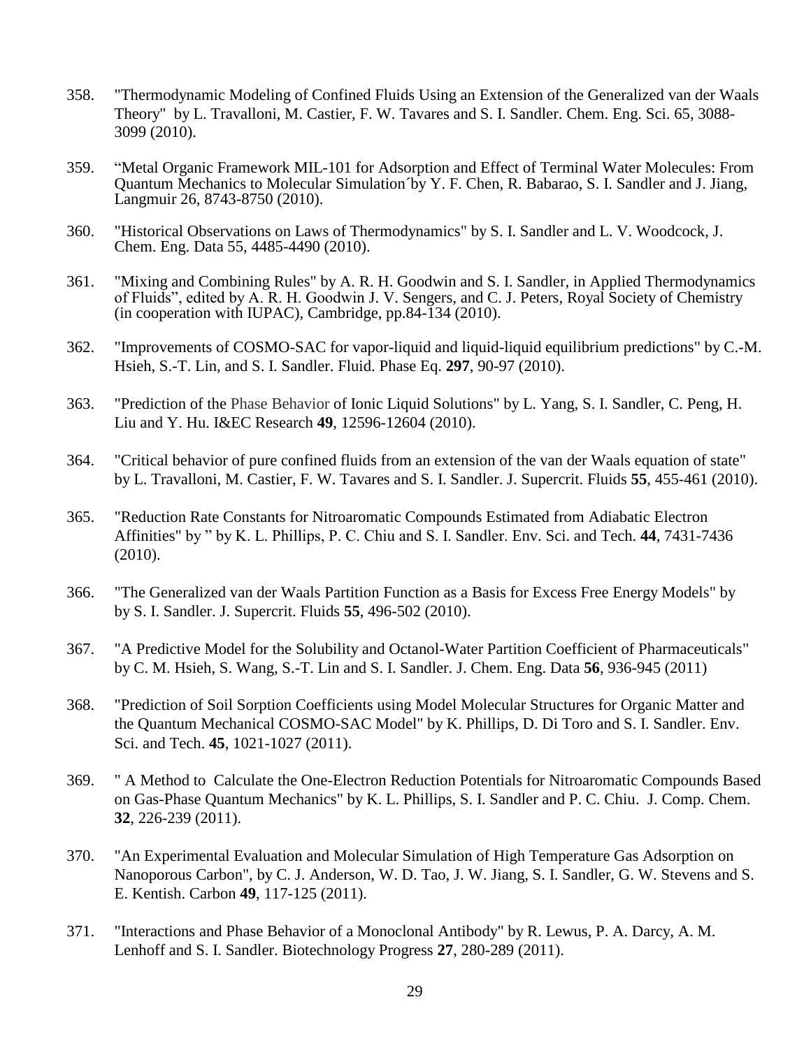358. "Thermodynamic Modeling of Confined Fluids Using an Extension of the Generalized van der Waals Theory" by L. Travalloni, M. Castier, F. W. Tavares and S. I. Sandler. Chem. Eng. Sci. 65, 3088-3099 (2010).

359. "Metal Organic Framework MIL-101 for Adsorption and Effect of Terminal Water Molecules: From Quantum Mechanics to Molecular Simulation´by Y. F. Chen, R. Babarao, S. I. Sandler and J. Jiang, Langmuir 26, 8743-8750 (2010).

360. "Historical Observations on Laws of Thermodynamics" by S. I. Sandler and L. V. Woodcock, J. Chem. Eng. Data 55, 4485-4490 (2010).

361. "Mixing and Combining Rules" by A. R. H. Goodwin and S. I. Sandler, in Applied Thermodynamics of Fluids", edited by A. R. H. Goodwin J. V. Sengers, and C. J. Peters, Royal Society of Chemistry (in cooperation with IUPAC), Cambridge, pp.84-134 (2010).

362. "Improvements of COSMO-SAC for vapor-liquid and liquid-liquid equilibrium predictions" by C.-M. Hsieh, S.-T. Lin, and S. I. Sandler. Fluid. Phase Eq. **297**, 90-97 (2010).

363. "Prediction of the Phase Behavior of Ionic Liquid Solutions" by L. Yang, S. I. Sandler, C. Peng, H. Liu and Y. Hu. I&EC Research **49**, 12596-12604 (2010).

364. "Critical behavior of pure confined fluids from an extension of the van der Waals equation of state" by L. Travalloni, M. Castier, F. W. Tavares and S. I. Sandler. J. Supercrit. Fluids **55**, 455-461 (2010).

365. "Reduction Rate Constants for Nitroaromatic Compounds Estimated from Adiabatic Electron Affinities" by " by K. L. Phillips, P. C. Chiu and S. I. Sandler. Env. Sci. and Tech. **44**, 7431-7436 (2010).

366. "The Generalized van der Waals Partition Function as a Basis for Excess Free Energy Models" by by S. I. Sandler. J. Supercrit. Fluids **55**, 496-502 (2010).

367. "A Predictive Model for the Solubility and Octanol-Water Partition Coefficient of Pharmaceuticals" by C. M. Hsieh, S. Wang, S.-T. Lin and S. I. Sandler. J. Chem. Eng. Data **56**, 936-945 (2011)

368. "Prediction of Soil Sorption Coefficients using Model Molecular Structures for Organic Matter and the Quantum Mechanical COSMO-SAC Model" by K. Phillips, D. Di Toro and S. I. Sandler. Env. Sci. and Tech. **45**, 1021-1027 (2011).

369. " A Method to Calculate the One-Electron Reduction Potentials for Nitroaromatic Compounds Based on Gas-Phase Quantum Mechanics" by K. L. Phillips, S. I. Sandler and P. C. Chiu. J. Comp. Chem. **32**, 226-239 (2011).

370. "An Experimental Evaluation and Molecular Simulation of High Temperature Gas Adsorption on Nanoporous Carbon", by C. J. Anderson, W. D. Tao, J. W. Jiang, S. I. Sandler, G. W. Stevens and S. E. Kentish. Carbon **49**, 117-125 (2011).

371. "Interactions and Phase Behavior of a Monoclonal Antibody" by R. Lewus, P. A. Darcy, A. M. Lenhoff and S. I. Sandler. Biotechnology Progress **27**, 280-289 (2011).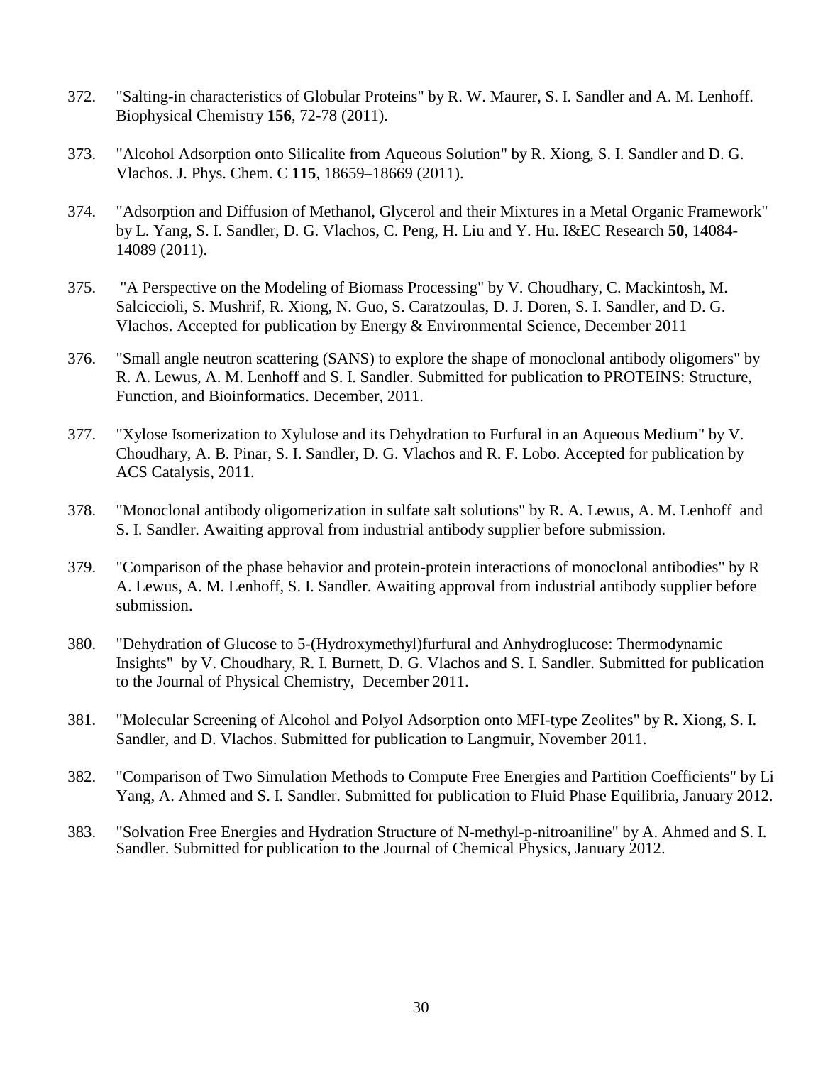372. "Salting-in characteristics of Globular Proteins" by R. W. Maurer, S. I. Sandler and A. M. Lenhoff. Biophysical Chemistry **156**, 72-78 (2011).

373. "Alcohol Adsorption onto Silicalite from Aqueous Solution" by R. Xiong, S. I. Sandler and D. G. Vlachos. J. Phys. Chem. C **115**, 18659–18669 (2011).

374. "Adsorption and Diffusion of Methanol, Glycerol and their Mixtures in a Metal Organic Framework" by L. Yang, S. I. Sandler, D. G. Vlachos, C. Peng, H. Liu and Y. Hu. I&EC Research **50**, 14084-14089 (2011).

375. "A Perspective on the Modeling of Biomass Processing" by V. Choudhary, C. Mackintosh, M. Salciccioli, S. Mushrif, R. Xiong, N. Guo, S. Caratzoulas, D. J. Doren, S. I. Sandler, and D. G. Vlachos. Accepted for publication by Energy & Environmental Science, December 2011

376. "Small angle neutron scattering (SANS) to explore the shape of monoclonal antibody oligomers" by R. A. Lewus, A. M. Lenhoff and S. I. Sandler. Submitted for publication to PROTEINS: Structure, Function, and Bioinformatics. December, 2011.

377. "Xylose Isomerization to Xylulose and its Dehydration to Furfural in an Aqueous Medium" by V. Choudhary, A. B. Pinar, S. I. Sandler, D. G. Vlachos and R. F. Lobo. Accepted for publication by ACS Catalysis, 2011.

378. "Monoclonal antibody oligomerization in sulfate salt solutions" by R. A. Lewus, A. M. Lenhoff and S. I. Sandler. Awaiting approval from industrial antibody supplier before submission.

379. "Comparison of the phase behavior and protein-protein interactions of monoclonal antibodies" by R A. Lewus, A. M. Lenhoff, S. I. Sandler. Awaiting approval from industrial antibody supplier before submission.

380. "Dehydration of Glucose to 5-(Hydroxymethyl)furfural and Anhydroglucose: Thermodynamic Insights" by V. Choudhary, R. I. Burnett, D. G. Vlachos and S. I. Sandler. Submitted for publication to the Journal of Physical Chemistry, December 2011.

381. "Molecular Screening of Alcohol and Polyol Adsorption onto MFI-type Zeolites" by R. Xiong, S. I. Sandler, and D. Vlachos. Submitted for publication to Langmuir, November 2011.

382. "Comparison of Two Simulation Methods to Compute Free Energies and Partition Coefficients" by Li Yang, A. Ahmed and S. I. Sandler. Submitted for publication to Fluid Phase Equilibria, January 2012.

383. "Solvation Free Energies and Hydration Structure of N-methyl-p-nitroaniline" by A. Ahmed and S. I. Sandler. Submitted for publication to the Journal of Chemical Physics, January 2012.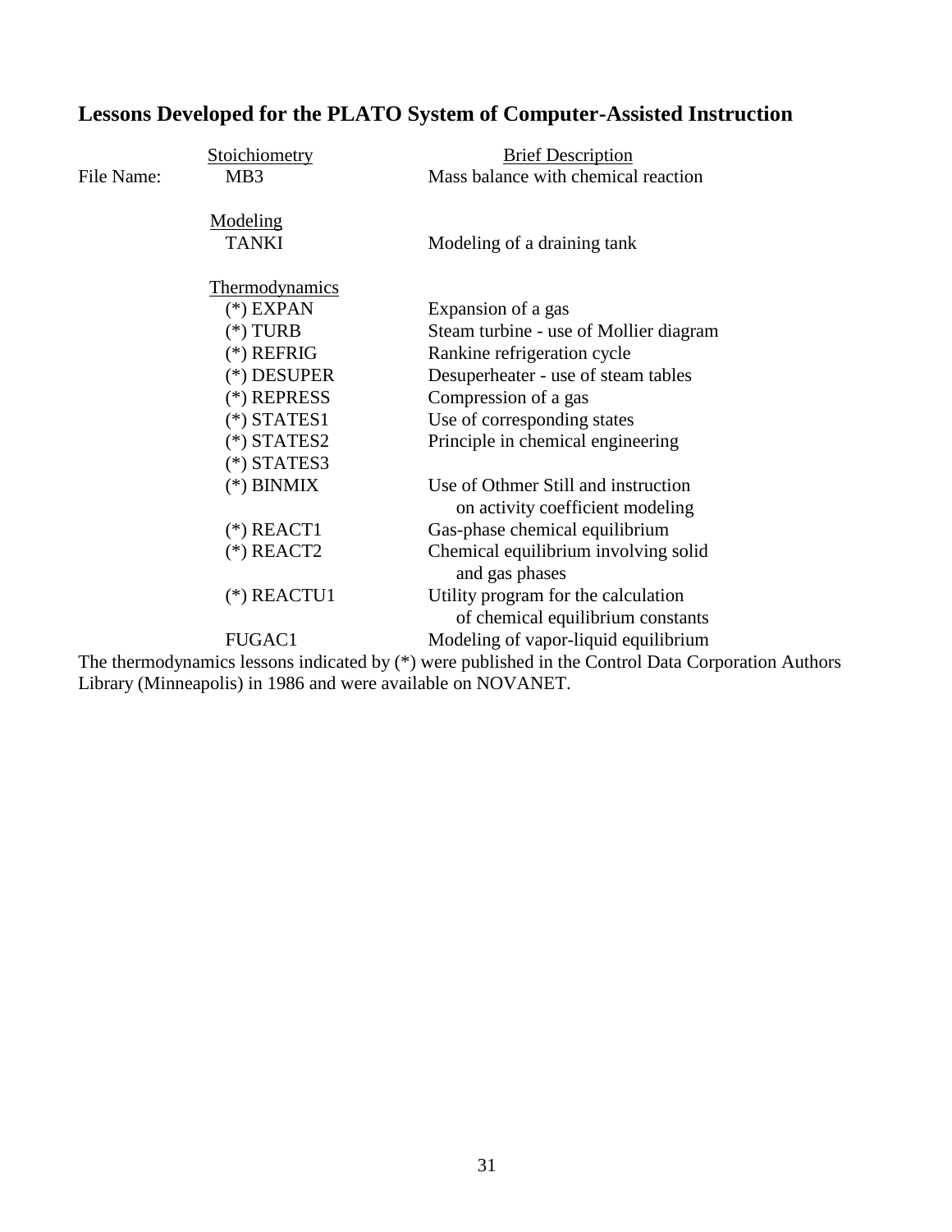## Lessons Developed for the PLATO System of Computer-Assisted Instruction

| | | Brief Description |
|---|---|---|
| | Stoichiometry | |
| File Name: | MB3 | Mass balance with chemical reaction |
| | Modeling | |
| | TANKI | Modeling of a draining tank |
| | Thermodynamics | |
| | (*) EXPAN | Expansion of a gas |
| | (*) TURB | Steam turbine - use of Mollier diagram |
| | (*) REFRIG | Rankine refrigeration cycle |
| | (*) DESUPER | Desuperheater - use of steam tables |
| | (*) REPRESS | Compression of a gas |
| | (*) STATES1 | Use of corresponding states |
| | (*) STATES2 | Principle in chemical engineering |
| | (*) STATES3 | |
| | (*) BINMIX | Use of Othmer Still and instruction on activity coefficient modeling |
| | (*) REACT1 | Gas-phase chemical equilibrium |
| | (*) REACT2 | Chemical equilibrium involving solid and gas phases |
| | (*) REACTU1 | Utility program for the calculation of chemical equilibrium constants |
| | FUGAC1 | Modeling of vapor-liquid equilibrium |

The thermodynamics lessons indicated by (*) were published in the Control Data Corporation Authors Library (Minneapolis) in 1986 and were available on NOVANET.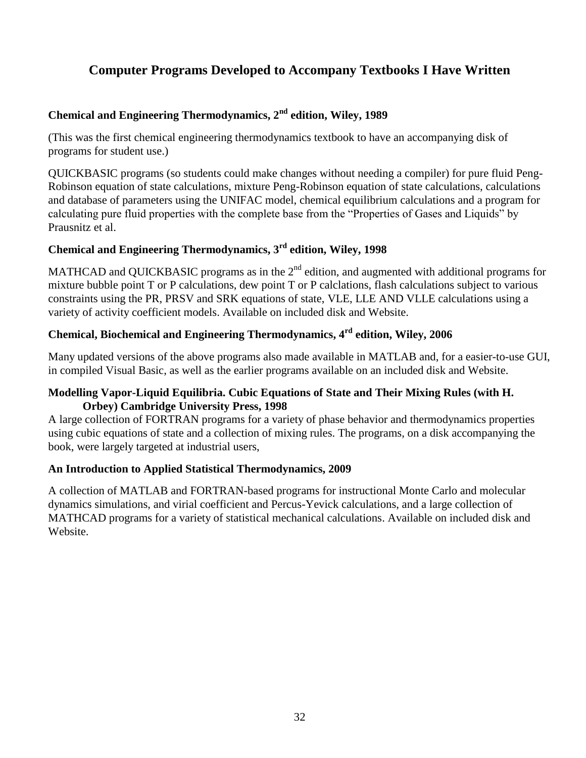# Computer Programs Developed to Accompany Textbooks I Have Written

### Chemical and Engineering Thermodynamics, 2nd edition, Wiley, 1989

(This was the first chemical engineering thermodynamics textbook to have an accompanying disk of programs for student use.)

QUICKBASIC programs (so students could make changes without needing a compiler) for pure fluid Peng-Robinson equation of state calculations, mixture Peng-Robinson equation of state calculations, calculations and database of parameters using the UNIFAC model, chemical equilibrium calculations and a program for calculating pure fluid properties with the complete base from the "Properties of Gases and Liquids" by Prausnitz et al.

### Chemical and Engineering Thermodynamics, 3rd edition, Wiley, 1998

MATHCAD and QUICKBASIC programs as in the 2nd edition, and augmented with additional programs for mixture bubble point T or P calculations, dew point T or P calclations, flash calculations subject to various constraints using the PR, PRSV and SRK equations of state, VLE, LLE AND VLLE calculations using a variety of activity coefficient models. Available on included disk and Website.

### Chemical, Biochemical and Engineering Thermodynamics, 4rd edition, Wiley, 2006

Many updated versions of the above programs also made available in MATLAB and, for a easier-to-use GUI, in compiled Visual Basic, as well as the earlier programs available on an included disk and Website.

### Modelling Vapor-Liquid Equilibria. Cubic Equations of State and Their Mixing Rules (with H. Orbey) Cambridge University Press, 1998

A large collection of FORTRAN programs for a variety of phase behavior and thermodynamics properties using cubic equations of state and a collection of mixing rules. The programs, on a disk accompanying the book, were largely targeted at industrial users,

### An Introduction to Applied Statistical Thermodynamics, 2009

A collection of MATLAB and FORTRAN-based programs for instructional Monte Carlo and molecular dynamics simulations, and virial coefficient and Percus-Yevick calculations, and a large collection of MATHCAD programs for a variety of statistical mechanical calculations. Available on included disk and Website.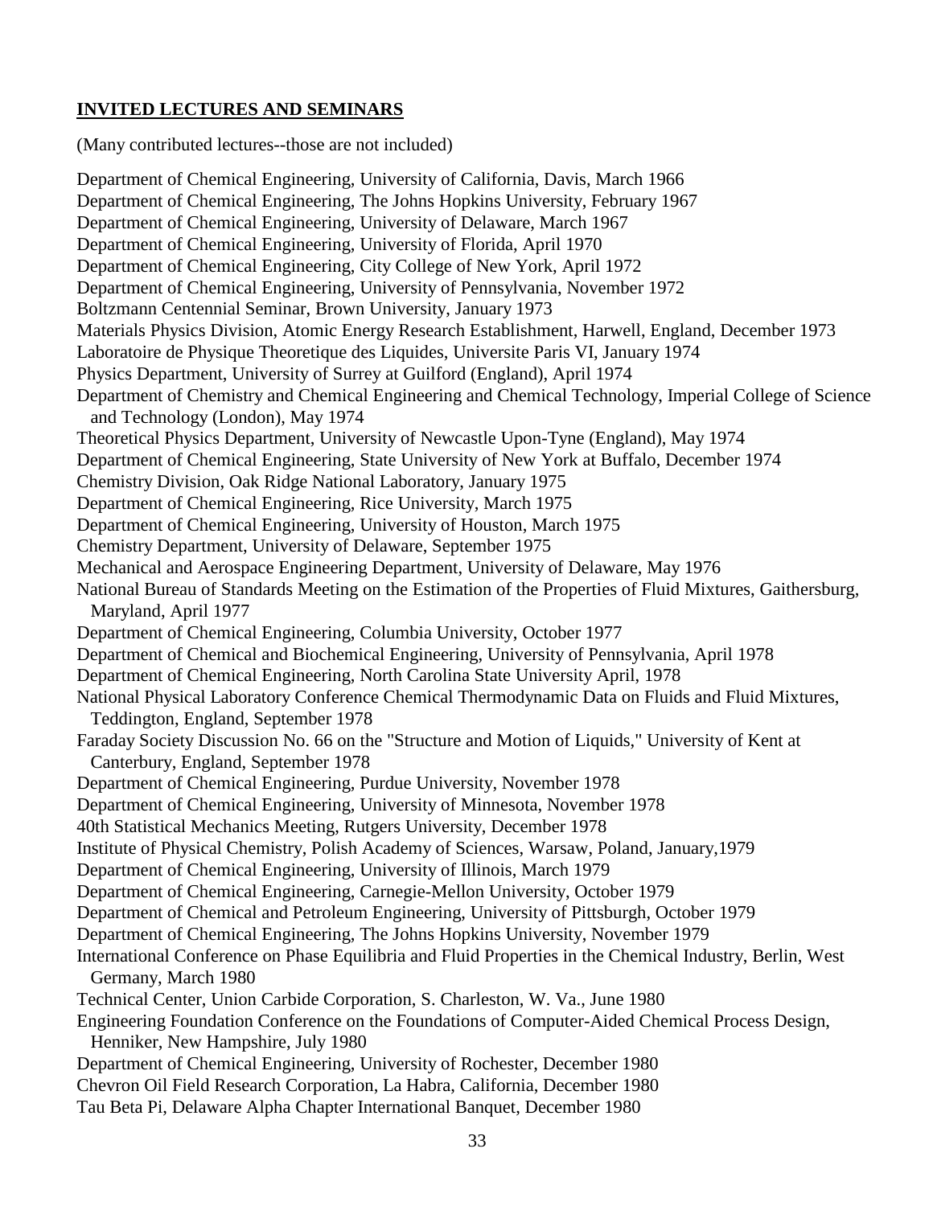**INVITED LECTURES AND SEMINARS**

(Many contributed lectures--those are not included)

Department of Chemical Engineering, University of California, Davis, March 1966
Department of Chemical Engineering, The Johns Hopkins University, February 1967
Department of Chemical Engineering, University of Delaware, March 1967
Department of Chemical Engineering, University of Florida, April 1970
Department of Chemical Engineering, City College of New York, April 1972
Department of Chemical Engineering, University of Pennsylvania, November 1972
Boltzmann Centennial Seminar, Brown University, January 1973
Materials Physics Division, Atomic Energy Research Establishment, Harwell, England, December 1973
Laboratoire de Physique Theoretique des Liquides, Universite Paris VI, January 1974
Physics Department, University of Surrey at Guilford (England), April 1974
Department of Chemistry and Chemical Engineering and Chemical Technology, Imperial College of Science and Technology (London), May 1974
Theoretical Physics Department, University of Newcastle Upon-Tyne (England), May 1974
Department of Chemical Engineering, State University of New York at Buffalo, December 1974
Chemistry Division, Oak Ridge National Laboratory, January 1975
Department of Chemical Engineering, Rice University, March 1975
Department of Chemical Engineering, University of Houston, March 1975
Chemistry Department, University of Delaware, September 1975
Mechanical and Aerospace Engineering Department, University of Delaware, May 1976
National Bureau of Standards Meeting on the Estimation of the Properties of Fluid Mixtures, Gaithersburg, Maryland, April 1977
Department of Chemical Engineering, Columbia University, October 1977
Department of Chemical and Biochemical Engineering, University of Pennsylvania, April 1978
Department of Chemical Engineering, North Carolina State University April, 1978
National Physical Laboratory Conference Chemical Thermodynamic Data on Fluids and Fluid Mixtures, Teddington, England, September 1978
Faraday Society Discussion No. 66 on the "Structure and Motion of Liquids," University of Kent at Canterbury, England, September 1978
Department of Chemical Engineering, Purdue University, November 1978
Department of Chemical Engineering, University of Minnesota, November 1978
40th Statistical Mechanics Meeting, Rutgers University, December 1978
Institute of Physical Chemistry, Polish Academy of Sciences, Warsaw, Poland, January,1979
Department of Chemical Engineering, University of Illinois, March 1979
Department of Chemical Engineering, Carnegie-Mellon University, October 1979
Department of Chemical and Petroleum Engineering, University of Pittsburgh, October 1979
Department of Chemical Engineering, The Johns Hopkins University, November 1979
International Conference on Phase Equilibria and Fluid Properties in the Chemical Industry, Berlin, West Germany, March 1980
Technical Center, Union Carbide Corporation, S. Charleston, W. Va., June 1980
Engineering Foundation Conference on the Foundations of Computer-Aided Chemical Process Design, Henniker, New Hampshire, July 1980
Department of Chemical Engineering, University of Rochester, December 1980
Chevron Oil Field Research Corporation, La Habra, California, December 1980
Tau Beta Pi, Delaware Alpha Chapter International Banquet, December 1980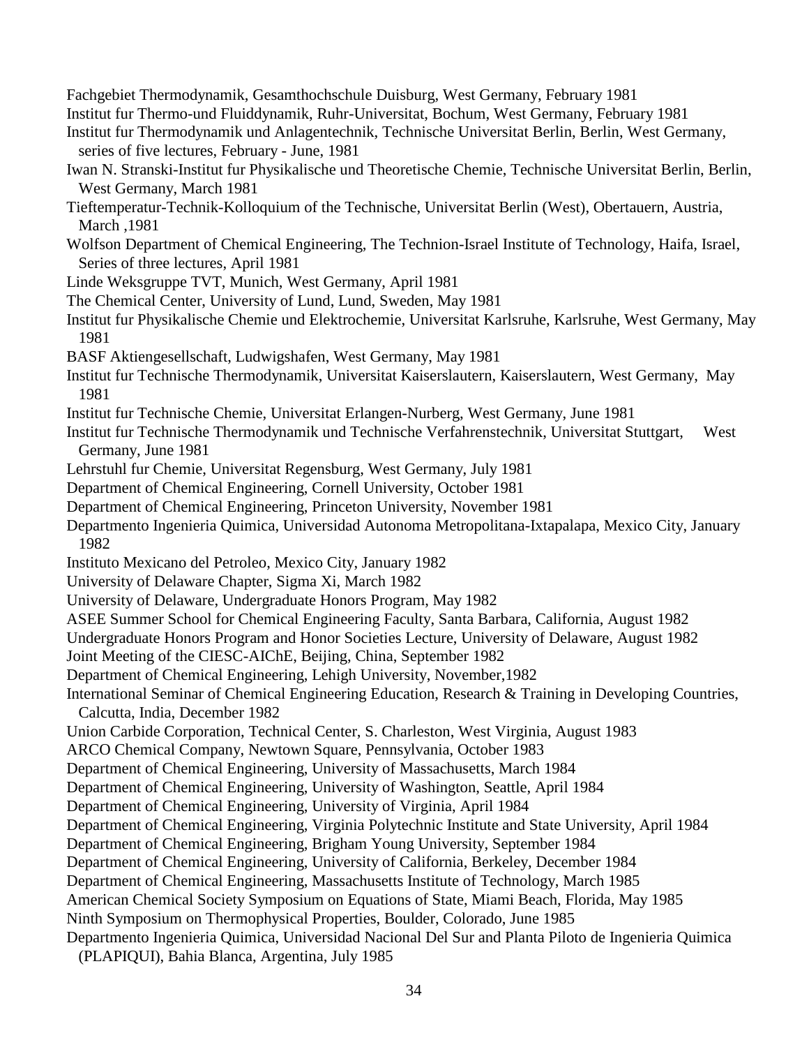Fachgebiet Thermodynamik, Gesamthochschule Duisburg, West Germany, February 1981

Institut fur Thermo-und Fluiddynamik, Ruhr-Universitat, Bochum, West Germany, February 1981

Institut fur Thermodynamik und Anlagentechnik, Technische Universitat Berlin, Berlin, West Germany, series of five lectures, February - June, 1981

Iwan N. Stranski-Institut fur Physikalische und Theoretische Chemie, Technische Universitat Berlin, Berlin, West Germany, March 1981

Tieftemperatur-Technik-Kolloquium of the Technische, Universitat Berlin (West), Obertauern, Austria, March ,1981

Wolfson Department of Chemical Engineering, The Technion-Israel Institute of Technology, Haifa, Israel, Series of three lectures, April 1981

Linde Weksgruppe TVT, Munich, West Germany, April 1981

The Chemical Center, University of Lund, Lund, Sweden, May 1981

Institut fur Physikalische Chemie und Elektrochemie, Universitat Karlsruhe, Karlsruhe, West Germany, May 1981

BASF Aktiengesellschaft, Ludwigshafen, West Germany, May 1981

Institut fur Technische Thermodynamik, Universitat Kaiserslautern, Kaiserslautern, West Germany, May 1981

Institut fur Technische Chemie, Universitat Erlangen-Nurberg, West Germany, June 1981

Institut fur Technische Thermodynamik und Technische Verfahrenstechnik, Universitat Stuttgart, West Germany, June 1981

Lehrstuhl fur Chemie, Universitat Regensburg, West Germany, July 1981

Department of Chemical Engineering, Cornell University, October 1981

Department of Chemical Engineering, Princeton University, November 1981

Departmento Ingenieria Quimica, Universidad Autonoma Metropolitana-Ixtapalapa, Mexico City, January 1982

Instituto Mexicano del Petroleo, Mexico City, January 1982

University of Delaware Chapter, Sigma Xi, March 1982

University of Delaware, Undergraduate Honors Program, May 1982

ASEE Summer School for Chemical Engineering Faculty, Santa Barbara, California, August 1982

Undergraduate Honors Program and Honor Societies Lecture, University of Delaware, August 1982

Joint Meeting of the CIESC-AIChE, Beijing, China, September 1982

Department of Chemical Engineering, Lehigh University, November,1982

International Seminar of Chemical Engineering Education, Research & Training in Developing Countries, Calcutta, India, December 1982

Union Carbide Corporation, Technical Center, S. Charleston, West Virginia, August 1983

ARCO Chemical Company, Newtown Square, Pennsylvania, October 1983

Department of Chemical Engineering, University of Massachusetts, March 1984

Department of Chemical Engineering, University of Washington, Seattle, April 1984

Department of Chemical Engineering, University of Virginia, April 1984

Department of Chemical Engineering, Virginia Polytechnic Institute and State University, April 1984

Department of Chemical Engineering, Brigham Young University, September 1984

Department of Chemical Engineering, University of California, Berkeley, December 1984

Department of Chemical Engineering, Massachusetts Institute of Technology, March 1985

American Chemical Society Symposium on Equations of State, Miami Beach, Florida, May 1985

Ninth Symposium on Thermophysical Properties, Boulder, Colorado, June 1985

Departmento Ingenieria Quimica, Universidad Nacional Del Sur and Planta Piloto de Ingenieria Quimica (PLAPIQUI), Bahia Blanca, Argentina, July 1985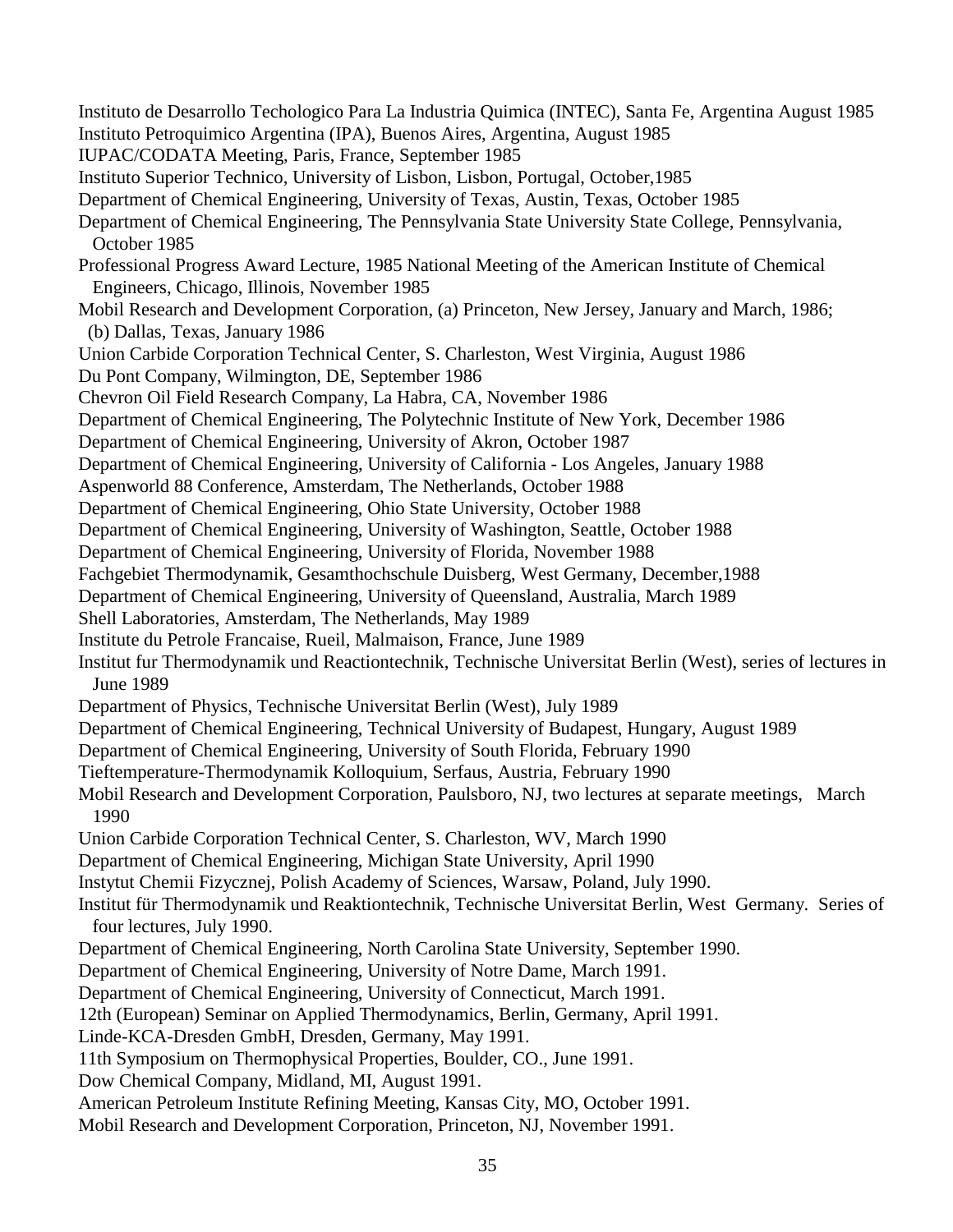Instituto de Desarrollo Techologico Para La Industria Quimica (INTEC), Santa Fe, Argentina August 1985
Instituto Petroquimico Argentina (IPA), Buenos Aires, Argentina, August 1985
IUPAC/CODATA Meeting, Paris, France, September 1985
Instituto Superior Technico, University of Lisbon, Lisbon, Portugal, October,1985
Department of Chemical Engineering, University of Texas, Austin, Texas, October 1985
Department of Chemical Engineering, The Pennsylvania State University State College, Pennsylvania, October 1985
Professional Progress Award Lecture, 1985 National Meeting of the American Institute of Chemical Engineers, Chicago, Illinois, November 1985
Mobil Research and Development Corporation, (a) Princeton, New Jersey, January and March, 1986; (b) Dallas, Texas, January 1986
Union Carbide Corporation Technical Center, S. Charleston, West Virginia, August 1986
Du Pont Company, Wilmington, DE, September 1986
Chevron Oil Field Research Company, La Habra, CA, November 1986
Department of Chemical Engineering, The Polytechnic Institute of New York, December 1986
Department of Chemical Engineering, University of Akron, October 1987
Department of Chemical Engineering, University of California - Los Angeles, January 1988
Aspenworld 88 Conference, Amsterdam, The Netherlands, October 1988
Department of Chemical Engineering, Ohio State University, October 1988
Department of Chemical Engineering, University of Washington, Seattle, October 1988
Department of Chemical Engineering, University of Florida, November 1988
Fachgebiet Thermodynamik, Gesamthochschule Duisberg, West Germany, December,1988
Department of Chemical Engineering, University of Queensland, Australia, March 1989
Shell Laboratories, Amsterdam, The Netherlands, May 1989
Institute du Petrole Francaise, Rueil, Malmaison, France, June 1989
Institut fur Thermodynamik und Reactiontechnik, Technische Universitat Berlin (West), series of lectures in June 1989
Department of Physics, Technische Universitat Berlin (West), July 1989
Department of Chemical Engineering, Technical University of Budapest, Hungary, August 1989
Department of Chemical Engineering, University of South Florida, February 1990
Tieftemperature-Thermodynamik Kolloquium, Serfaus, Austria, February 1990
Mobil Research and Development Corporation, Paulsboro, NJ, two lectures at separate meetings, March 1990
Union Carbide Corporation Technical Center, S. Charleston, WV, March 1990
Department of Chemical Engineering, Michigan State University, April 1990
Instytut Chemii Fizycznej, Polish Academy of Sciences, Warsaw, Poland, July 1990.
Institut für Thermodynamik und Reaktiontechnik, Technische Universitat Berlin, West Germany. Series of four lectures, July 1990.
Department of Chemical Engineering, North Carolina State University, September 1990.
Department of Chemical Engineering, University of Notre Dame, March 1991.
Department of Chemical Engineering, University of Connecticut, March 1991.
12th (European) Seminar on Applied Thermodynamics, Berlin, Germany, April 1991.
Linde-KCA-Dresden GmbH, Dresden, Germany, May 1991.
11th Symposium on Thermophysical Properties, Boulder, CO., June 1991.
Dow Chemical Company, Midland, MI, August 1991.
American Petroleum Institute Refining Meeting, Kansas City, MO, October 1991.
Mobil Research and Development Corporation, Princeton, NJ, November 1991.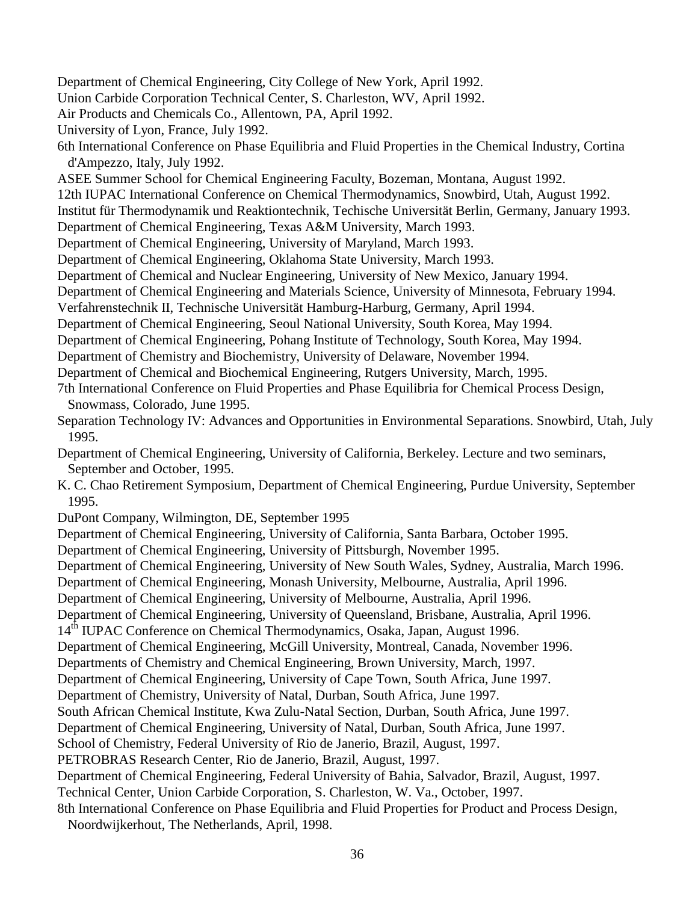Department of Chemical Engineering, City College of New York, April 1992.

Union Carbide Corporation Technical Center, S. Charleston, WV, April 1992.

Air Products and Chemicals Co., Allentown, PA, April 1992.

University of Lyon, France, July 1992.

6th International Conference on Phase Equilibria and Fluid Properties in the Chemical Industry, Cortina d'Ampezzo, Italy, July 1992.

ASEE Summer School for Chemical Engineering Faculty, Bozeman, Montana, August 1992.

12th IUPAC International Conference on Chemical Thermodynamics, Snowbird, Utah, August 1992.

Institut für Thermodynamik und Reaktiontechnik, Techische Universität Berlin, Germany, January 1993.

Department of Chemical Engineering, Texas A&M University, March 1993.

Department of Chemical Engineering, University of Maryland, March 1993.

Department of Chemical Engineering, Oklahoma State University, March 1993.

Department of Chemical and Nuclear Engineering, University of New Mexico, January 1994.

Department of Chemical Engineering and Materials Science, University of Minnesota, February 1994.

Verfahrenstechnik II, Technische Universität Hamburg-Harburg, Germany, April 1994.

Department of Chemical Engineering, Seoul National University, South Korea, May 1994.

Department of Chemical Engineering, Pohang Institute of Technology, South Korea, May 1994.

Department of Chemistry and Biochemistry, University of Delaware, November 1994.

Department of Chemical and Biochemical Engineering, Rutgers University, March, 1995.

7th International Conference on Fluid Properties and Phase Equilibria for Chemical Process Design, Snowmass, Colorado, June 1995.

Separation Technology IV: Advances and Opportunities in Environmental Separations. Snowbird, Utah, July 1995.

Department of Chemical Engineering, University of California, Berkeley. Lecture and two seminars, September and October, 1995.

K. C. Chao Retirement Symposium, Department of Chemical Engineering, Purdue University, September 1995.

DuPont Company, Wilmington, DE, September 1995

Department of Chemical Engineering, University of California, Santa Barbara, October 1995.

Department of Chemical Engineering, University of Pittsburgh, November 1995.

Department of Chemical Engineering, University of New South Wales, Sydney, Australia, March 1996.

Department of Chemical Engineering, Monash University, Melbourne, Australia, April 1996.

Department of Chemical Engineering, University of Melbourne, Australia, April 1996.

Department of Chemical Engineering, University of Queensland, Brisbane, Australia, April 1996.

14th IUPAC Conference on Chemical Thermodynamics, Osaka, Japan, August 1996.

Department of Chemical Engineering, McGill University, Montreal, Canada, November 1996.

Departments of Chemistry and Chemical Engineering, Brown University, March, 1997.

Department of Chemical Engineering, University of Cape Town, South Africa, June 1997.

Department of Chemistry, University of Natal, Durban, South Africa, June 1997.

South African Chemical Institute, Kwa Zulu-Natal Section, Durban, South Africa, June 1997.

Department of Chemical Engineering, University of Natal, Durban, South Africa, June 1997.

School of Chemistry, Federal University of Rio de Janerio, Brazil, August, 1997.

PETROBRAS Research Center, Rio de Janerio, Brazil, August, 1997.

Department of Chemical Engineering, Federal University of Bahia, Salvador, Brazil, August, 1997.

Technical Center, Union Carbide Corporation, S. Charleston, W. Va., October, 1997.

8th International Conference on Phase Equilibria and Fluid Properties for Product and Process Design, Noordwijkerhout, The Netherlands, April, 1998.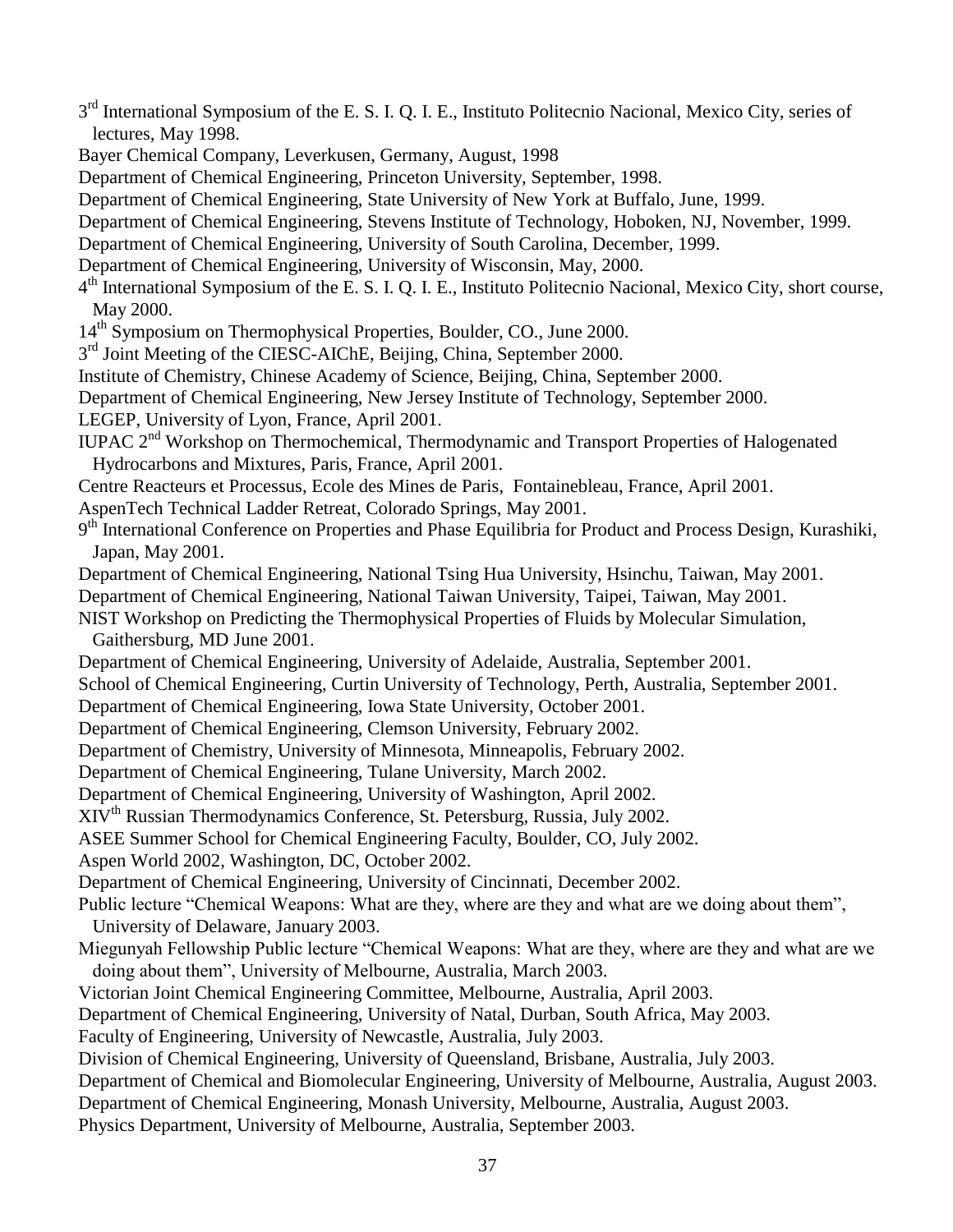3rd International Symposium of the E. S. I. Q. I. E., Instituto Politecnio Nacional, Mexico City, series of lectures, May 1998.

Bayer Chemical Company, Leverkusen, Germany, August, 1998

Department of Chemical Engineering, Princeton University, September, 1998.

Department of Chemical Engineering, State University of New York at Buffalo, June, 1999.

Department of Chemical Engineering, Stevens Institute of Technology, Hoboken, NJ, November, 1999.

Department of Chemical Engineering, University of South Carolina, December, 1999.

Department of Chemical Engineering, University of Wisconsin, May, 2000.

4th International Symposium of the E. S. I. Q. I. E., Instituto Politecnio Nacional, Mexico City, short course, May 2000.

14th Symposium on Thermophysical Properties, Boulder, CO., June 2000.

3rd Joint Meeting of the CIESC-AIChE, Beijing, China, September 2000.

Institute of Chemistry, Chinese Academy of Science, Beijing, China, September 2000.

Department of Chemical Engineering, New Jersey Institute of Technology, September 2000.

LEGEP, University of Lyon, France, April 2001.

IUPAC 2nd Workshop on Thermochemical, Thermodynamic and Transport Properties of Halogenated Hydrocarbons and Mixtures, Paris, France, April 2001.

Centre Reacteurs et Processus, Ecole des Mines de Paris, Fontainebleau, France, April 2001.

AspenTech Technical Ladder Retreat, Colorado Springs, May 2001.

9th International Conference on Properties and Phase Equilibria for Product and Process Design, Kurashiki, Japan, May 2001.

Department of Chemical Engineering, National Tsing Hua University, Hsinchu, Taiwan, May 2001.

Department of Chemical Engineering, National Taiwan University, Taipei, Taiwan, May 2001.

NIST Workshop on Predicting the Thermophysical Properties of Fluids by Molecular Simulation, Gaithersburg, MD June 2001.

Department of Chemical Engineering, University of Adelaide, Australia, September 2001.

School of Chemical Engineering, Curtin University of Technology, Perth, Australia, September 2001.

Department of Chemical Engineering, Iowa State University, October 2001.

Department of Chemical Engineering, Clemson University, February 2002.

Department of Chemistry, University of Minnesota, Minneapolis, February 2002.

Department of Chemical Engineering, Tulane University, March 2002.

Department of Chemical Engineering, University of Washington, April 2002.

XIVth Russian Thermodynamics Conference, St. Petersburg, Russia, July 2002.

ASEE Summer School for Chemical Engineering Faculty, Boulder, CO, July 2002.

Aspen World 2002, Washington, DC, October 2002.

Department of Chemical Engineering, University of Cincinnati, December 2002.

Public lecture "Chemical Weapons: What are they, where are they and what are we doing about them", University of Delaware, January 2003.

Miegunyah Fellowship Public lecture "Chemical Weapons: What are they, where are they and what are we doing about them", University of Melbourne, Australia, March 2003.

Victorian Joint Chemical Engineering Committee, Melbourne, Australia, April 2003.

Department of Chemical Engineering, University of Natal, Durban, South Africa, May 2003.

Faculty of Engineering, University of Newcastle, Australia, July 2003.

Division of Chemical Engineering, University of Queensland, Brisbane, Australia, July 2003.

Department of Chemical and Biomolecular Engineering, University of Melbourne, Australia, August 2003.

Department of Chemical Engineering, Monash University, Melbourne, Australia, August 2003.

Physics Department, University of Melbourne, Australia, September 2003.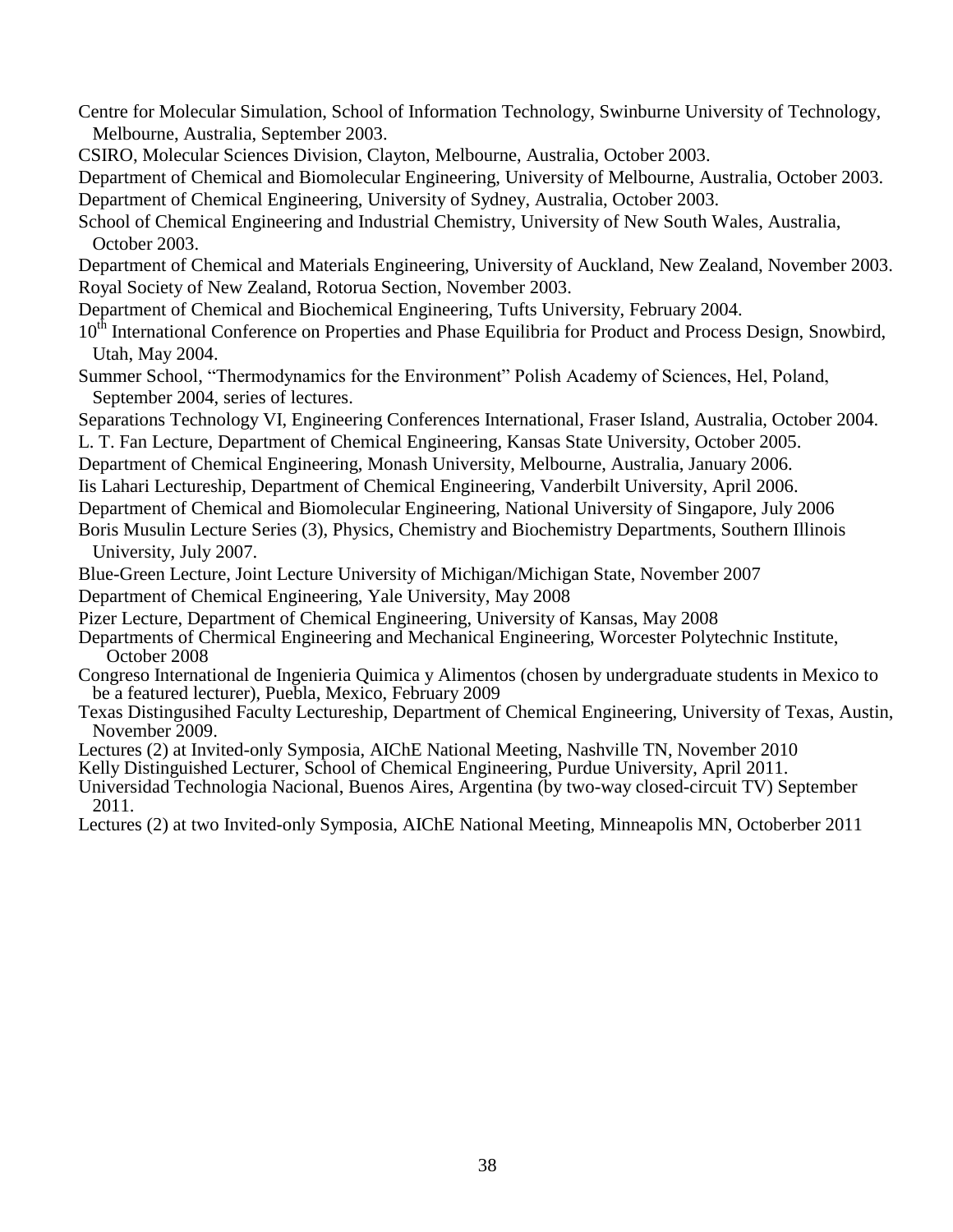Centre for Molecular Simulation, School of Information Technology, Swinburne University of Technology, Melbourne, Australia, September 2003.

CSIRO, Molecular Sciences Division, Clayton, Melbourne, Australia, October 2003.

Department of Chemical and Biomolecular Engineering, University of Melbourne, Australia, October 2003.

Department of Chemical Engineering, University of Sydney, Australia, October 2003.

School of Chemical Engineering and Industrial Chemistry, University of New South Wales, Australia, October 2003.

Department of Chemical and Materials Engineering, University of Auckland, New Zealand, November 2003.

Royal Society of New Zealand, Rotorua Section, November 2003.

Department of Chemical and Biochemical Engineering, Tufts University, February 2004.

10th International Conference on Properties and Phase Equilibria for Product and Process Design, Snowbird, Utah, May 2004.

Summer School, "Thermodynamics for the Environment" Polish Academy of Sciences, Hel, Poland, September 2004, series of lectures.

Separations Technology VI, Engineering Conferences International, Fraser Island, Australia, October 2004.

L. T. Fan Lecture, Department of Chemical Engineering, Kansas State University, October 2005.

Department of Chemical Engineering, Monash University, Melbourne, Australia, January 2006.

Iis Lahari Lectureship, Department of Chemical Engineering, Vanderbilt University, April 2006.

Department of Chemical and Biomolecular Engineering, National University of Singapore, July 2006

Boris Musulin Lecture Series (3), Physics, Chemistry and Biochemistry Departments, Southern Illinois University, July 2007.

Blue-Green Lecture, Joint Lecture University of Michigan/Michigan State, November 2007

Department of Chemical Engineering, Yale University, May 2008

Pizer Lecture, Department of Chemical Engineering, University of Kansas, May 2008

Departments of Chermical Engineering and Mechanical Engineering, Worcester Polytechnic Institute, October 2008

Congreso International de Ingenieria Quimica y Alimentos (chosen by undergraduate students in Mexico to be a featured lecturer), Puebla, Mexico, February 2009

Texas Distingusihed Faculty Lectureship, Department of Chemical Engineering, University of Texas, Austin, November 2009.

Lectures (2) at Invited-only Symposia, AIChE National Meeting, Nashville TN, November 2010

Kelly Distinguished Lecturer, School of Chemical Engineering, Purdue University, April 2011.

Universidad Technologia Nacional, Buenos Aires, Argentina (by two-way closed-circuit TV) September 2011.

Lectures (2) at two Invited-only Symposia, AIChE National Meeting, Minneapolis MN, Octoberber 2011